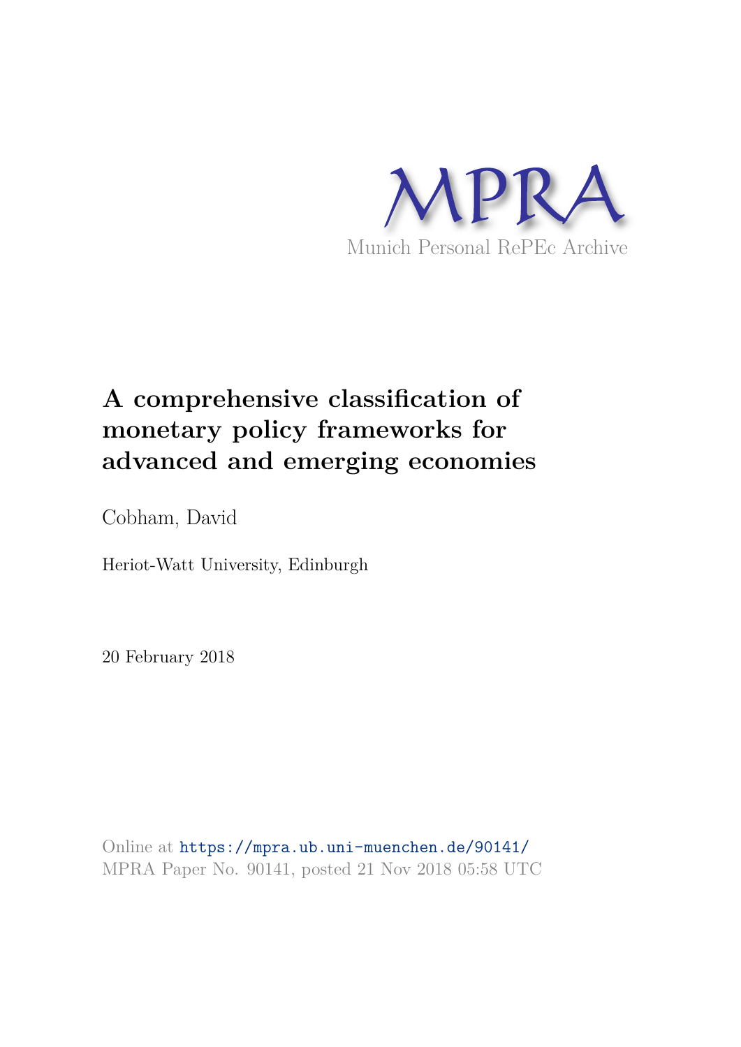MPRA

Munich Personal RePEc Archive

# A comprehensive classification of monetary policy frameworks for advanced and emerging economies

Cobham, David

Heriot-Watt University, Edinburgh

20 February 2018

Online at https://mpra.ub.uni-muenchen.de/90141/
MPRA Paper No. 90141, posted 21 Nov 2018 05:58 UTC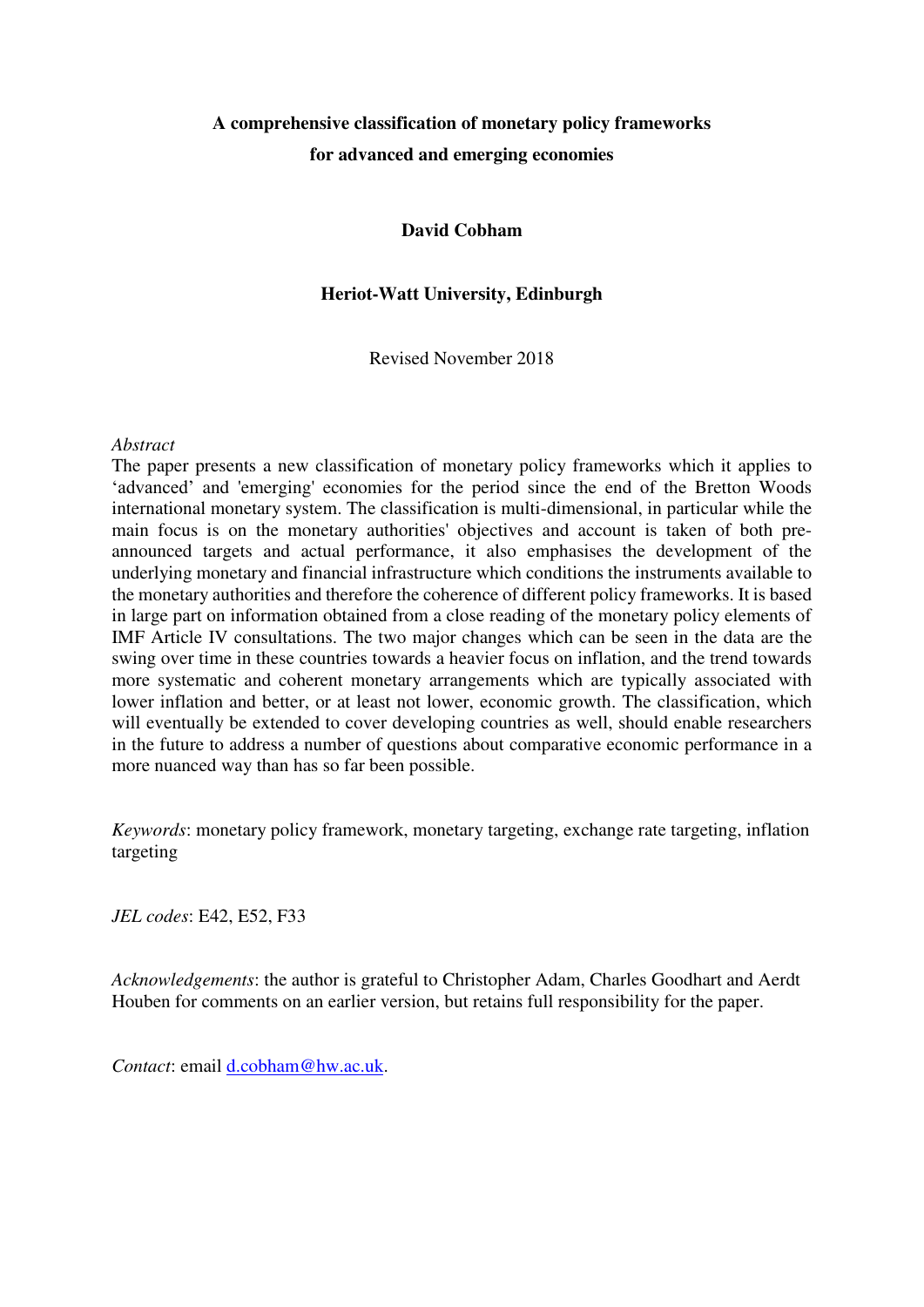**A comprehensive classification of monetary policy frameworks for advanced and emerging economies**

**David Cobham**

**Heriot-Watt University, Edinburgh**

Revised November 2018

*Abstract*

The paper presents a new classification of monetary policy frameworks which it applies to 'advanced' and 'emerging' economies for the period since the end of the Bretton Woods international monetary system. The classification is multi-dimensional, in particular while the main focus is on the monetary authorities' objectives and account is taken of both pre-announced targets and actual performance, it also emphasises the development of the underlying monetary and financial infrastructure which conditions the instruments available to the monetary authorities and therefore the coherence of different policy frameworks. It is based in large part on information obtained from a close reading of the monetary policy elements of IMF Article IV consultations. The two major changes which can be seen in the data are the swing over time in these countries towards a heavier focus on inflation, and the trend towards more systematic and coherent monetary arrangements which are typically associated with lower inflation and better, or at least not lower, economic growth. The classification, which will eventually be extended to cover developing countries as well, should enable researchers in the future to address a number of questions about comparative economic performance in a more nuanced way than has so far been possible.

*Keywords*: monetary policy framework, monetary targeting, exchange rate targeting, inflation targeting

*JEL codes*: E42, E52, F33

*Acknowledgements*: the author is grateful to Christopher Adam, Charles Goodhart and Aerdt Houben for comments on an earlier version, but retains full responsibility for the paper.

*Contact*: email d.cobham@hw.ac.uk.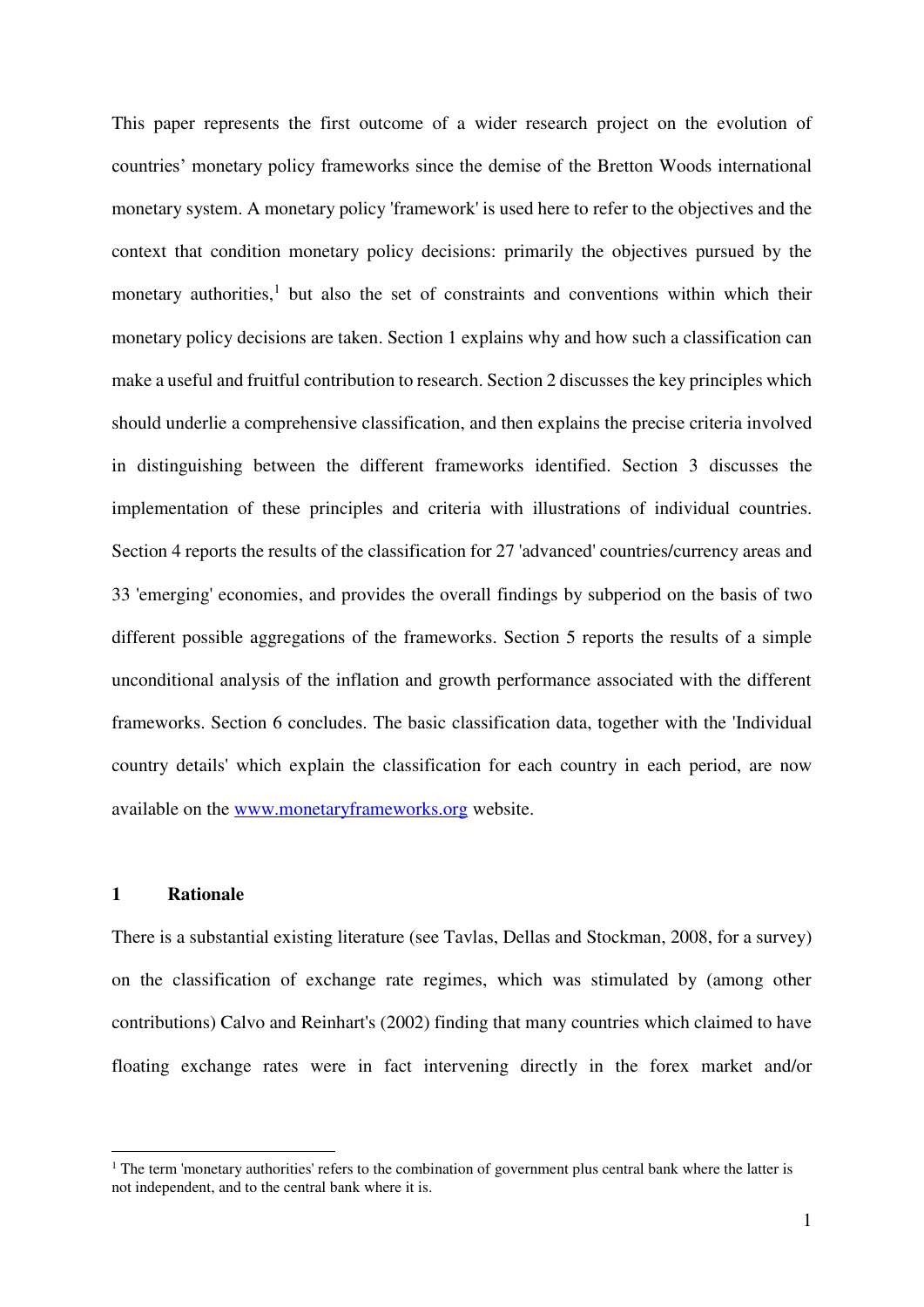This paper represents the first outcome of a wider research project on the evolution of countries' monetary policy frameworks since the demise of the Bretton Woods international monetary system. A monetary policy 'framework' is used here to refer to the objectives and the context that condition monetary policy decisions: primarily the objectives pursued by the monetary authorities,[1] but also the set of constraints and conventions within which their monetary policy decisions are taken. Section 1 explains why and how such a classification can make a useful and fruitful contribution to research. Section 2 discusses the key principles which should underlie a comprehensive classification, and then explains the precise criteria involved in distinguishing between the different frameworks identified. Section 3 discusses the implementation of these principles and criteria with illustrations of individual countries. Section 4 reports the results of the classification for 27 'advanced' countries/currency areas and 33 'emerging' economies, and provides the overall findings by subperiod on the basis of two different possible aggregations of the frameworks. Section 5 reports the results of a simple unconditional analysis of the inflation and growth performance associated with the different frameworks. Section 6 concludes. The basic classification data, together with the 'Individual country details' which explain the classification for each country in each period, are now available on the [www.monetaryframeworks.org](http://www.monetaryframeworks.org) website.

## 1 Rationale

There is a substantial existing literature (see Tavlas, Dellas and Stockman, 2008, for a survey) on the classification of exchange rate regimes, which was stimulated by (among other contributions) Calvo and Reinhart's (2002) finding that many countries which claimed to have floating exchange rates were in fact intervening directly in the forex market and/or

---

[1] The term 'monetary authorities' refers to the combination of government plus central bank where the latter is not independent, and to the central bank where it is.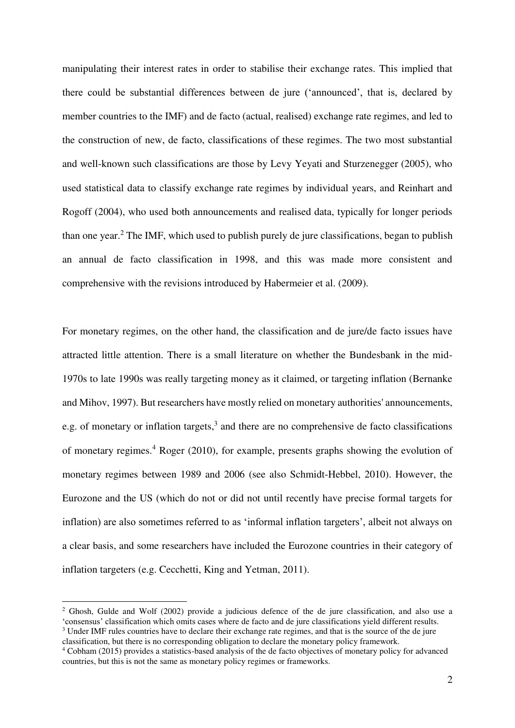manipulating their interest rates in order to stabilise their exchange rates. This implied that there could be substantial differences between de jure ('announced', that is, declared by member countries to the IMF) and de facto (actual, realised) exchange rate regimes, and led to the construction of new, de facto, classifications of these regimes. The two most substantial and well-known such classifications are those by Levy Yeyati and Sturzenegger (2005), who used statistical data to classify exchange rate regimes by individual years, and Reinhart and Rogoff (2004), who used both announcements and realised data, typically for longer periods than one year.[2] The IMF, which used to publish purely de jure classifications, began to publish an annual de facto classification in 1998, and this was made more consistent and comprehensive with the revisions introduced by Habermeier et al. (2009).

For monetary regimes, on the other hand, the classification and de jure/de facto issues have attracted little attention. There is a small literature on whether the Bundesbank in the mid-1970s to late 1990s was really targeting money as it claimed, or targeting inflation (Bernanke and Mihov, 1997). But researchers have mostly relied on monetary authorities' announcements, e.g. of monetary or inflation targets,[3] and there are no comprehensive de facto classifications of monetary regimes.[4] Roger (2010), for example, presents graphs showing the evolution of monetary regimes between 1989 and 2006 (see also Schmidt-Hebbel, 2010). However, the Eurozone and the US (which do not or did not until recently have precise formal targets for inflation) are also sometimes referred to as 'informal inflation targeters', albeit not always on a clear basis, and some researchers have included the Eurozone countries in their category of inflation targeters (e.g. Cecchetti, King and Yetman, 2011).

---

[2] Ghosh, Gulde and Wolf (2002) provide a judicious defence of the de jure classification, and also use a 'consensus' classification which omits cases where de facto and de jure classifications yield different results.

[3] Under IMF rules countries have to declare their exchange rate regimes, and that is the source of the de jure classification, but there is no corresponding obligation to declare the monetary policy framework.

[4] Cobham (2015) provides a statistics-based analysis of the de facto objectives of monetary policy for advanced countries, but this is not the same as monetary policy regimes or frameworks.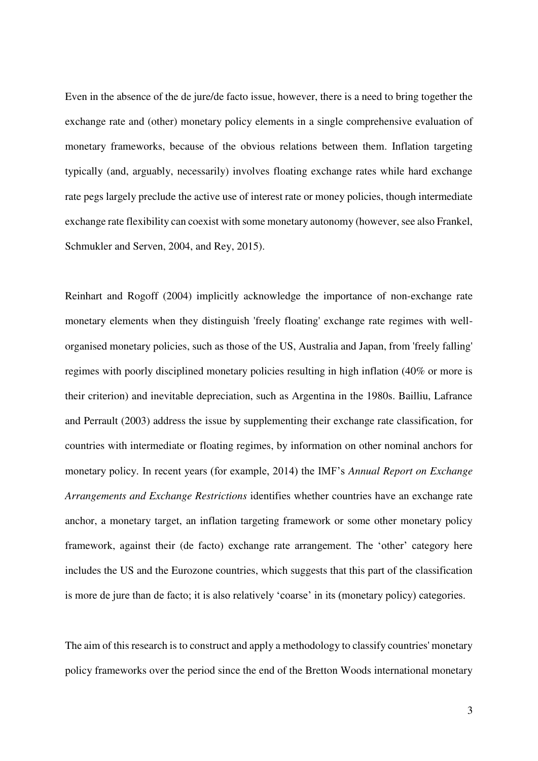Even in the absence of the de jure/de facto issue, however, there is a need to bring together the exchange rate and (other) monetary policy elements in a single comprehensive evaluation of monetary frameworks, because of the obvious relations between them. Inflation targeting typically (and, arguably, necessarily) involves floating exchange rates while hard exchange rate pegs largely preclude the active use of interest rate or money policies, though intermediate exchange rate flexibility can coexist with some monetary autonomy (however, see also Frankel, Schmukler and Serven, 2004, and Rey, 2015).

Reinhart and Rogoff (2004) implicitly acknowledge the importance of non-exchange rate monetary elements when they distinguish 'freely floating' exchange rate regimes with well-organised monetary policies, such as those of the US, Australia and Japan, from 'freely falling' regimes with poorly disciplined monetary policies resulting in high inflation (40% or more is their criterion) and inevitable depreciation, such as Argentina in the 1980s. Bailliu, Lafrance and Perrault (2003) address the issue by supplementing their exchange rate classification, for countries with intermediate or floating regimes, by information on other nominal anchors for monetary policy. In recent years (for example, 2014) the IMF's *Annual Report on Exchange Arrangements and Exchange Restrictions* identifies whether countries have an exchange rate anchor, a monetary target, an inflation targeting framework or some other monetary policy framework, against their (de facto) exchange rate arrangement. The 'other' category here includes the US and the Eurozone countries, which suggests that this part of the classification is more de jure than de facto; it is also relatively 'coarse' in its (monetary policy) categories.

The aim of this research is to construct and apply a methodology to classify countries' monetary policy frameworks over the period since the end of the Bretton Woods international monetary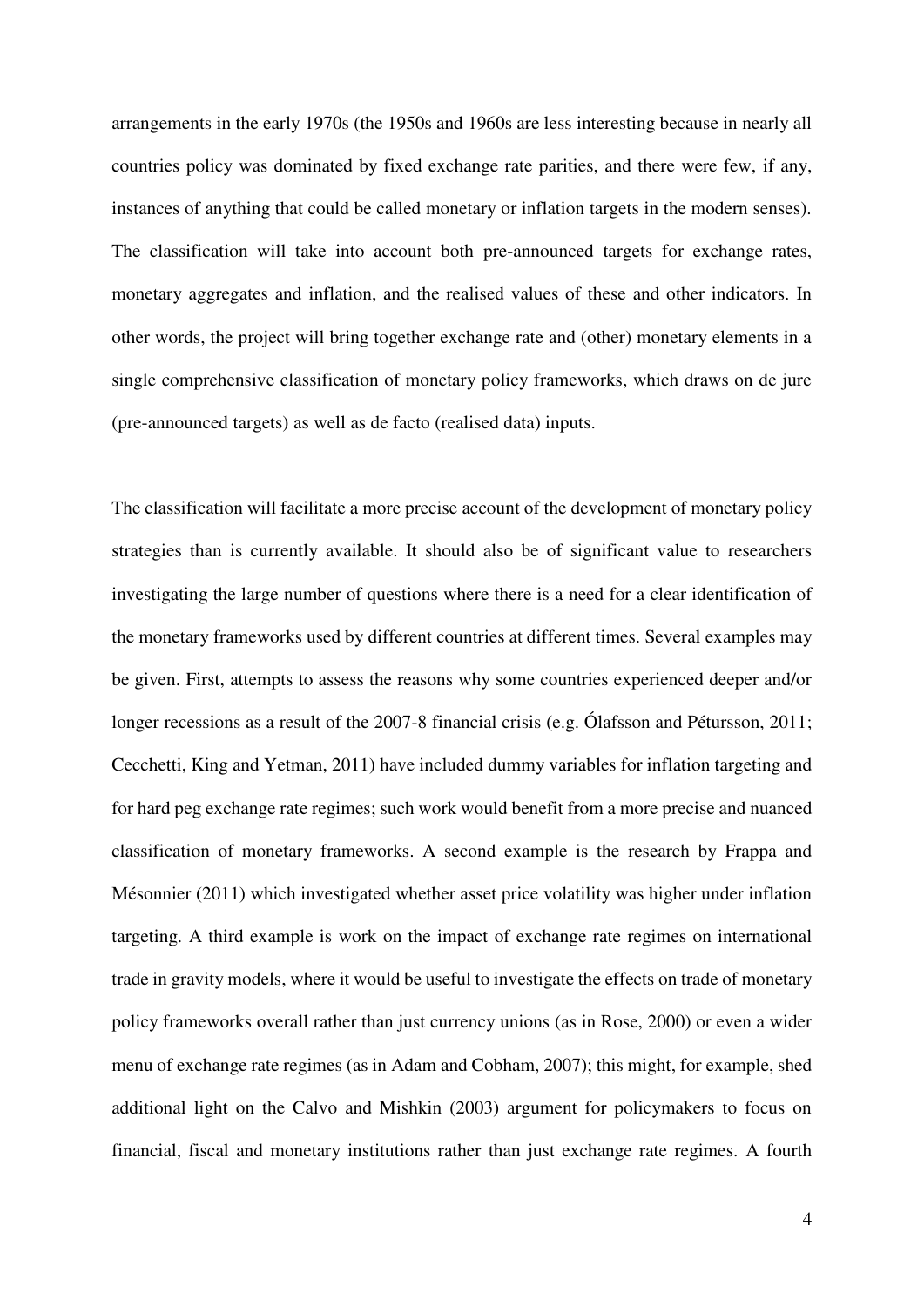arrangements in the early 1970s (the 1950s and 1960s are less interesting because in nearly all countries policy was dominated by fixed exchange rate parities, and there were few, if any, instances of anything that could be called monetary or inflation targets in the modern senses). The classification will take into account both pre-announced targets for exchange rates, monetary aggregates and inflation, and the realised values of these and other indicators. In other words, the project will bring together exchange rate and (other) monetary elements in a single comprehensive classification of monetary policy frameworks, which draws on de jure (pre-announced targets) as well as de facto (realised data) inputs.

The classification will facilitate a more precise account of the development of monetary policy strategies than is currently available. It should also be of significant value to researchers investigating the large number of questions where there is a need for a clear identification of the monetary frameworks used by different countries at different times. Several examples may be given. First, attempts to assess the reasons why some countries experienced deeper and/or longer recessions as a result of the 2007-8 financial crisis (e.g. Ólafsson and Pétursson, 2011; Cecchetti, King and Yetman, 2011) have included dummy variables for inflation targeting and for hard peg exchange rate regimes; such work would benefit from a more precise and nuanced classification of monetary frameworks. A second example is the research by Frappa and Mésonnier (2011) which investigated whether asset price volatility was higher under inflation targeting. A third example is work on the impact of exchange rate regimes on international trade in gravity models, where it would be useful to investigate the effects on trade of monetary policy frameworks overall rather than just currency unions (as in Rose, 2000) or even a wider menu of exchange rate regimes (as in Adam and Cobham, 2007); this might, for example, shed additional light on the Calvo and Mishkin (2003) argument for policymakers to focus on financial, fiscal and monetary institutions rather than just exchange rate regimes. A fourth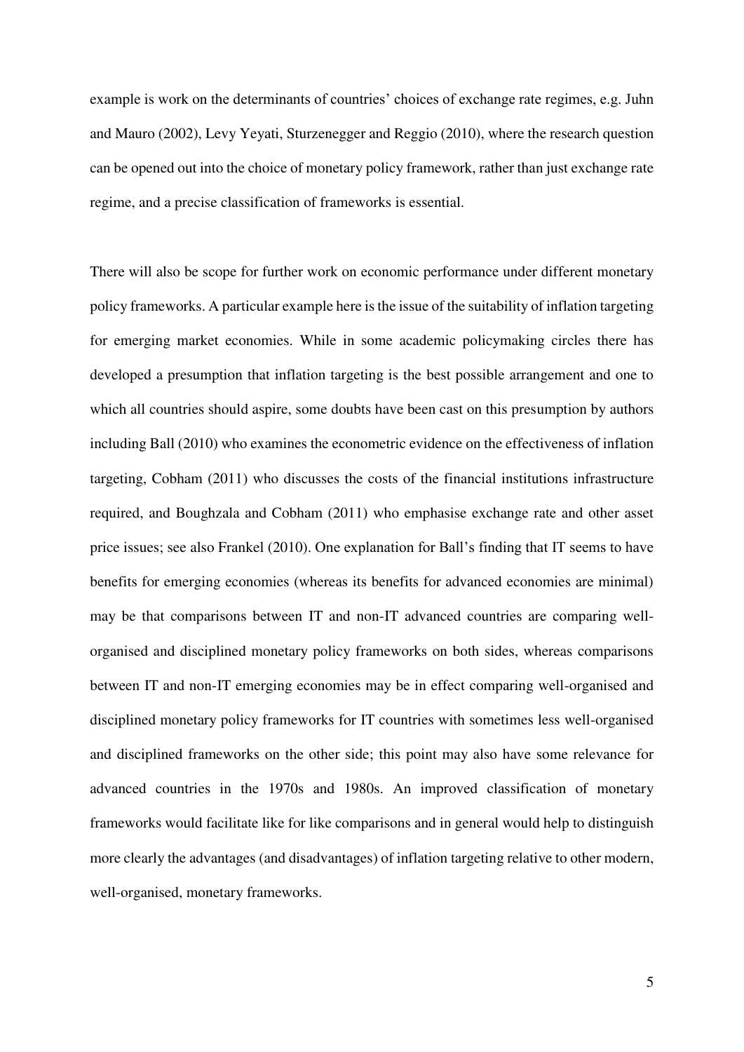example is work on the determinants of countries' choices of exchange rate regimes, e.g. Juhn and Mauro (2002), Levy Yeyati, Sturzenegger and Reggio (2010), where the research question can be opened out into the choice of monetary policy framework, rather than just exchange rate regime, and a precise classification of frameworks is essential.

There will also be scope for further work on economic performance under different monetary policy frameworks. A particular example here is the issue of the suitability of inflation targeting for emerging market economies. While in some academic policymaking circles there has developed a presumption that inflation targeting is the best possible arrangement and one to which all countries should aspire, some doubts have been cast on this presumption by authors including Ball (2010) who examines the econometric evidence on the effectiveness of inflation targeting, Cobham (2011) who discusses the costs of the financial institutions infrastructure required, and Boughzala and Cobham (2011) who emphasise exchange rate and other asset price issues; see also Frankel (2010). One explanation for Ball's finding that IT seems to have benefits for emerging economies (whereas its benefits for advanced economies are minimal) may be that comparisons between IT and non-IT advanced countries are comparing well-organised and disciplined monetary policy frameworks on both sides, whereas comparisons between IT and non-IT emerging economies may be in effect comparing well-organised and disciplined monetary policy frameworks for IT countries with sometimes less well-organised and disciplined frameworks on the other side; this point may also have some relevance for advanced countries in the 1970s and 1980s. An improved classification of monetary frameworks would facilitate like for like comparisons and in general would help to distinguish more clearly the advantages (and disadvantages) of inflation targeting relative to other modern, well-organised, monetary frameworks.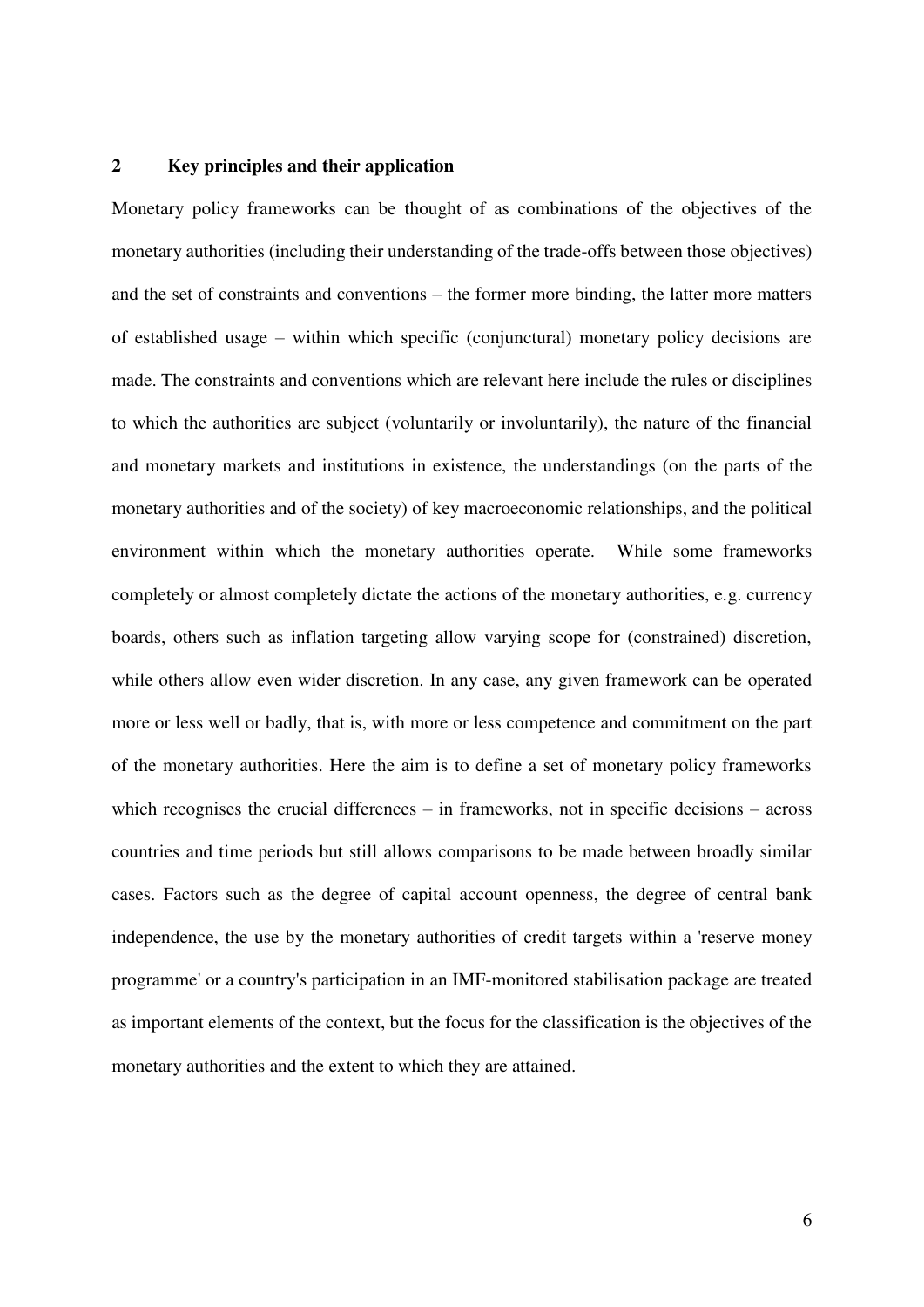## 2 Key principles and their application

Monetary policy frameworks can be thought of as combinations of the objectives of the monetary authorities (including their understanding of the trade-offs between those objectives) and the set of constraints and conventions – the former more binding, the latter more matters of established usage – within which specific (conjunctural) monetary policy decisions are made. The constraints and conventions which are relevant here include the rules or disciplines to which the authorities are subject (voluntarily or involuntarily), the nature of the financial and monetary markets and institutions in existence, the understandings (on the parts of the monetary authorities and of the society) of key macroeconomic relationships, and the political environment within which the monetary authorities operate. While some frameworks completely or almost completely dictate the actions of the monetary authorities, e.g. currency boards, others such as inflation targeting allow varying scope for (constrained) discretion, while others allow even wider discretion. In any case, any given framework can be operated more or less well or badly, that is, with more or less competence and commitment on the part of the monetary authorities. Here the aim is to define a set of monetary policy frameworks which recognises the crucial differences – in frameworks, not in specific decisions – across countries and time periods but still allows comparisons to be made between broadly similar cases. Factors such as the degree of capital account openness, the degree of central bank independence, the use by the monetary authorities of credit targets within a 'reserve money programme' or a country's participation in an IMF-monitored stabilisation package are treated as important elements of the context, but the focus for the classification is the objectives of the monetary authorities and the extent to which they are attained.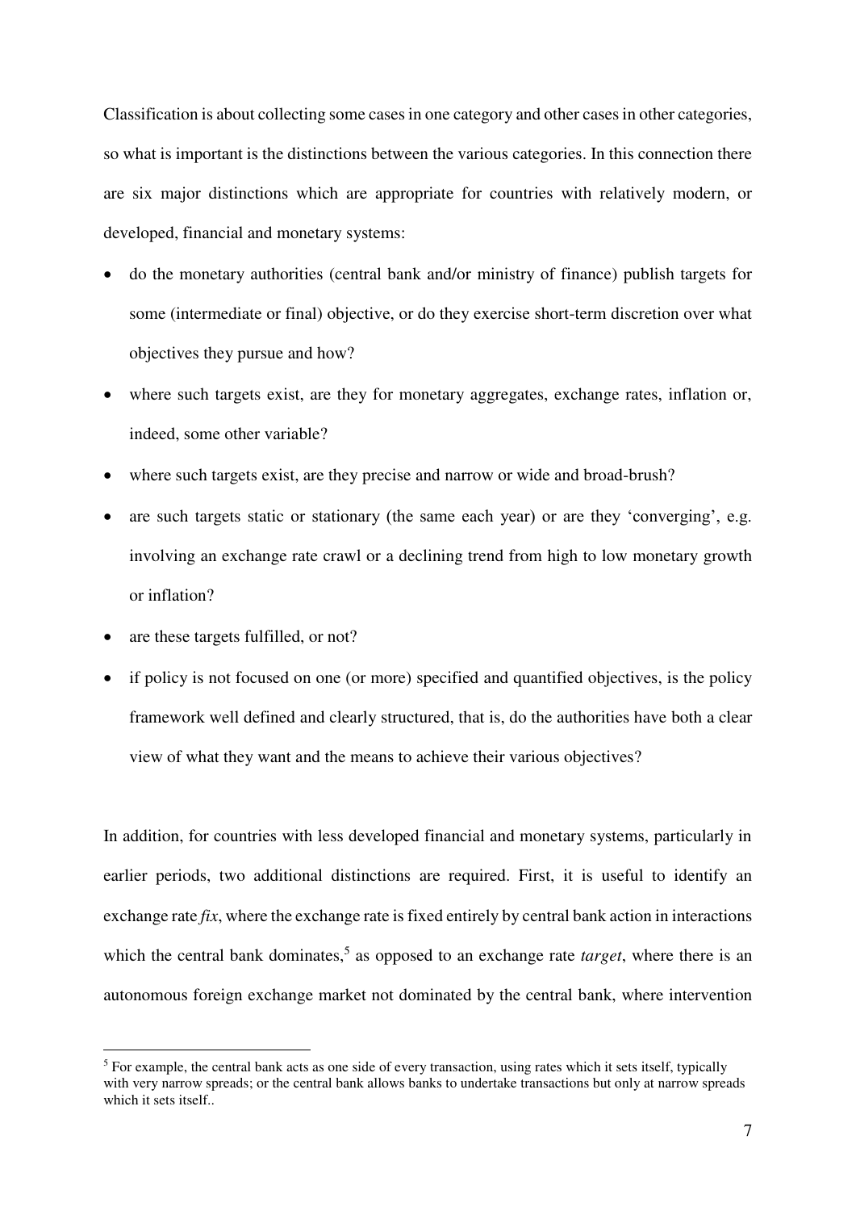Classification is about collecting some cases in one category and other cases in other categories, so what is important is the distinctions between the various categories. In this connection there are six major distinctions which are appropriate for countries with relatively modern, or developed, financial and monetary systems:

- do the monetary authorities (central bank and/or ministry of finance) publish targets for some (intermediate or final) objective, or do they exercise short-term discretion over what objectives they pursue and how?
- where such targets exist, are they for monetary aggregates, exchange rates, inflation or, indeed, some other variable?
- where such targets exist, are they precise and narrow or wide and broad-brush?
- are such targets static or stationary (the same each year) or are they 'converging', e.g. involving an exchange rate crawl or a declining trend from high to low monetary growth or inflation?
- are these targets fulfilled, or not?
- if policy is not focused on one (or more) specified and quantified objectives, is the policy framework well defined and clearly structured, that is, do the authorities have both a clear view of what they want and the means to achieve their various objectives?

In addition, for countries with less developed financial and monetary systems, particularly in earlier periods, two additional distinctions are required. First, it is useful to identify an exchange rate *fix*, where the exchange rate is fixed entirely by central bank action in interactions which the central bank dominates,[5] as opposed to an exchange rate *target*, where there is an autonomous foreign exchange market not dominated by the central bank, where intervention

[5] For example, the central bank acts as one side of every transaction, using rates which it sets itself, typically with very narrow spreads; or the central bank allows banks to undertake transactions but only at narrow spreads which it sets itself..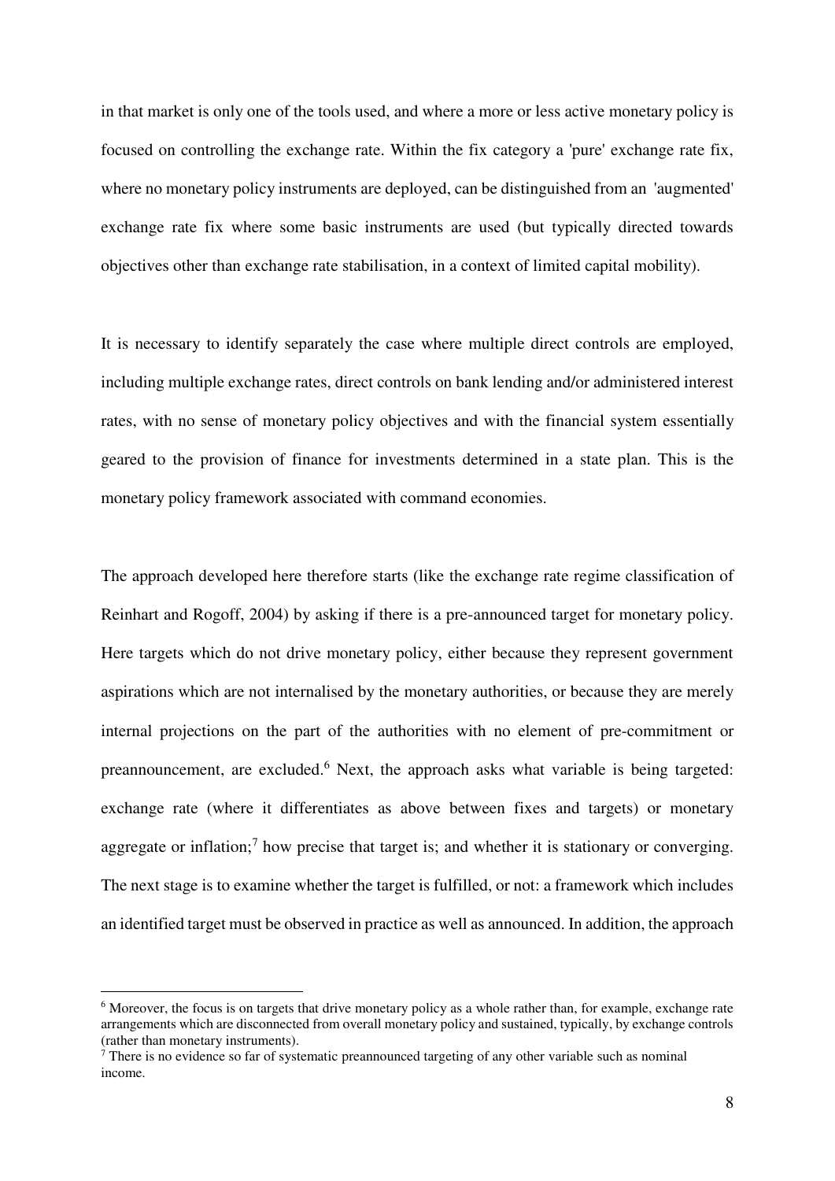in that market is only one of the tools used, and where a more or less active monetary policy is focused on controlling the exchange rate. Within the fix category a 'pure' exchange rate fix, where no monetary policy instruments are deployed, can be distinguished from an 'augmented' exchange rate fix where some basic instruments are used (but typically directed towards objectives other than exchange rate stabilisation, in a context of limited capital mobility).

It is necessary to identify separately the case where multiple direct controls are employed, including multiple exchange rates, direct controls on bank lending and/or administered interest rates, with no sense of monetary policy objectives and with the financial system essentially geared to the provision of finance for investments determined in a state plan. This is the monetary policy framework associated with command economies.

The approach developed here therefore starts (like the exchange rate regime classification of Reinhart and Rogoff, 2004) by asking if there is a pre-announced target for monetary policy. Here targets which do not drive monetary policy, either because they represent government aspirations which are not internalised by the monetary authorities, or because they are merely internal projections on the part of the authorities with no element of pre-commitment or preannouncement, are excluded.[6] Next, the approach asks what variable is being targeted: exchange rate (where it differentiates as above between fixes and targets) or monetary aggregate or inflation;[7] how precise that target is; and whether it is stationary or converging. The next stage is to examine whether the target is fulfilled, or not: a framework which includes an identified target must be observed in practice as well as announced. In addition, the approach

[6] Moreover, the focus is on targets that drive monetary policy as a whole rather than, for example, exchange rate arrangements which are disconnected from overall monetary policy and sustained, typically, by exchange controls (rather than monetary instruments).

[7] There is no evidence so far of systematic preannounced targeting of any other variable such as nominal income.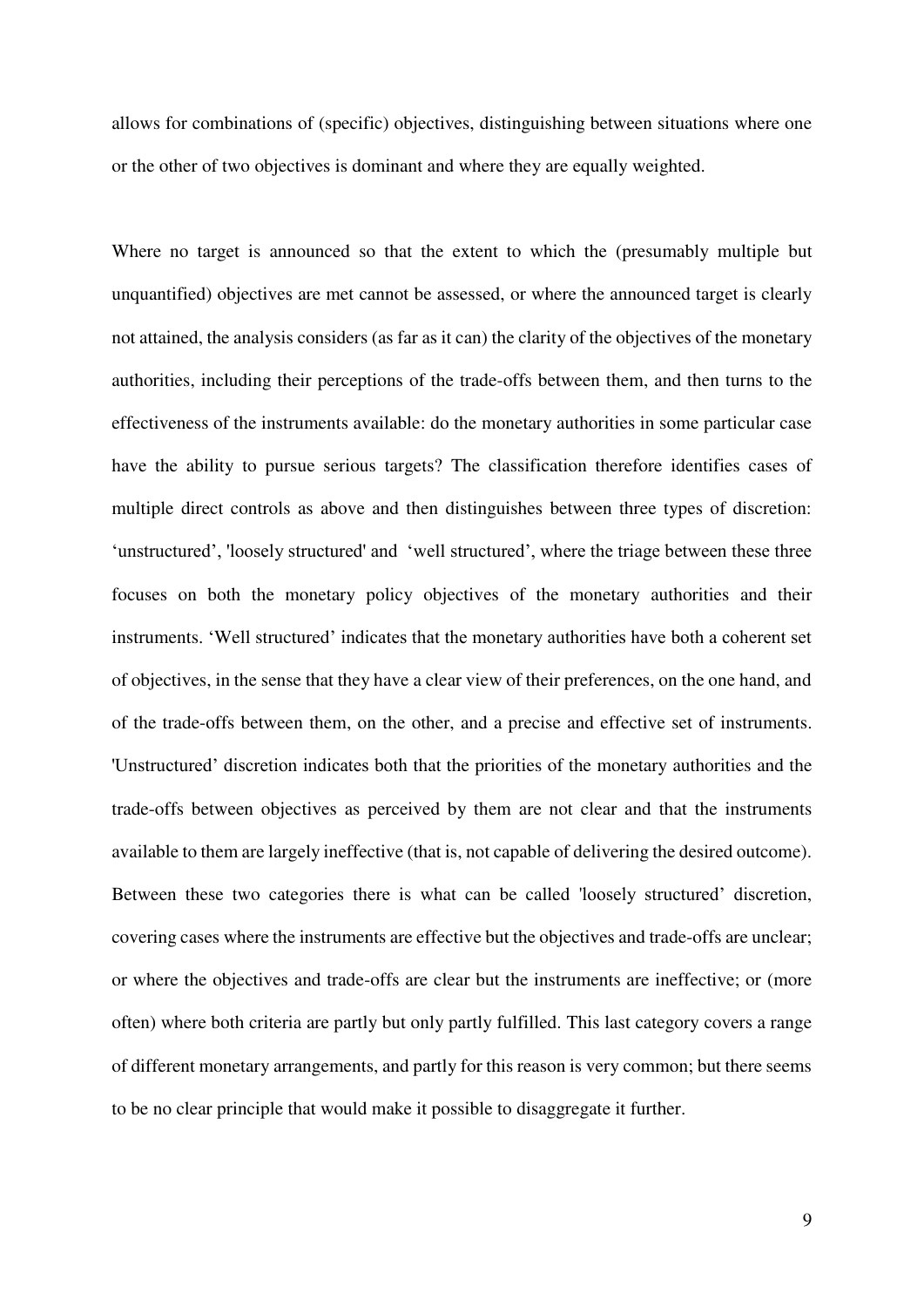allows for combinations of (specific) objectives, distinguishing between situations where one or the other of two objectives is dominant and where they are equally weighted.

Where no target is announced so that the extent to which the (presumably multiple but unquantified) objectives are met cannot be assessed, or where the announced target is clearly not attained, the analysis considers (as far as it can) the clarity of the objectives of the monetary authorities, including their perceptions of the trade-offs between them, and then turns to the effectiveness of the instruments available: do the monetary authorities in some particular case have the ability to pursue serious targets? The classification therefore identifies cases of multiple direct controls as above and then distinguishes between three types of discretion: 'unstructured', 'loosely structured' and 'well structured', where the triage between these three focuses on both the monetary policy objectives of the monetary authorities and their instruments. 'Well structured' indicates that the monetary authorities have both a coherent set of objectives, in the sense that they have a clear view of their preferences, on the one hand, and of the trade-offs between them, on the other, and a precise and effective set of instruments. 'Unstructured' discretion indicates both that the priorities of the monetary authorities and the trade-offs between objectives as perceived by them are not clear and that the instruments available to them are largely ineffective (that is, not capable of delivering the desired outcome). Between these two categories there is what can be called 'loosely structured' discretion, covering cases where the instruments are effective but the objectives and trade-offs are unclear; or where the objectives and trade-offs are clear but the instruments are ineffective; or (more often) where both criteria are partly but only partly fulfilled. This last category covers a range of different monetary arrangements, and partly for this reason is very common; but there seems to be no clear principle that would make it possible to disaggregate it further.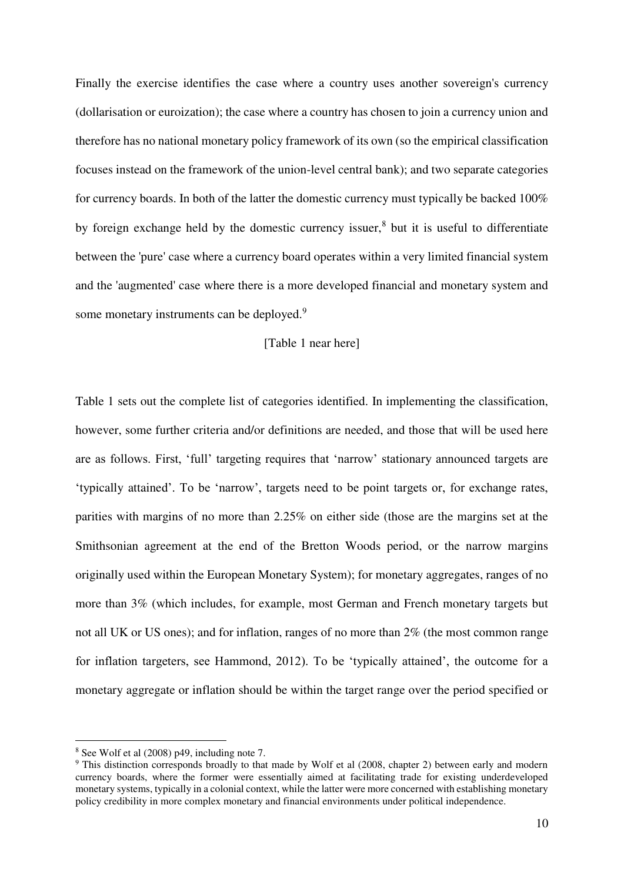Finally the exercise identifies the case where a country uses another sovereign's currency (dollarisation or euroization); the case where a country has chosen to join a currency union and therefore has no national monetary policy framework of its own (so the empirical classification focuses instead on the framework of the union-level central bank); and two separate categories for currency boards. In both of the latter the domestic currency must typically be backed 100% by foreign exchange held by the domestic currency issuer,[8] but it is useful to differentiate between the 'pure' case where a currency board operates within a very limited financial system and the 'augmented' case where there is a more developed financial and monetary system and some monetary instruments can be deployed.[9]

[Table 1 near here]

Table 1 sets out the complete list of categories identified. In implementing the classification, however, some further criteria and/or definitions are needed, and those that will be used here are as follows. First, 'full' targeting requires that 'narrow' stationary announced targets are 'typically attained'. To be 'narrow', targets need to be point targets or, for exchange rates, parities with margins of no more than 2.25% on either side (those are the margins set at the Smithsonian agreement at the end of the Bretton Woods period, or the narrow margins originally used within the European Monetary System); for monetary aggregates, ranges of no more than 3% (which includes, for example, most German and French monetary targets but not all UK or US ones); and for inflation, ranges of no more than 2% (the most common range for inflation targeters, see Hammond, 2012). To be 'typically attained', the outcome for a monetary aggregate or inflation should be within the target range over the period specified or

[8] See Wolf et al (2008) p49, including note 7.

[9] This distinction corresponds broadly to that made by Wolf et al (2008, chapter 2) between early and modern currency boards, where the former were essentially aimed at facilitating trade for existing underdeveloped monetary systems, typically in a colonial context, while the latter were more concerned with establishing monetary policy credibility in more complex monetary and financial environments under political independence.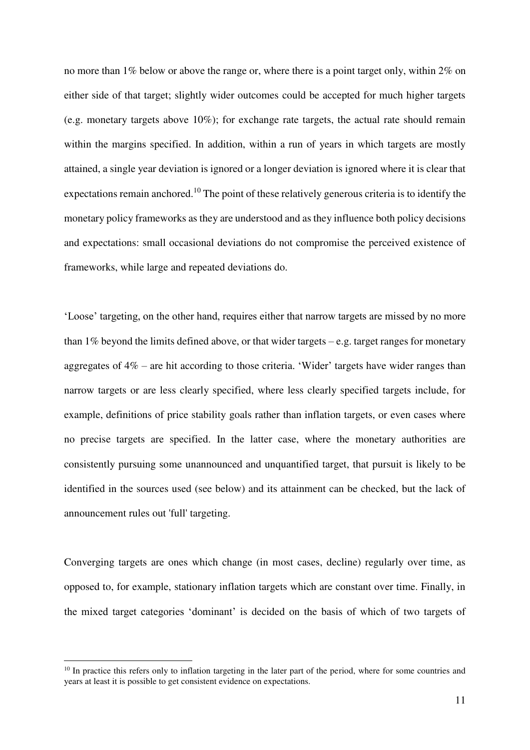no more than 1% below or above the range or, where there is a point target only, within 2% on either side of that target; slightly wider outcomes could be accepted for much higher targets (e.g. monetary targets above 10%); for exchange rate targets, the actual rate should remain within the margins specified. In addition, within a run of years in which targets are mostly attained, a single year deviation is ignored or a longer deviation is ignored where it is clear that expectations remain anchored.[10] The point of these relatively generous criteria is to identify the monetary policy frameworks as they are understood and as they influence both policy decisions and expectations: small occasional deviations do not compromise the perceived existence of frameworks, while large and repeated deviations do.

'Loose' targeting, on the other hand, requires either that narrow targets are missed by no more than 1% beyond the limits defined above, or that wider targets – e.g. target ranges for monetary aggregates of 4% – are hit according to those criteria. 'Wider' targets have wider ranges than narrow targets or are less clearly specified, where less clearly specified targets include, for example, definitions of price stability goals rather than inflation targets, or even cases where no precise targets are specified. In the latter case, where the monetary authorities are consistently pursuing some unannounced and unquantified target, that pursuit is likely to be identified in the sources used (see below) and its attainment can be checked, but the lack of announcement rules out 'full' targeting.

Converging targets are ones which change (in most cases, decline) regularly over time, as opposed to, for example, stationary inflation targets which are constant over time. Finally, in the mixed target categories 'dominant' is decided on the basis of which of two targets of

[10] In practice this refers only to inflation targeting in the later part of the period, where for some countries and years at least it is possible to get consistent evidence on expectations.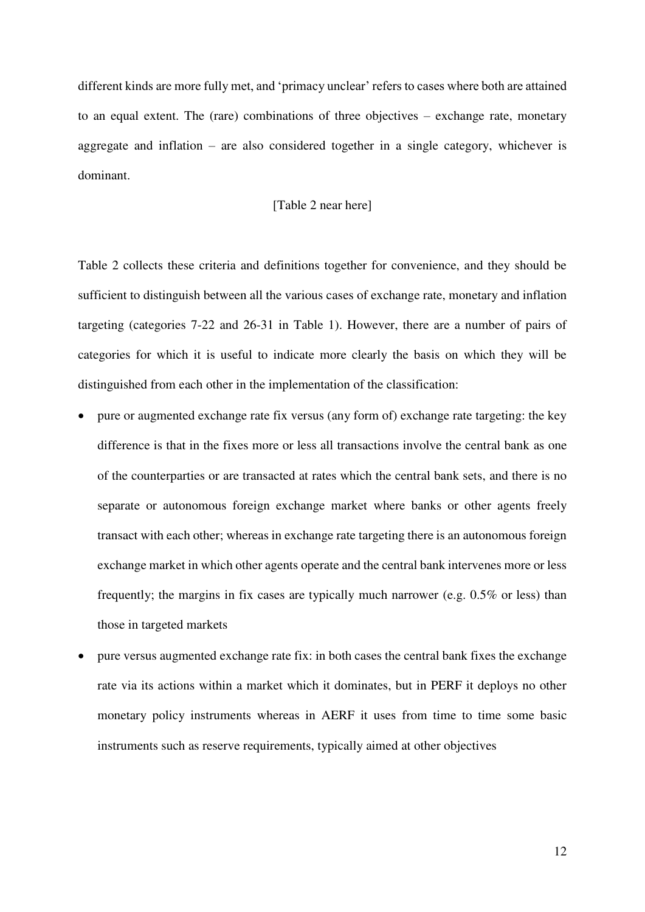different kinds are more fully met, and 'primacy unclear' refers to cases where both are attained to an equal extent. The (rare) combinations of three objectives – exchange rate, monetary aggregate and inflation – are also considered together in a single category, whichever is dominant.

[Table 2 near here]

Table 2 collects these criteria and definitions together for convenience, and they should be sufficient to distinguish between all the various cases of exchange rate, monetary and inflation targeting (categories 7-22 and 26-31 in Table 1). However, there are a number of pairs of categories for which it is useful to indicate more clearly the basis on which they will be distinguished from each other in the implementation of the classification:

- pure or augmented exchange rate fix versus (any form of) exchange rate targeting: the key difference is that in the fixes more or less all transactions involve the central bank as one of the counterparties or are transacted at rates which the central bank sets, and there is no separate or autonomous foreign exchange market where banks or other agents freely transact with each other; whereas in exchange rate targeting there is an autonomous foreign exchange market in which other agents operate and the central bank intervenes more or less frequently; the margins in fix cases are typically much narrower (e.g. 0.5% or less) than those in targeted markets
- pure versus augmented exchange rate fix: in both cases the central bank fixes the exchange rate via its actions within a market which it dominates, but in PERF it deploys no other monetary policy instruments whereas in AERF it uses from time to time some basic instruments such as reserve requirements, typically aimed at other objectives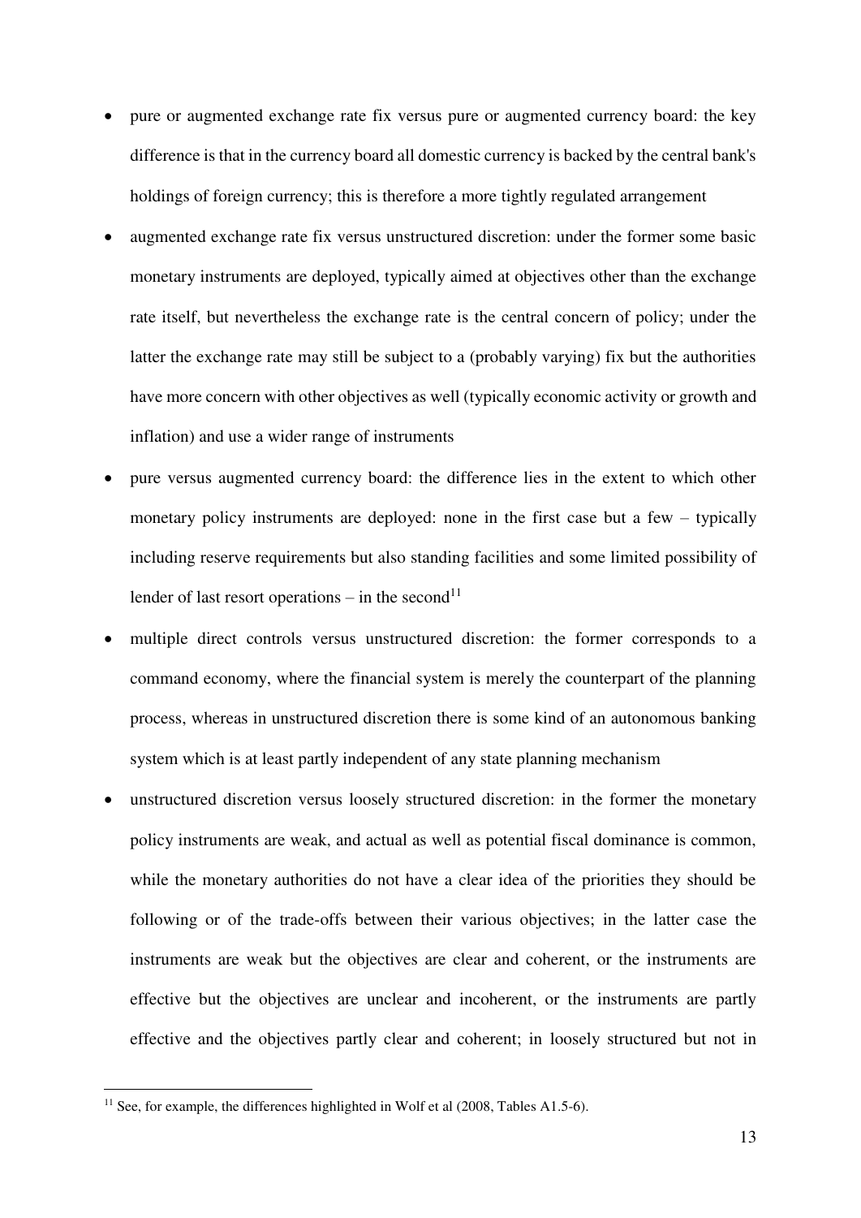- pure or augmented exchange rate fix versus pure or augmented currency board: the key difference is that in the currency board all domestic currency is backed by the central bank's holdings of foreign currency; this is therefore a more tightly regulated arrangement
- augmented exchange rate fix versus unstructured discretion: under the former some basic monetary instruments are deployed, typically aimed at objectives other than the exchange rate itself, but nevertheless the exchange rate is the central concern of policy; under the latter the exchange rate may still be subject to a (probably varying) fix but the authorities have more concern with other objectives as well (typically economic activity or growth and inflation) and use a wider range of instruments
- pure versus augmented currency board: the difference lies in the extent to which other monetary policy instruments are deployed: none in the first case but a few – typically including reserve requirements but also standing facilities and some limited possibility of lender of last resort operations – in the second[11]
- multiple direct controls versus unstructured discretion: the former corresponds to a command economy, where the financial system is merely the counterpart of the planning process, whereas in unstructured discretion there is some kind of an autonomous banking system which is at least partly independent of any state planning mechanism
- unstructured discretion versus loosely structured discretion: in the former the monetary policy instruments are weak, and actual as well as potential fiscal dominance is common, while the monetary authorities do not have a clear idea of the priorities they should be following or of the trade-offs between their various objectives; in the latter case the instruments are weak but the objectives are clear and coherent, or the instruments are effective but the objectives are unclear and incoherent, or the instruments are partly effective and the objectives partly clear and coherent; in loosely structured but not in

[11] See, for example, the differences highlighted in Wolf et al (2008, Tables A1.5-6).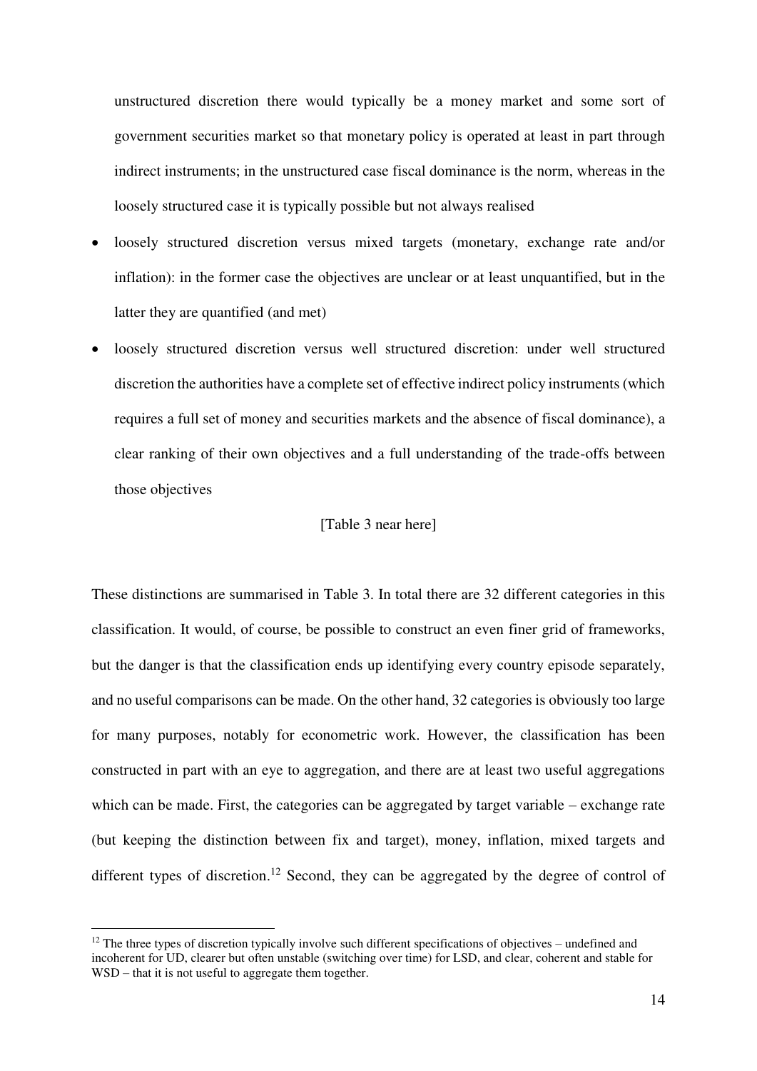unstructured discretion there would typically be a money market and some sort of government securities market so that monetary policy is operated at least in part through indirect instruments; in the unstructured case fiscal dominance is the norm, whereas in the loosely structured case it is typically possible but not always realised

- loosely structured discretion versus mixed targets (monetary, exchange rate and/or inflation): in the former case the objectives are unclear or at least unquantified, but in the latter they are quantified (and met)
- loosely structured discretion versus well structured discretion: under well structured discretion the authorities have a complete set of effective indirect policy instruments (which requires a full set of money and securities markets and the absence of fiscal dominance), a clear ranking of their own objectives and a full understanding of the trade-offs between those objectives

[Table 3 near here]

These distinctions are summarised in Table 3. In total there are 32 different categories in this classification. It would, of course, be possible to construct an even finer grid of frameworks, but the danger is that the classification ends up identifying every country episode separately, and no useful comparisons can be made. On the other hand, 32 categories is obviously too large for many purposes, notably for econometric work. However, the classification has been constructed in part with an eye to aggregation, and there are at least two useful aggregations which can be made. First, the categories can be aggregated by target variable – exchange rate (but keeping the distinction between fix and target), money, inflation, mixed targets and different types of discretion.[12] Second, they can be aggregated by the degree of control of

[12] The three types of discretion typically involve such different specifications of objectives – undefined and incoherent for UD, clearer but often unstable (switching over time) for LSD, and clear, coherent and stable for WSD – that it is not useful to aggregate them together.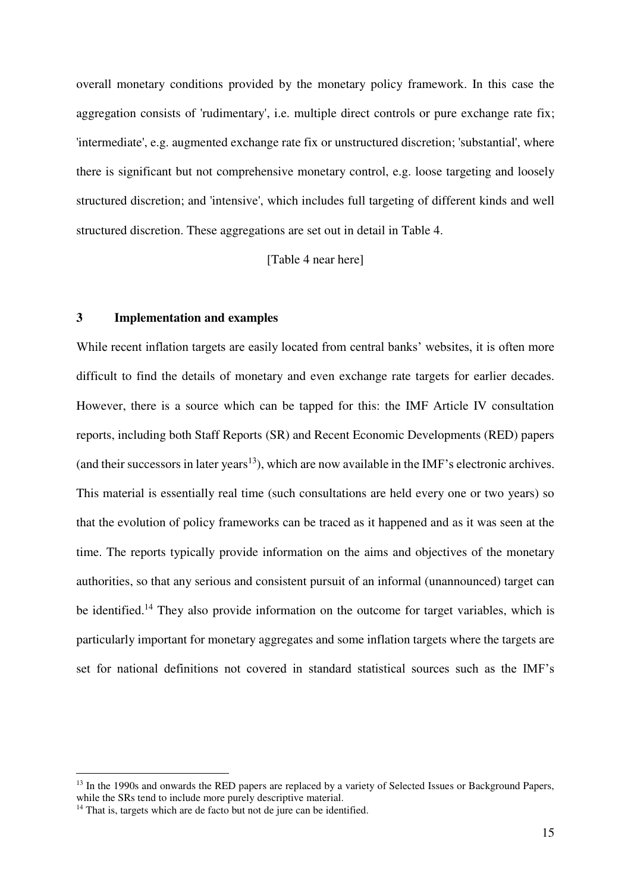overall monetary conditions provided by the monetary policy framework. In this case the aggregation consists of 'rudimentary', i.e. multiple direct controls or pure exchange rate fix; 'intermediate', e.g. augmented exchange rate fix or unstructured discretion; 'substantial', where there is significant but not comprehensive monetary control, e.g. loose targeting and loosely structured discretion; and 'intensive', which includes full targeting of different kinds and well structured discretion. These aggregations are set out in detail in Table 4.

[Table 4 near here]

## 3 Implementation and examples

While recent inflation targets are easily located from central banks' websites, it is often more difficult to find the details of monetary and even exchange rate targets for earlier decades. However, there is a source which can be tapped for this: the IMF Article IV consultation reports, including both Staff Reports (SR) and Recent Economic Developments (RED) papers (and their successors in later years[13]), which are now available in the IMF's electronic archives. This material is essentially real time (such consultations are held every one or two years) so that the evolution of policy frameworks can be traced as it happened and as it was seen at the time. The reports typically provide information on the aims and objectives of the monetary authorities, so that any serious and consistent pursuit of an informal (unannounced) target can be identified.[14] They also provide information on the outcome for target variables, which is particularly important for monetary aggregates and some inflation targets where the targets are set for national definitions not covered in standard statistical sources such as the IMF's

---

[13] In the 1990s and onwards the RED papers are replaced by a variety of Selected Issues or Background Papers, while the SRs tend to include more purely descriptive material.

[14] That is, targets which are de facto but not de jure can be identified.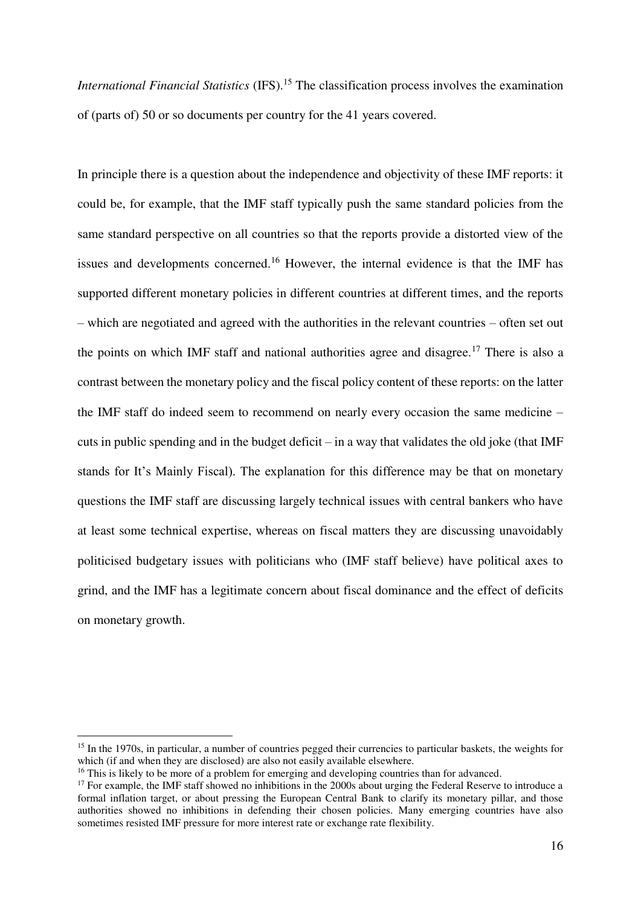*International Financial Statistics* (IFS).[15] The classification process involves the examination of (parts of) 50 or so documents per country for the 41 years covered.

In principle there is a question about the independence and objectivity of these IMF reports: it could be, for example, that the IMF staff typically push the same standard policies from the same standard perspective on all countries so that the reports provide a distorted view of the issues and developments concerned.[16] However, the internal evidence is that the IMF has supported different monetary policies in different countries at different times, and the reports – which are negotiated and agreed with the authorities in the relevant countries – often set out the points on which IMF staff and national authorities agree and disagree.[17] There is also a contrast between the monetary policy and the fiscal policy content of these reports: on the latter the IMF staff do indeed seem to recommend on nearly every occasion the same medicine – cuts in public spending and in the budget deficit – in a way that validates the old joke (that IMF stands for It's Mainly Fiscal). The explanation for this difference may be that on monetary questions the IMF staff are discussing largely technical issues with central bankers who have at least some technical expertise, whereas on fiscal matters they are discussing unavoidably politicised budgetary issues with politicians who (IMF staff believe) have political axes to grind, and the IMF has a legitimate concern about fiscal dominance and the effect of deficits on monetary growth.

---

[15] In the 1970s, in particular, a number of countries pegged their currencies to particular baskets, the weights for which (if and when they are disclosed) are also not easily available elsewhere.

[16] This is likely to be more of a problem for emerging and developing countries than for advanced.

[17] For example, the IMF staff showed no inhibitions in the 2000s about urging the Federal Reserve to introduce a formal inflation target, or about pressing the European Central Bank to clarify its monetary pillar, and those authorities showed no inhibitions in defending their chosen policies. Many emerging countries have also sometimes resisted IMF pressure for more interest rate or exchange rate flexibility.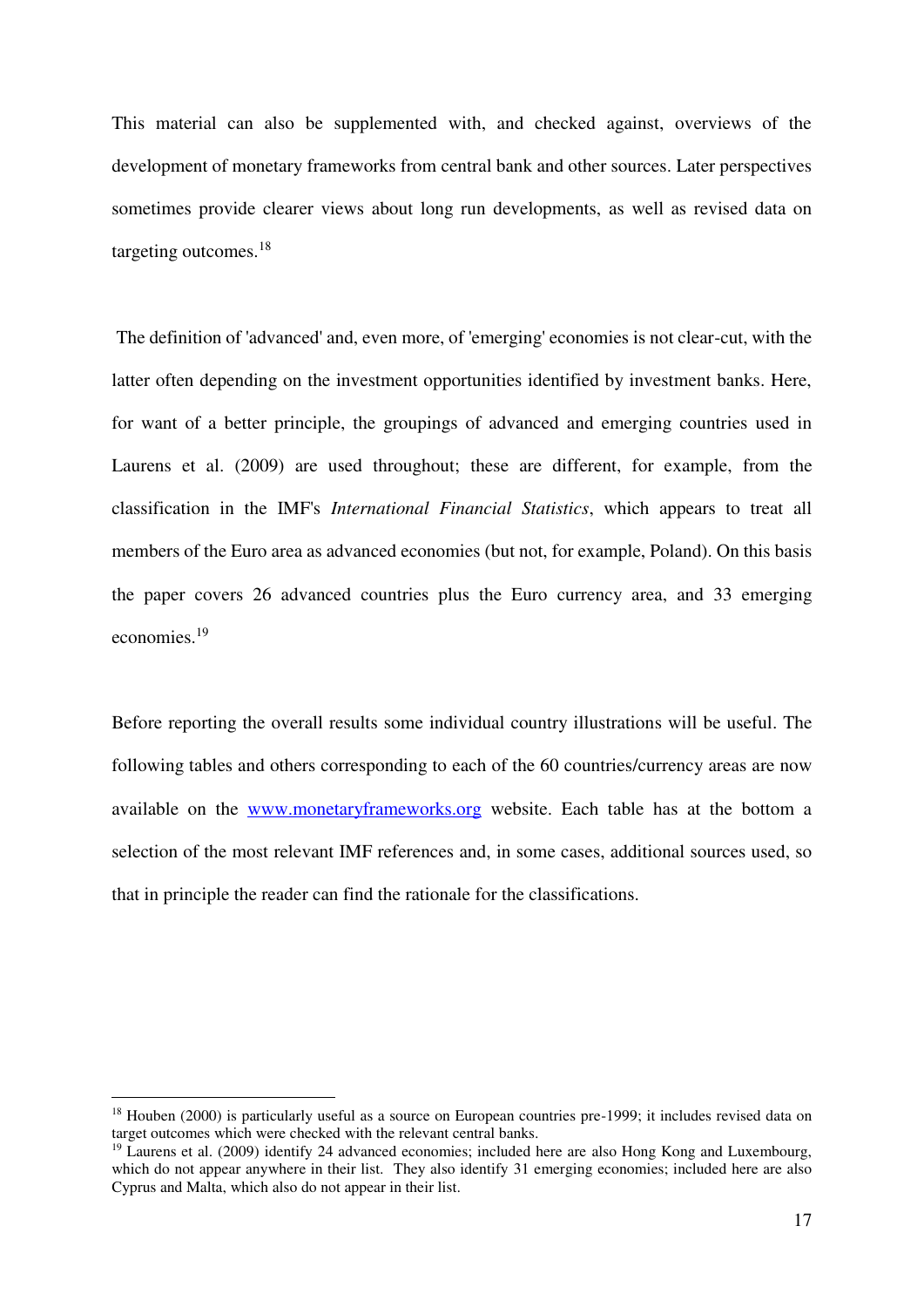This material can also be supplemented with, and checked against, overviews of the development of monetary frameworks from central bank and other sources. Later perspectives sometimes provide clearer views about long run developments, as well as revised data on targeting outcomes.[18]

The definition of 'advanced' and, even more, of 'emerging' economies is not clear-cut, with the latter often depending on the investment opportunities identified by investment banks. Here, for want of a better principle, the groupings of advanced and emerging countries used in Laurens et al. (2009) are used throughout; these are different, for example, from the classification in the IMF's *International Financial Statistics*, which appears to treat all members of the Euro area as advanced economies (but not, for example, Poland). On this basis the paper covers 26 advanced countries plus the Euro currency area, and 33 emerging economies.[19]

Before reporting the overall results some individual country illustrations will be useful. The following tables and others corresponding to each of the 60 countries/currency areas are now available on the [www.monetaryframeworks.org](http://www.monetaryframeworks.org) website. Each table has at the bottom a selection of the most relevant IMF references and, in some cases, additional sources used, so that in principle the reader can find the rationale for the classifications.

---

[18] Houben (2000) is particularly useful as a source on European countries pre-1999; it includes revised data on target outcomes which were checked with the relevant central banks.

[19] Laurens et al. (2009) identify 24 advanced economies; included here are also Hong Kong and Luxembourg, which do not appear anywhere in their list. They also identify 31 emerging economies; included here are also Cyprus and Malta, which also do not appear in their list.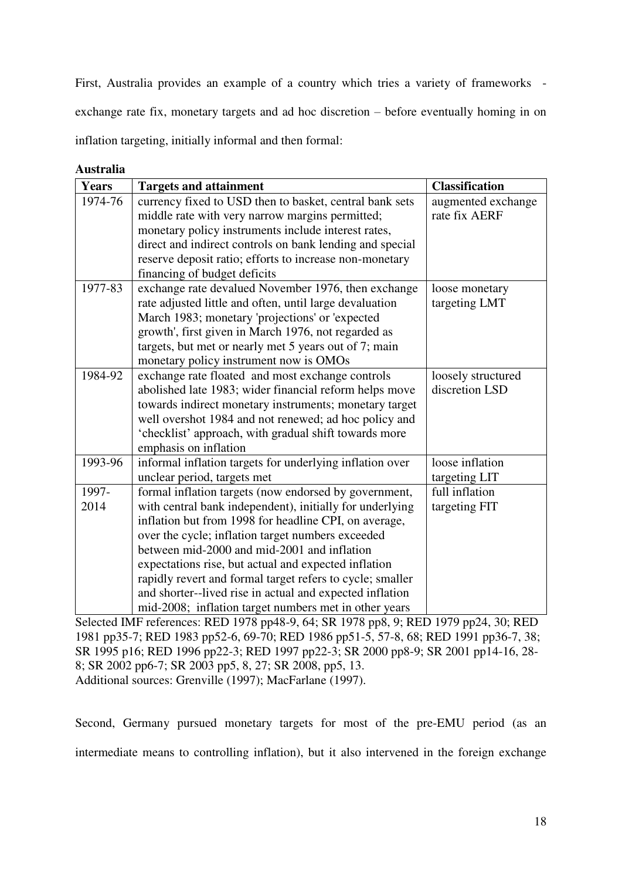First, Australia provides an example of a country which tries a variety of frameworks - exchange rate fix, monetary targets and ad hoc discretion – before eventually homing in on inflation targeting, initially informal and then formal:

**Australia**

| Years | Targets and attainment | Classification |
|---|---|---|
| 1974-76 | currency fixed to USD then to basket, central bank sets middle rate with very narrow margins permitted; monetary policy instruments include interest rates, direct and indirect controls on bank lending and special reserve deposit ratio; efforts to increase non-monetary financing of budget deficits | augmented exchange rate fix AERF |
| 1977-83 | exchange rate devalued November 1976, then exchange rate adjusted little and often, until large devaluation March 1983; monetary 'projections' or 'expected growth', first given in March 1976, not regarded as targets, but met or nearly met 5 years out of 7; main monetary policy instrument now is OMOs | loose monetary targeting LMT |
| 1984-92 | exchange rate floated and most exchange controls abolished late 1983; wider financial reform helps move towards indirect monetary instruments; monetary target well overshot 1984 and not renewed; ad hoc policy and 'checklist' approach, with gradual shift towards more emphasis on inflation | loosely structured discretion LSD |
| 1993-96 | informal inflation targets for underlying inflation over unclear period, targets met | loose inflation targeting LIT |
| 1997-2014 | formal inflation targets (now endorsed by government, with central bank independent), initially for underlying inflation but from 1998 for headline CPI, on average, over the cycle; inflation target numbers exceeded between mid-2000 and mid-2001 and inflation expectations rise, but actual and expected inflation rapidly revert and formal target refers to cycle; smaller and shorter--lived rise in actual and expected inflation mid-2008; inflation target numbers met in other years | full inflation targeting FIT |

Selected IMF references: RED 1978 pp48-9, 64; SR 1978 pp8, 9; RED 1979 pp24, 30; RED 1981 pp35-7; RED 1983 pp52-6, 69-70; RED 1986 pp51-5, 57-8, 68; RED 1991 pp36-7, 38; SR 1995 p16; RED 1996 pp22-3; RED 1997 pp22-3; SR 2000 pp8-9; SR 2001 pp14-16, 28-8; SR 2002 pp6-7; SR 2003 pp5, 8, 27; SR 2008, pp5, 13.
Additional sources: Grenville (1997); MacFarlane (1997).

Second, Germany pursued monetary targets for most of the pre-EMU period (as an intermediate means to controlling inflation), but it also intervened in the foreign exchange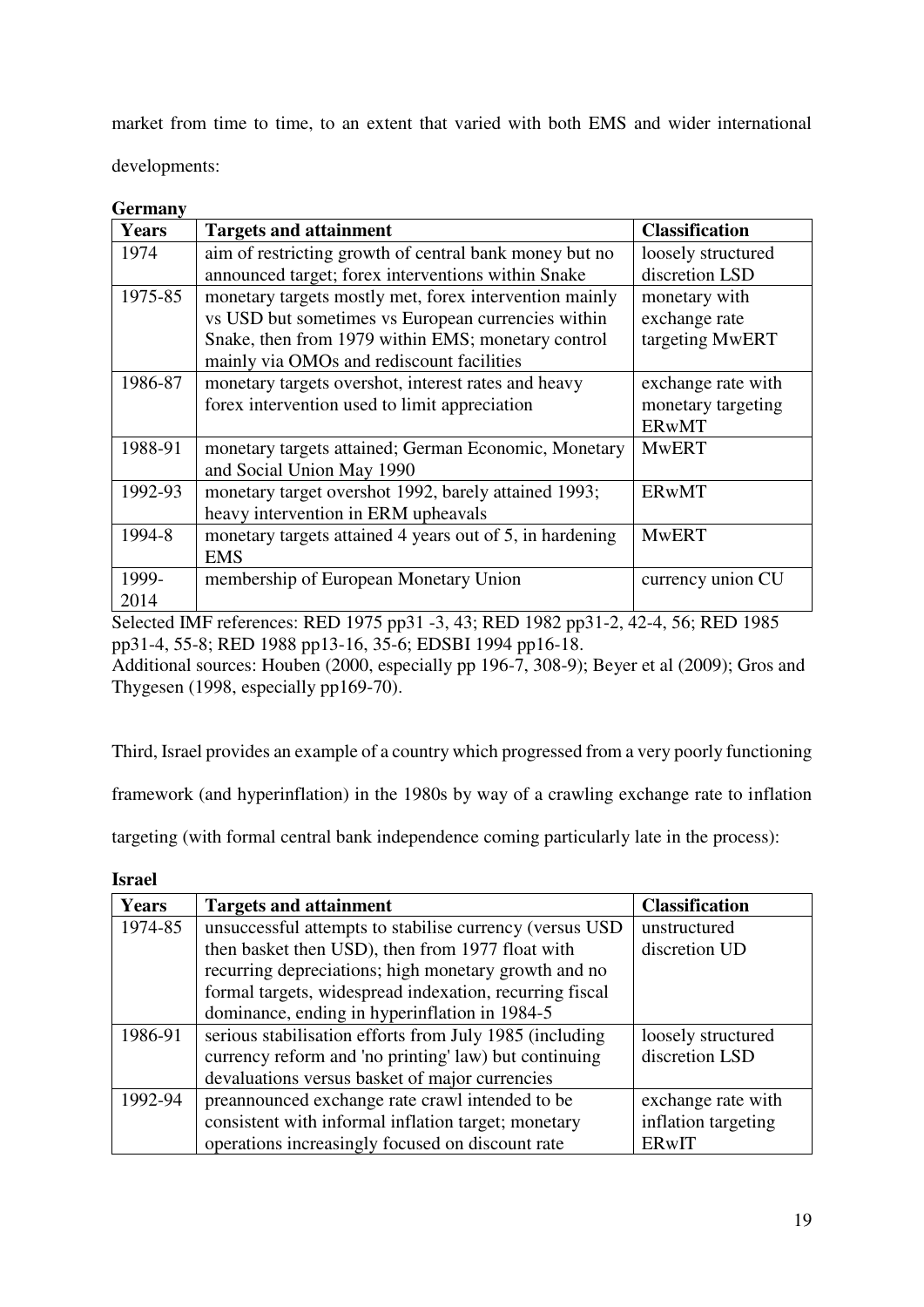market from time to time, to an extent that varied with both EMS and wider international developments:

**Germany**

| Years | Targets and attainment | Classification |
|---|---|---|
| 1974 | aim of restricting growth of central bank money but no announced target; forex interventions within Snake | loosely structured discretion LSD |
| 1975-85 | monetary targets mostly met, forex intervention mainly vs USD but sometimes vs European currencies within Snake, then from 1979 within EMS; monetary control mainly via OMOs and rediscount facilities | monetary with exchange rate targeting MwERT |
| 1986-87 | monetary targets overshot, interest rates and heavy forex intervention used to limit appreciation | exchange rate with monetary targeting ERwMT |
| 1988-91 | monetary targets attained; German Economic, Monetary and Social Union May 1990 | MwERT |
| 1992-93 | monetary target overshot 1992, barely attained 1993; heavy intervention in ERM upheavals | ERwMT |
| 1994-8 | monetary targets attained 4 years out of 5, in hardening EMS | MwERT |
| 1999-2014 | membership of European Monetary Union | currency union CU |

Selected IMF references: RED 1975 pp31 -3, 43; RED 1982 pp31-2, 42-4, 56; RED 1985 pp31-4, 55-8; RED 1988 pp13-16, 35-6; EDSBI 1994 pp16-18.
Additional sources: Houben (2000, especially pp 196-7, 308-9); Beyer et al (2009); Gros and Thygesen (1998, especially pp169-70).

Third, Israel provides an example of a country which progressed from a very poorly functioning framework (and hyperinflation) in the 1980s by way of a crawling exchange rate to inflation targeting (with formal central bank independence coming particularly late in the process):

**Israel**

| Years | Targets and attainment | Classification |
|---|---|---|
| 1974-85 | unsuccessful attempts to stabilise currency (versus USD then basket then USD), then from 1977 float with recurring depreciations; high monetary growth and no formal targets, widespread indexation, recurring fiscal dominance, ending in hyperinflation in 1984-5 | unstructured discretion UD |
| 1986-91 | serious stabilisation efforts from July 1985 (including currency reform and 'no printing' law) but continuing devaluations versus basket of major currencies | loosely structured discretion LSD |
| 1992-94 | preannounced exchange rate crawl intended to be consistent with informal inflation target; monetary operations increasingly focused on discount rate | exchange rate with inflation targeting ERwIT |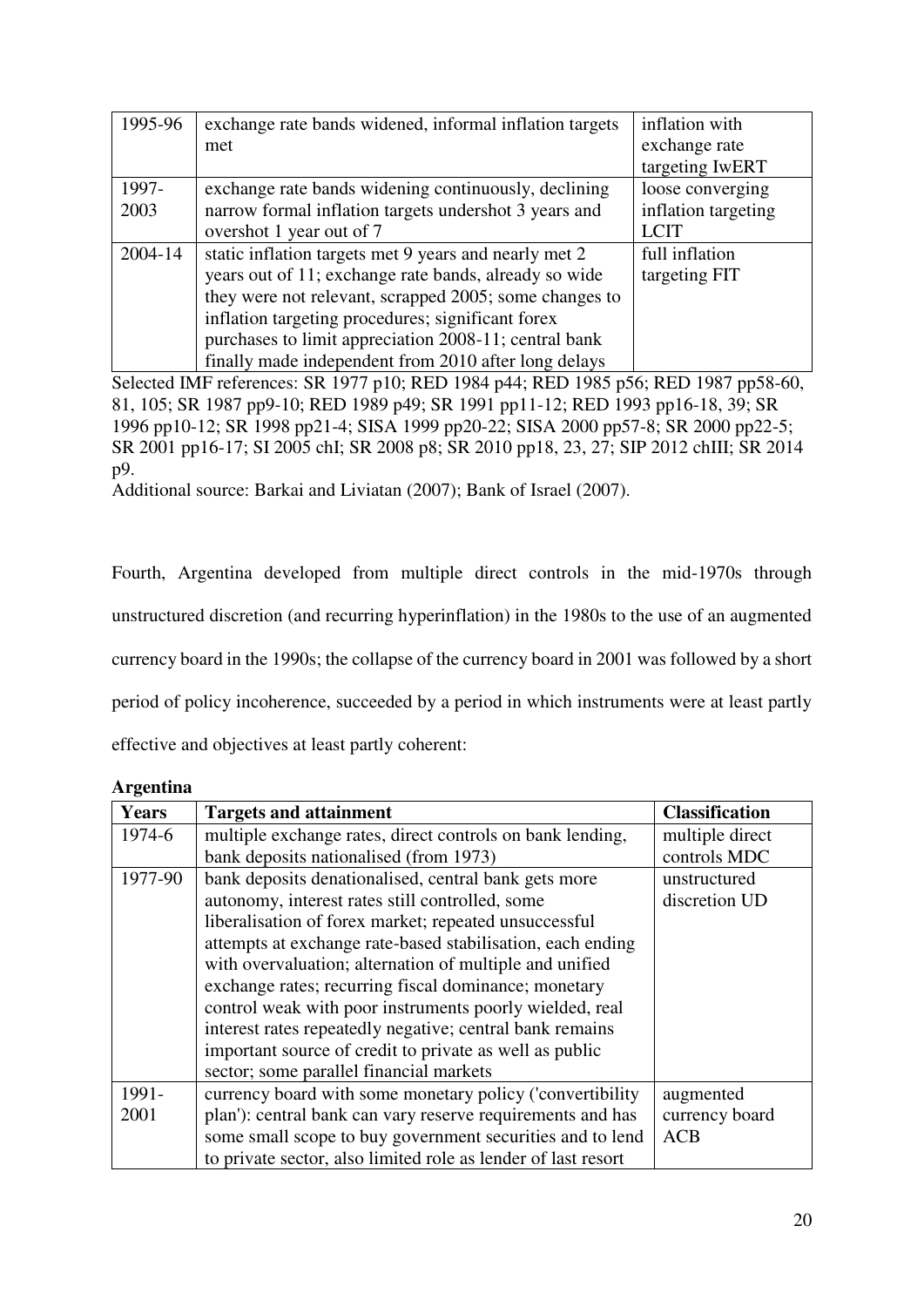| 1995-96 | exchange rate bands widened, informal inflation targets met | inflation with exchange rate targeting IwERT |
|---|---|---|
| 1997-2003 | exchange rate bands widening continuously, declining narrow formal inflation targets undershot 3 years and overshot 1 year out of 7 | loose converging inflation targeting LCIT |
| 2004-14 | static inflation targets met 9 years and nearly met 2 years out of 11; exchange rate bands, already so wide they were not relevant, scrapped 2005; some changes to inflation targeting procedures; significant forex purchases to limit appreciation 2008-11; central bank finally made independent from 2010 after long delays | full inflation targeting FIT |

Selected IMF references: SR 1977 p10; RED 1984 p44; RED 1985 p56; RED 1987 pp58-60, 81, 105; SR 1987 pp9-10; RED 1989 p49; SR 1991 pp11-12; RED 1993 pp16-18, 39; SR 1996 pp10-12; SR 1998 pp21-4; SISA 1999 pp20-22; SISA 2000 pp57-8; SR 2000 pp22-5; SR 2001 pp16-17; SI 2005 chI; SR 2008 p8; SR 2010 pp18, 23, 27; SIP 2012 chIII; SR 2014 p9.

Additional source: Barkai and Liviatan (2007); Bank of Israel (2007).

Fourth, Argentina developed from multiple direct controls in the mid-1970s through unstructured discretion (and recurring hyperinflation) in the 1980s to the use of an augmented currency board in the 1990s; the collapse of the currency board in 2001 was followed by a short period of policy incoherence, succeeded by a period in which instruments were at least partly effective and objectives at least partly coherent:

**Argentina**

| **Years** | **Targets and attainment** | **Classification** |
|---|---|---|
| 1974-6 | multiple exchange rates, direct controls on bank lending, bank deposits nationalised (from 1973) | multiple direct controls MDC |
| 1977-90 | bank deposits denationalised, central bank gets more autonomy, interest rates still controlled, some liberalisation of forex market; repeated unsuccessful attempts at exchange rate-based stabilisation, each ending with overvaluation; alternation of multiple and unified exchange rates; recurring fiscal dominance; monetary control weak with poor instruments poorly wielded, real interest rates repeatedly negative; central bank remains important source of credit to private as well as public sector; some parallel financial markets | unstructured discretion UD |
| 1991-2001 | currency board with some monetary policy ('convertibility plan'): central bank can vary reserve requirements and has some small scope to buy government securities and to lend to private sector, also limited role as lender of last resort | augmented currency board ACB |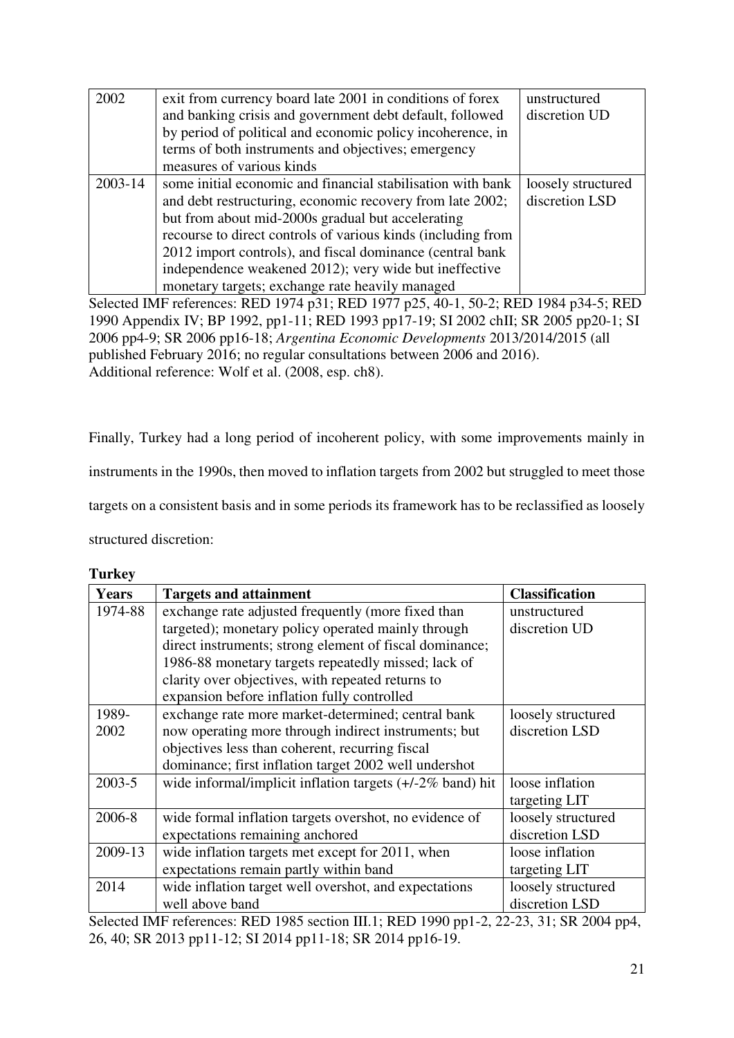| | | |
|---|---|---|
| 2002 | exit from currency board late 2001 in conditions of forex and banking crisis and government debt default, followed by period of political and economic policy incoherence, in terms of both instruments and objectives; emergency measures of various kinds | unstructured discretion UD |
| 2003-14 | some initial economic and financial stabilisation with bank and debt restructuring, economic recovery from late 2002; but from about mid-2000s gradual but accelerating recourse to direct controls of various kinds (including from 2012 import controls), and fiscal dominance (central bank independence weakened 2012); very wide but ineffective monetary targets; exchange rate heavily managed | loosely structured discretion LSD |

Selected IMF references: RED 1974 p31; RED 1977 p25, 40-1, 50-2; RED 1984 p34-5; RED 1990 Appendix IV; BP 1992, pp1-11; RED 1993 pp17-19; SI 2002 chII; SR 2005 pp20-1; SI 2006 pp4-9; SR 2006 pp16-18; *Argentina Economic Developments* 2013/2014/2015 (all published February 2016; no regular consultations between 2006 and 2016).
Additional reference: Wolf et al. (2008, esp. ch8).

Finally, Turkey had a long period of incoherent policy, with some improvements mainly in instruments in the 1990s, then moved to inflation targets from 2002 but struggled to meet those targets on a consistent basis and in some periods its framework has to be reclassified as loosely structured discretion:

**Turkey**

| Years | Targets and attainment | Classification |
|---|---|---|
| 1974-88 | exchange rate adjusted frequently (more fixed than targeted); monetary policy operated mainly through direct instruments; strong element of fiscal dominance; 1986-88 monetary targets repeatedly missed; lack of clarity over objectives, with repeated returns to expansion before inflation fully controlled | unstructured discretion UD |
| 1989-2002 | exchange rate more market-determined; central bank now operating more through indirect instruments; but objectives less than coherent, recurring fiscal dominance; first inflation target 2002 well undershot | loosely structured discretion LSD |
| 2003-5 | wide informal/implicit inflation targets (+/-2% band) hit | loose inflation targeting LIT |
| 2006-8 | wide formal inflation targets overshot, no evidence of expectations remaining anchored | loosely structured discretion LSD |
| 2009-13 | wide inflation targets met except for 2011, when expectations remain partly within band | loose inflation targeting LIT |
| 2014 | wide inflation target well overshot, and expectations well above band | loosely structured discretion LSD |

Selected IMF references: RED 1985 section III.1; RED 1990 pp1-2, 22-23, 31; SR 2004 pp4, 26, 40; SR 2013 pp11-12; SI 2014 pp11-18; SR 2014 pp16-19.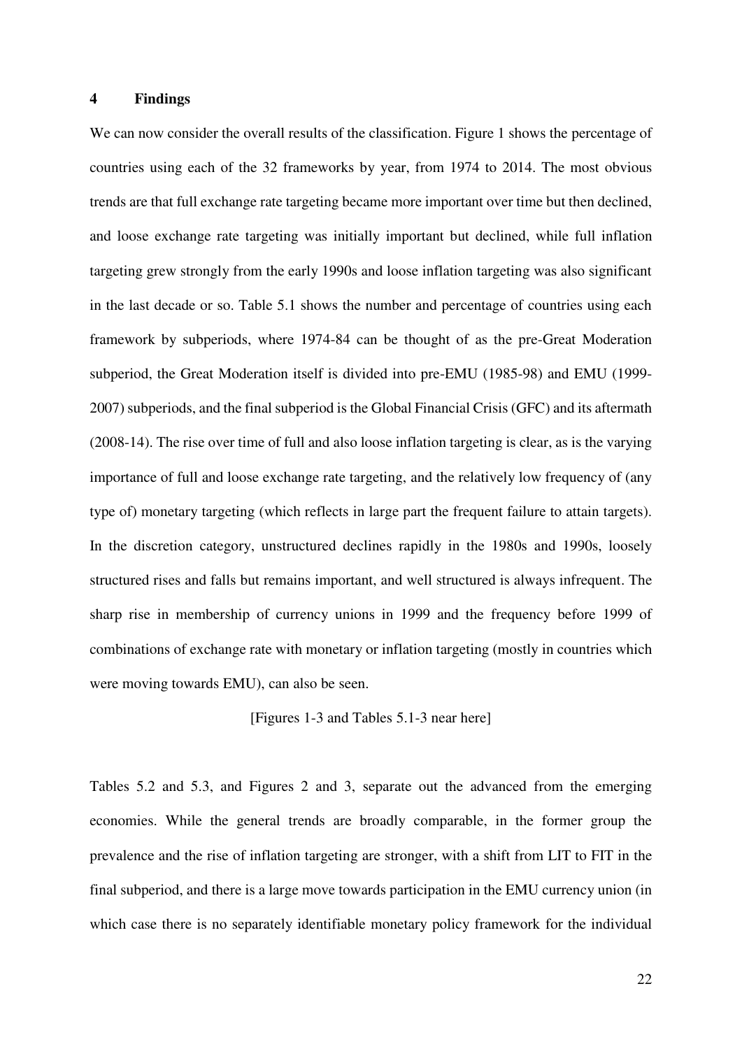# 4 Findings

We can now consider the overall results of the classification. Figure 1 shows the percentage of countries using each of the 32 frameworks by year, from 1974 to 2014. The most obvious trends are that full exchange rate targeting became more important over time but then declined, and loose exchange rate targeting was initially important but declined, while full inflation targeting grew strongly from the early 1990s and loose inflation targeting was also significant in the last decade or so. Table 5.1 shows the number and percentage of countries using each framework by subperiods, where 1974-84 can be thought of as the pre-Great Moderation subperiod, the Great Moderation itself is divided into pre-EMU (1985-98) and EMU (1999-2007) subperiods, and the final subperiod is the Global Financial Crisis (GFC) and its aftermath (2008-14). The rise over time of full and also loose inflation targeting is clear, as is the varying importance of full and loose exchange rate targeting, and the relatively low frequency of (any type of) monetary targeting (which reflects in large part the frequent failure to attain targets). In the discretion category, unstructured declines rapidly in the 1980s and 1990s, loosely structured rises and falls but remains important, and well structured is always infrequent. The sharp rise in membership of currency unions in 1999 and the frequency before 1999 of combinations of exchange rate with monetary or inflation targeting (mostly in countries which were moving towards EMU), can also be seen.

[Figures 1-3 and Tables 5.1-3 near here]

Tables 5.2 and 5.3, and Figures 2 and 3, separate out the advanced from the emerging economies. While the general trends are broadly comparable, in the former group the prevalence and the rise of inflation targeting are stronger, with a shift from LIT to FIT in the final subperiod, and there is a large move towards participation in the EMU currency union (in which case there is no separately identifiable monetary policy framework for the individual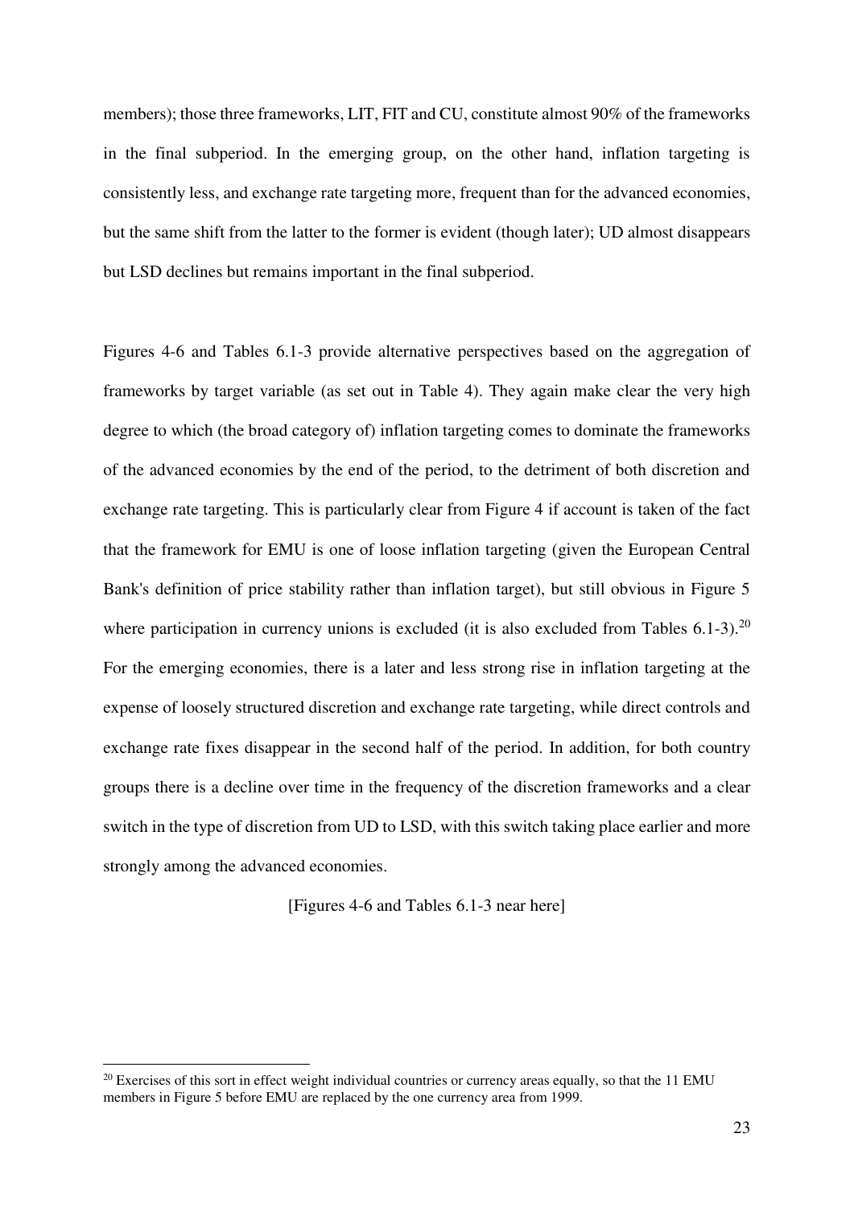members); those three frameworks, LIT, FIT and CU, constitute almost 90% of the frameworks in the final subperiod. In the emerging group, on the other hand, inflation targeting is consistently less, and exchange rate targeting more, frequent than for the advanced economies, but the same shift from the latter to the former is evident (though later); UD almost disappears but LSD declines but remains important in the final subperiod.

Figures 4-6 and Tables 6.1-3 provide alternative perspectives based on the aggregation of frameworks by target variable (as set out in Table 4). They again make clear the very high degree to which (the broad category of) inflation targeting comes to dominate the frameworks of the advanced economies by the end of the period, to the detriment of both discretion and exchange rate targeting. This is particularly clear from Figure 4 if account is taken of the fact that the framework for EMU is one of loose inflation targeting (given the European Central Bank's definition of price stability rather than inflation target), but still obvious in Figure 5 where participation in currency unions is excluded (it is also excluded from Tables 6.1-3).[20] For the emerging economies, there is a later and less strong rise in inflation targeting at the expense of loosely structured discretion and exchange rate targeting, while direct controls and exchange rate fixes disappear in the second half of the period. In addition, for both country groups there is a decline over time in the frequency of the discretion frameworks and a clear switch in the type of discretion from UD to LSD, with this switch taking place earlier and more strongly among the advanced economies.

[Figures 4-6 and Tables 6.1-3 near here]

[20] Exercises of this sort in effect weight individual countries or currency areas equally, so that the 11 EMU members in Figure 5 before EMU are replaced by the one currency area from 1999.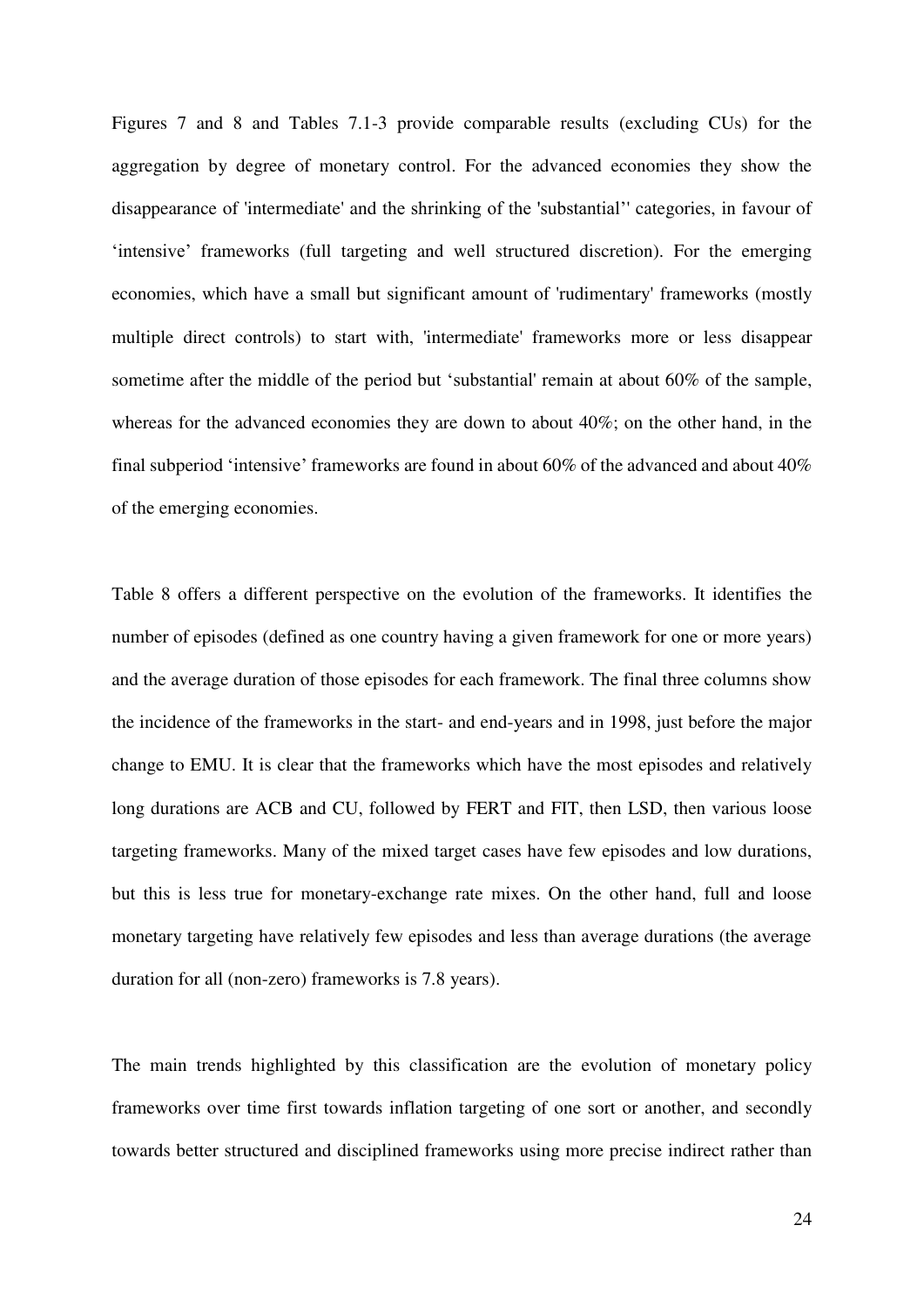Figures 7 and 8 and Tables 7.1-3 provide comparable results (excluding CUs) for the aggregation by degree of monetary control. For the advanced economies they show the disappearance of 'intermediate' and the shrinking of the 'substantial'' categories, in favour of 'intensive' frameworks (full targeting and well structured discretion). For the emerging economies, which have a small but significant amount of 'rudimentary' frameworks (mostly multiple direct controls) to start with, 'intermediate' frameworks more or less disappear sometime after the middle of the period but 'substantial' remain at about 60% of the sample, whereas for the advanced economies they are down to about 40%; on the other hand, in the final subperiod 'intensive' frameworks are found in about 60% of the advanced and about 40% of the emerging economies.

Table 8 offers a different perspective on the evolution of the frameworks. It identifies the number of episodes (defined as one country having a given framework for one or more years) and the average duration of those episodes for each framework. The final three columns show the incidence of the frameworks in the start- and end-years and in 1998, just before the major change to EMU. It is clear that the frameworks which have the most episodes and relatively long durations are ACB and CU, followed by FERT and FIT, then LSD, then various loose targeting frameworks. Many of the mixed target cases have few episodes and low durations, but this is less true for monetary-exchange rate mixes. On the other hand, full and loose monetary targeting have relatively few episodes and less than average durations (the average duration for all (non-zero) frameworks is 7.8 years).

The main trends highlighted by this classification are the evolution of monetary policy frameworks over time first towards inflation targeting of one sort or another, and secondly towards better structured and disciplined frameworks using more precise indirect rather than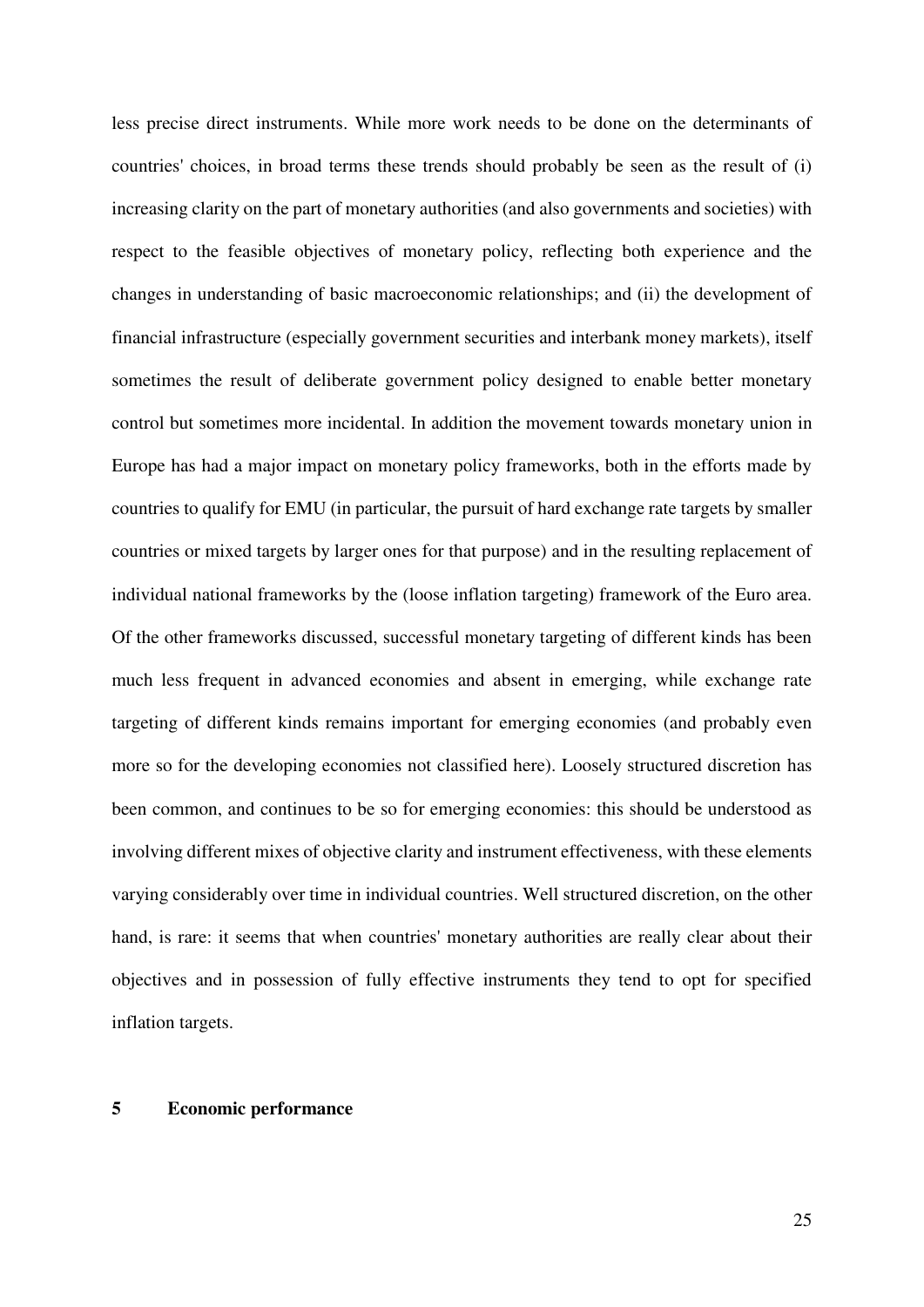less precise direct instruments. While more work needs to be done on the determinants of countries' choices, in broad terms these trends should probably be seen as the result of (i) increasing clarity on the part of monetary authorities (and also governments and societies) with respect to the feasible objectives of monetary policy, reflecting both experience and the changes in understanding of basic macroeconomic relationships; and (ii) the development of financial infrastructure (especially government securities and interbank money markets), itself sometimes the result of deliberate government policy designed to enable better monetary control but sometimes more incidental. In addition the movement towards monetary union in Europe has had a major impact on monetary policy frameworks, both in the efforts made by countries to qualify for EMU (in particular, the pursuit of hard exchange rate targets by smaller countries or mixed targets by larger ones for that purpose) and in the resulting replacement of individual national frameworks by the (loose inflation targeting) framework of the Euro area. Of the other frameworks discussed, successful monetary targeting of different kinds has been much less frequent in advanced economies and absent in emerging, while exchange rate targeting of different kinds remains important for emerging economies (and probably even more so for the developing economies not classified here). Loosely structured discretion has been common, and continues to be so for emerging economies: this should be understood as involving different mixes of objective clarity and instrument effectiveness, with these elements varying considerably over time in individual countries. Well structured discretion, on the other hand, is rare: it seems that when countries' monetary authorities are really clear about their objectives and in possession of fully effective instruments they tend to opt for specified inflation targets.

## 5 Economic performance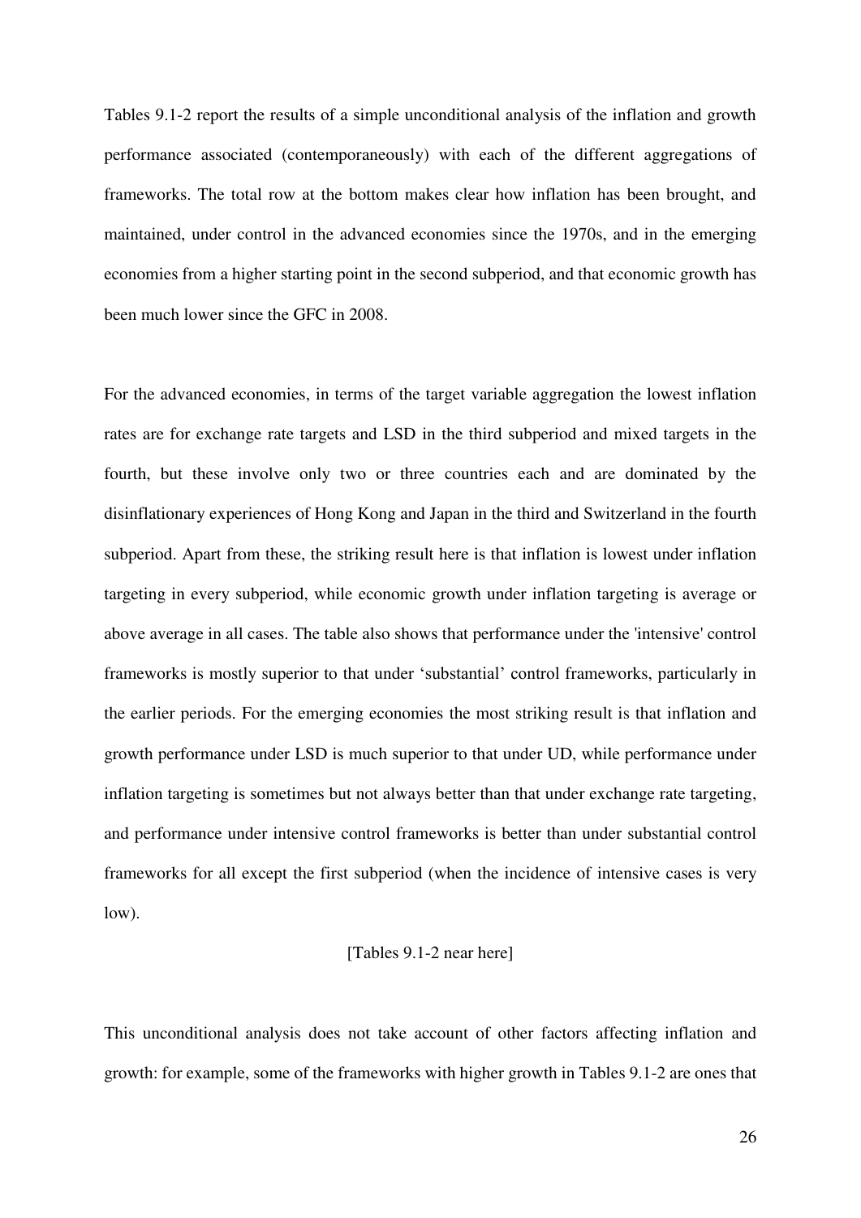Tables 9.1-2 report the results of a simple unconditional analysis of the inflation and growth performance associated (contemporaneously) with each of the different aggregations of frameworks. The total row at the bottom makes clear how inflation has been brought, and maintained, under control in the advanced economies since the 1970s, and in the emerging economies from a higher starting point in the second subperiod, and that economic growth has been much lower since the GFC in 2008.

For the advanced economies, in terms of the target variable aggregation the lowest inflation rates are for exchange rate targets and LSD in the third subperiod and mixed targets in the fourth, but these involve only two or three countries each and are dominated by the disinflationary experiences of Hong Kong and Japan in the third and Switzerland in the fourth subperiod. Apart from these, the striking result here is that inflation is lowest under inflation targeting in every subperiod, while economic growth under inflation targeting is average or above average in all cases. The table also shows that performance under the 'intensive' control frameworks is mostly superior to that under 'substantial' control frameworks, particularly in the earlier periods. For the emerging economies the most striking result is that inflation and growth performance under LSD is much superior to that under UD, while performance under inflation targeting is sometimes but not always better than that under exchange rate targeting, and performance under intensive control frameworks is better than under substantial control frameworks for all except the first subperiod (when the incidence of intensive cases is very low).

[Tables 9.1-2 near here]

This unconditional analysis does not take account of other factors affecting inflation and growth: for example, some of the frameworks with higher growth in Tables 9.1-2 are ones that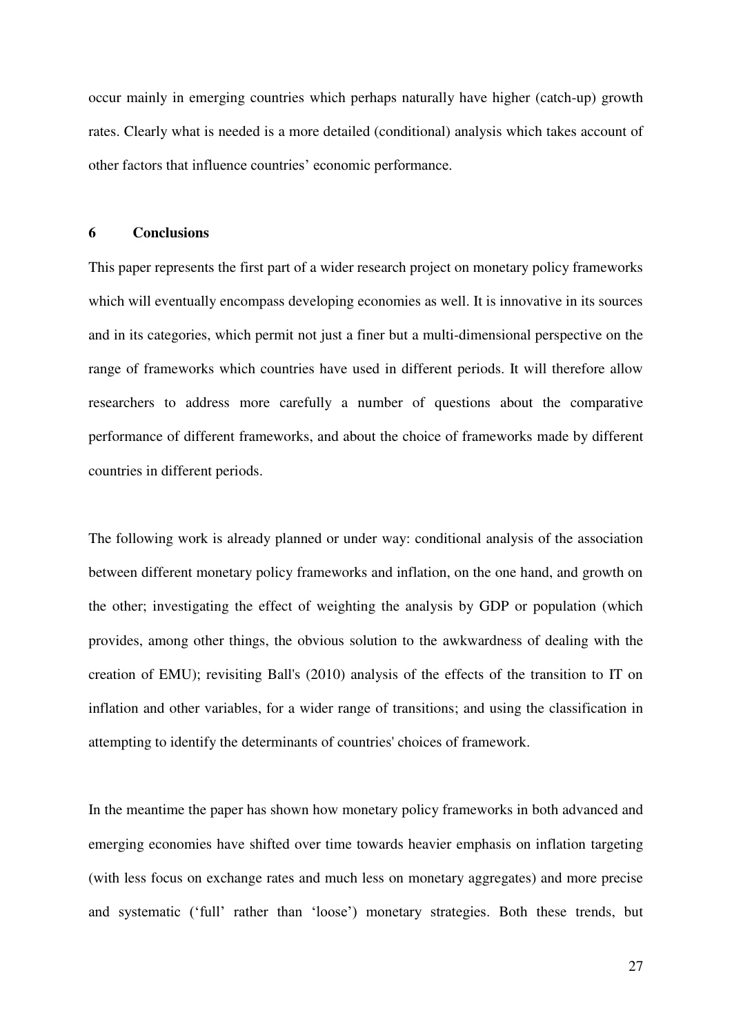occur mainly in emerging countries which perhaps naturally have higher (catch-up) growth rates. Clearly what is needed is a more detailed (conditional) analysis which takes account of other factors that influence countries' economic performance.

## 6 Conclusions

This paper represents the first part of a wider research project on monetary policy frameworks which will eventually encompass developing economies as well. It is innovative in its sources and in its categories, which permit not just a finer but a multi-dimensional perspective on the range of frameworks which countries have used in different periods. It will therefore allow researchers to address more carefully a number of questions about the comparative performance of different frameworks, and about the choice of frameworks made by different countries in different periods.

The following work is already planned or under way: conditional analysis of the association between different monetary policy frameworks and inflation, on the one hand, and growth on the other; investigating the effect of weighting the analysis by GDP or population (which provides, among other things, the obvious solution to the awkwardness of dealing with the creation of EMU); revisiting Ball's (2010) analysis of the effects of the transition to IT on inflation and other variables, for a wider range of transitions; and using the classification in attempting to identify the determinants of countries' choices of framework.

In the meantime the paper has shown how monetary policy frameworks in both advanced and emerging economies have shifted over time towards heavier emphasis on inflation targeting (with less focus on exchange rates and much less on monetary aggregates) and more precise and systematic ('full' rather than 'loose') monetary strategies. Both these trends, but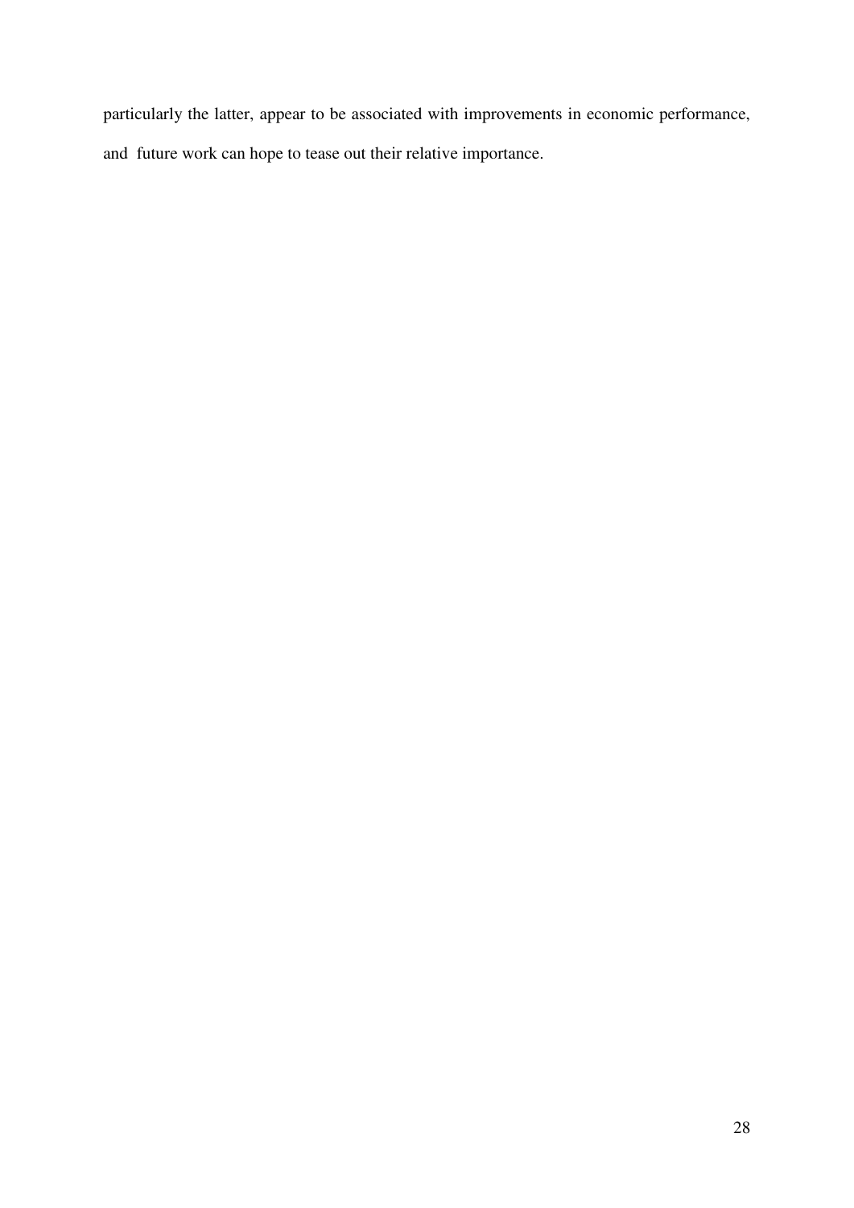particularly the latter, appear to be associated with improvements in economic performance, and future work can hope to tease out their relative importance.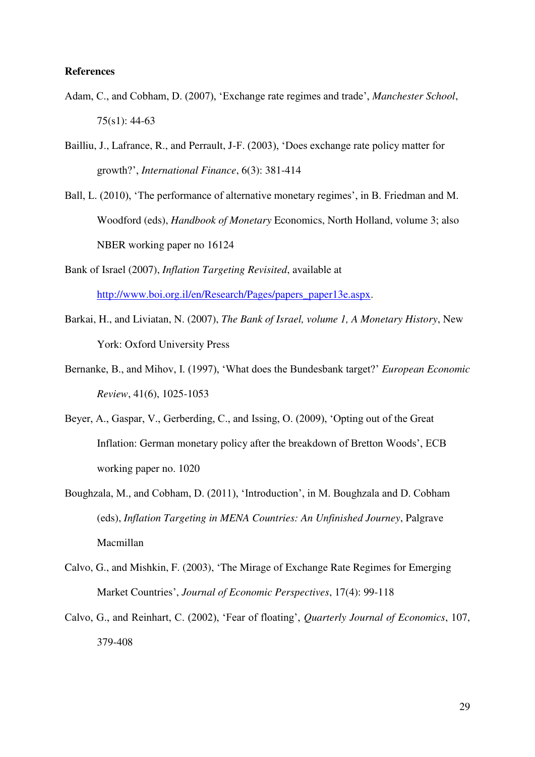**References**

Adam, C., and Cobham, D. (2007), 'Exchange rate regimes and trade', *Manchester School*, 75(s1): 44-63

Bailliu, J., Lafrance, R., and Perrault, J-F. (2003), 'Does exchange rate policy matter for growth?', *International Finance*, 6(3): 381-414

Ball, L. (2010), 'The performance of alternative monetary regimes', in B. Friedman and M. Woodford (eds), *Handbook of Monetary* Economics, North Holland, volume 3; also NBER working paper no 16124

Bank of Israel (2007), *Inflation Targeting Revisited*, available at http://www.boi.org.il/en/Research/Pages/papers_paper13e.aspx.

Barkai, H., and Liviatan, N. (2007), *The Bank of Israel, volume 1, A Monetary History*, New York: Oxford University Press

Bernanke, B., and Mihov, I. (1997), 'What does the Bundesbank target?' *European Economic Review*, 41(6), 1025-1053

Beyer, A., Gaspar, V., Gerberding, C., and Issing, O. (2009), 'Opting out of the Great Inflation: German monetary policy after the breakdown of Bretton Woods', ECB working paper no. 1020

Boughzala, M., and Cobham, D. (2011), 'Introduction', in M. Boughzala and D. Cobham (eds), *Inflation Targeting in MENA Countries: An Unfinished Journey*, Palgrave Macmillan

Calvo, G., and Mishkin, F. (2003), 'The Mirage of Exchange Rate Regimes for Emerging Market Countries', *Journal of Economic Perspectives*, 17(4): 99-118

Calvo, G., and Reinhart, C. (2002), 'Fear of floating', *Quarterly Journal of Economics*, 107, 379-408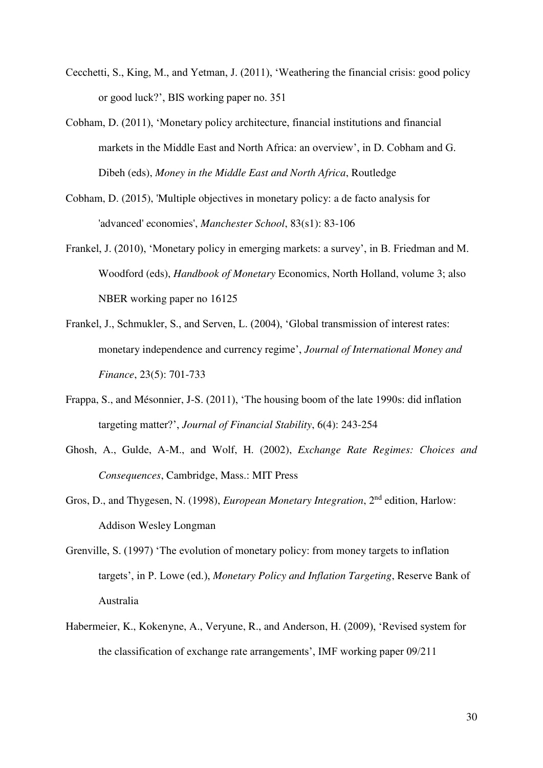Cecchetti, S., King, M., and Yetman, J. (2011), 'Weathering the financial crisis: good policy or good luck?', BIS working paper no. 351

Cobham, D. (2011), 'Monetary policy architecture, financial institutions and financial markets in the Middle East and North Africa: an overview', in D. Cobham and G. Dibeh (eds), *Money in the Middle East and North Africa*, Routledge

Cobham, D. (2015), 'Multiple objectives in monetary policy: a de facto analysis for 'advanced' economies', *Manchester School*, 83(s1): 83-106

Frankel, J. (2010), 'Monetary policy in emerging markets: a survey', in B. Friedman and M. Woodford (eds), *Handbook of Monetary* Economics, North Holland, volume 3; also NBER working paper no 16125

Frankel, J., Schmukler, S., and Serven, L. (2004), 'Global transmission of interest rates: monetary independence and currency regime', *Journal of International Money and Finance*, 23(5): 701-733

Frappa, S., and Mésonnier, J-S. (2011), 'The housing boom of the late 1990s: did inflation targeting matter?', *Journal of Financial Stability*, 6(4): 243-254

Ghosh, A., Gulde, A-M., and Wolf, H. (2002), *Exchange Rate Regimes: Choices and Consequences*, Cambridge, Mass.: MIT Press

Gros, D., and Thygesen, N. (1998), *European Monetary Integration*, 2nd edition, Harlow: Addison Wesley Longman

Grenville, S. (1997) 'The evolution of monetary policy: from money targets to inflation targets', in P. Lowe (ed.), *Monetary Policy and Inflation Targeting*, Reserve Bank of Australia

Habermeier, K., Kokenyne, A., Veryune, R., and Anderson, H. (2009), 'Revised system for the classification of exchange rate arrangements', IMF working paper 09/211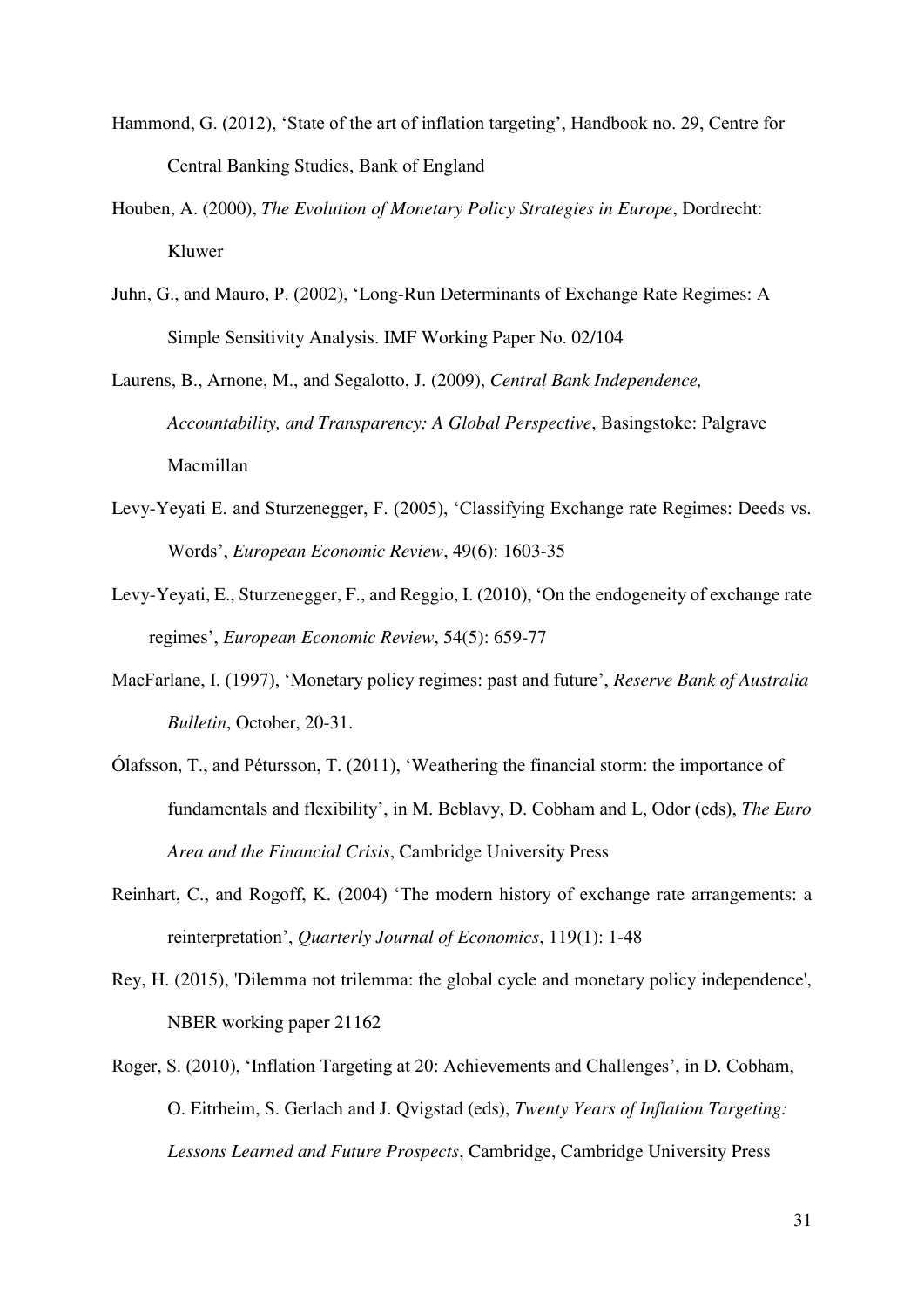Hammond, G. (2012), 'State of the art of inflation targeting', Handbook no. 29, Centre for Central Banking Studies, Bank of England

Houben, A. (2000), *The Evolution of Monetary Policy Strategies in Europe*, Dordrecht: Kluwer

Juhn, G., and Mauro, P. (2002), 'Long-Run Determinants of Exchange Rate Regimes: A Simple Sensitivity Analysis. IMF Working Paper No. 02/104

Laurens, B., Arnone, M., and Segalotto, J. (2009), *Central Bank Independence, Accountability, and Transparency: A Global Perspective*, Basingstoke: Palgrave Macmillan

Levy-Yeyati E. and Sturzenegger, F. (2005), 'Classifying Exchange rate Regimes: Deeds vs. Words', *European Economic Review*, 49(6): 1603-35

Levy-Yeyati, E., Sturzenegger, F., and Reggio, I. (2010), 'On the endogeneity of exchange rate regimes', *European Economic Review*, 54(5): 659-77

MacFarlane, I. (1997), 'Monetary policy regimes: past and future', *Reserve Bank of Australia Bulletin*, October, 20-31.

Ólafsson, T., and Pétursson, T. (2011), 'Weathering the financial storm: the importance of fundamentals and flexibility', in M. Beblavy, D. Cobham and L, Odor (eds), *The Euro Area and the Financial Crisis*, Cambridge University Press

Reinhart, C., and Rogoff, K. (2004) 'The modern history of exchange rate arrangements: a reinterpretation', *Quarterly Journal of Economics*, 119(1): 1-48

Rey, H. (2015), 'Dilemma not trilemma: the global cycle and monetary policy independence', NBER working paper 21162

Roger, S. (2010), 'Inflation Targeting at 20: Achievements and Challenges', in D. Cobham, O. Eitrheim, S. Gerlach and J. Qvigstad (eds), *Twenty Years of Inflation Targeting: Lessons Learned and Future Prospects*, Cambridge, Cambridge University Press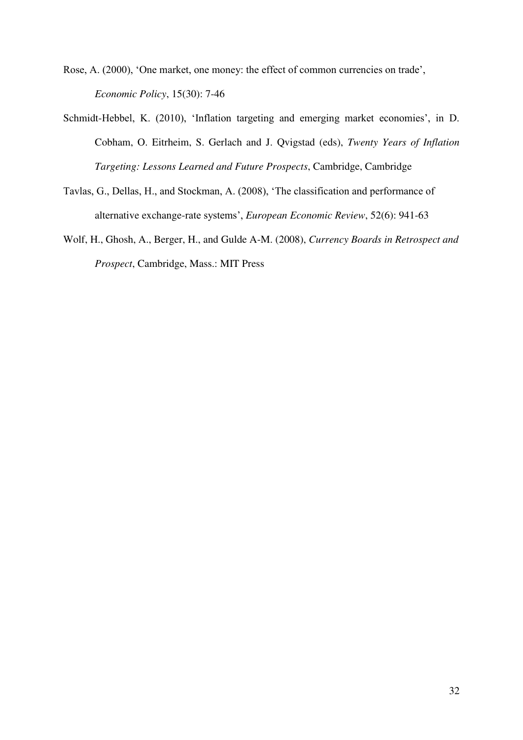Rose, A. (2000), 'One market, one money: the effect of common currencies on trade', *Economic Policy*, 15(30): 7-46

Schmidt-Hebbel, K. (2010), 'Inflation targeting and emerging market economies', in D. Cobham, O. Eitrheim, S. Gerlach and J. Qvigstad (eds), *Twenty Years of Inflation Targeting: Lessons Learned and Future Prospects*, Cambridge, Cambridge

Tavlas, G., Dellas, H., and Stockman, A. (2008), 'The classification and performance of alternative exchange-rate systems', *European Economic Review*, 52(6): 941-63

Wolf, H., Ghosh, A., Berger, H., and Gulde A-M. (2008), *Currency Boards in Retrospect and Prospect*, Cambridge, Mass.: MIT Press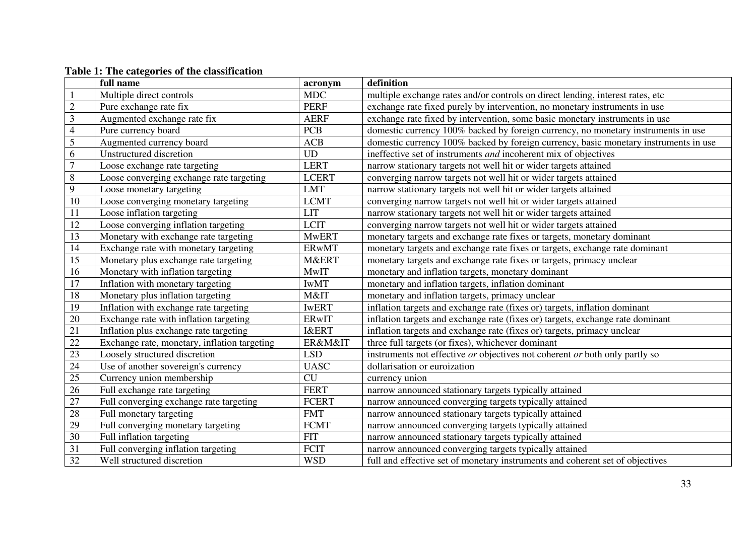**Table 1: The categories of the classification**

| | full name | acronym | definition |
|---|---|---|---|
| 1 | Multiple direct controls | MDC | multiple exchange rates and/or controls on direct lending, interest rates, etc |
| 2 | Pure exchange rate fix | PERF | exchange rate fixed purely by intervention, no monetary instruments in use |
| 3 | Augmented exchange rate fix | AERF | exchange rate fixed by intervention, some basic monetary instruments in use |
| 4 | Pure currency board | PCB | domestic currency 100% backed by foreign currency, no monetary instruments in use |
| 5 | Augmented currency board | ACB | domestic currency 100% backed by foreign currency, basic monetary instruments in use |
| 6 | Unstructured discretion | UD | ineffective set of instruments *and* incoherent mix of objectives |
| 7 | Loose exchange rate targeting | LERT | narrow stationary targets not well hit or wider targets attained |
| 8 | Loose converging exchange rate targeting | LCERT | converging narrow targets not well hit or wider targets attained |
| 9 | Loose monetary targeting | LMT | narrow stationary targets not well hit or wider targets attained |
| 10 | Loose converging monetary targeting | LCMT | converging narrow targets not well hit or wider targets attained |
| 11 | Loose inflation targeting | LIT | narrow stationary targets not well hit or wider targets attained |
| 12 | Loose converging inflation targeting | LCIT | converging narrow targets not well hit or wider targets attained |
| 13 | Monetary with exchange rate targeting | MwERT | monetary targets and exchange rate fixes or targets, monetary dominant |
| 14 | Exchange rate with monetary targeting | ERwMT | monetary targets and exchange rate fixes or targets, exchange rate dominant |
| 15 | Monetary plus exchange rate targeting | M&ERT | monetary targets and exchange rate fixes or targets, primacy unclear |
| 16 | Monetary with inflation targeting | MwIT | monetary and inflation targets, monetary dominant |
| 17 | Inflation with monetary targeting | IwMT | monetary and inflation targets, inflation dominant |
| 18 | Monetary plus inflation targeting | M&IT | monetary and inflation targets, primacy unclear |
| 19 | Inflation with exchange rate targeting | IwERT | inflation targets and exchange rate (fixes or) targets, inflation dominant |
| 20 | Exchange rate with inflation targeting | ERwIT | inflation targets and exchange rate (fixes or) targets, exchange rate dominant |
| 21 | Inflation plus exchange rate targeting | I&ERT | inflation targets and exchange rate (fixes or) targets, primacy unclear |
| 22 | Exchange rate, monetary, inflation targeting | ER&M&IT | three full targets (or fixes), whichever dominant |
| 23 | Loosely structured discretion | LSD | instruments not effective *or* objectives not coherent *or* both only partly so |
| 24 | Use of another sovereign's currency | UASC | dollarisation or euroization |
| 25 | Currency union membership | CU | currency union |
| 26 | Full exchange rate targeting | FERT | narrow announced stationary targets typically attained |
| 27 | Full converging exchange rate targeting | FCERT | narrow announced converging targets typically attained |
| 28 | Full monetary targeting | FMT | narrow announced stationary targets typically attained |
| 29 | Full converging monetary targeting | FCMT | narrow announced converging targets typically attained |
| 30 | Full inflation targeting | FIT | narrow announced stationary targets typically attained |
| 31 | Full converging inflation targeting | FCIT | narrow announced converging targets typically attained |
| 32 | Well structured discretion | WSD | full and effective set of monetary instruments and coherent set of objectives |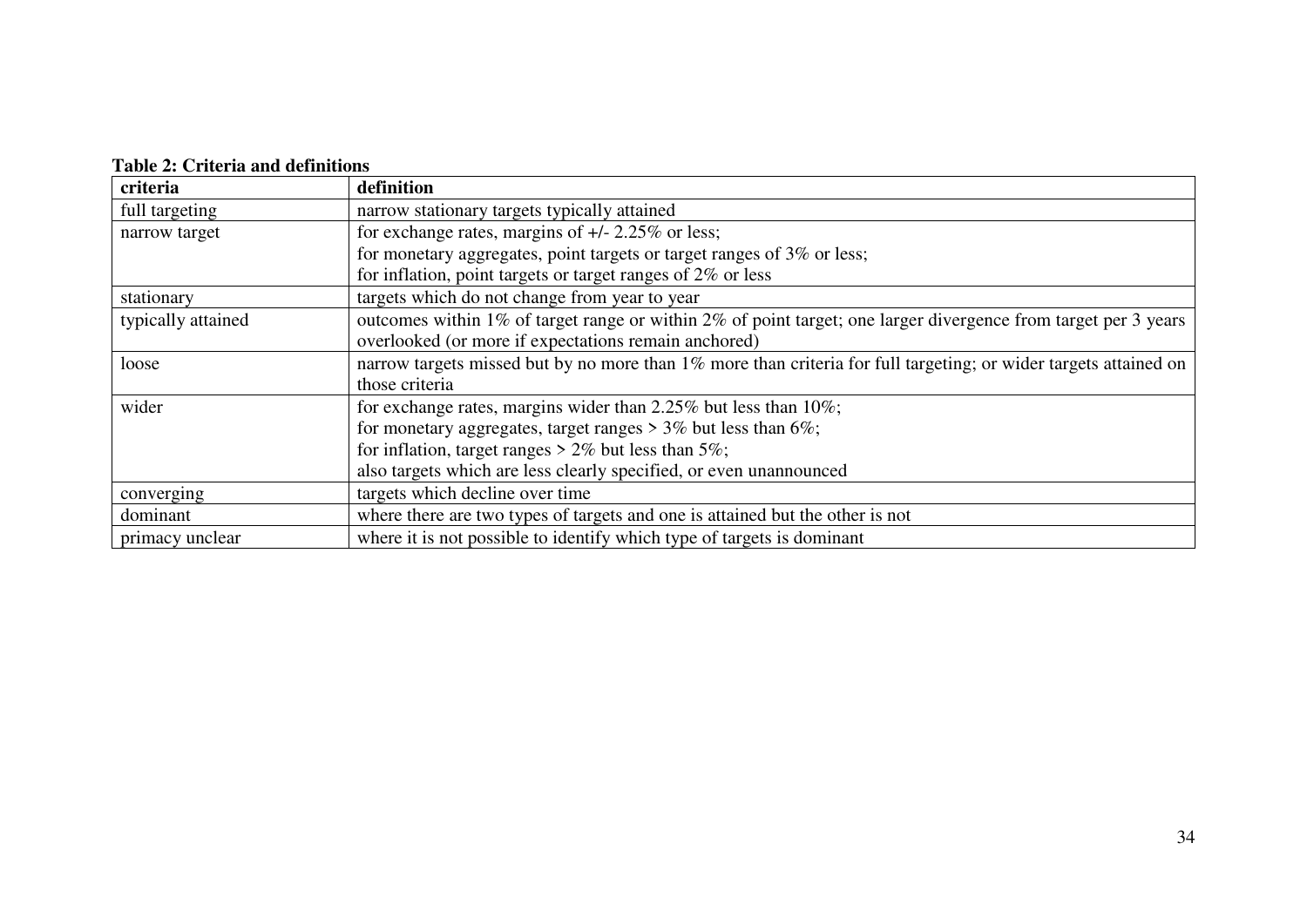**Table 2: Criteria and definitions**

| criteria | definition |
|---|---|
| full targeting | narrow stationary targets typically attained |
| narrow target | for exchange rates, margins of +/- 2.25% or less;<br>for monetary aggregates, point targets or target ranges of 3% or less;<br>for inflation, point targets or target ranges of 2% or less |
| stationary | targets which do not change from year to year |
| typically attained | outcomes within 1% of target range or within 2% of point target; one larger divergence from target per 3 years overlooked (or more if expectations remain anchored) |
| loose | narrow targets missed but by no more than 1% more than criteria for full targeting; or wider targets attained on those criteria |
| wider | for exchange rates, margins wider than 2.25% but less than 10%;<br>for monetary aggregates, target ranges > 3% but less than 6%;<br>for inflation, target ranges > 2% but less than 5%;<br>also targets which are less clearly specified, or even unannounced |
| converging | targets which decline over time |
| dominant | where there are two types of targets and one is attained but the other is not |
| primacy unclear | where it is not possible to identify which type of targets is dominant |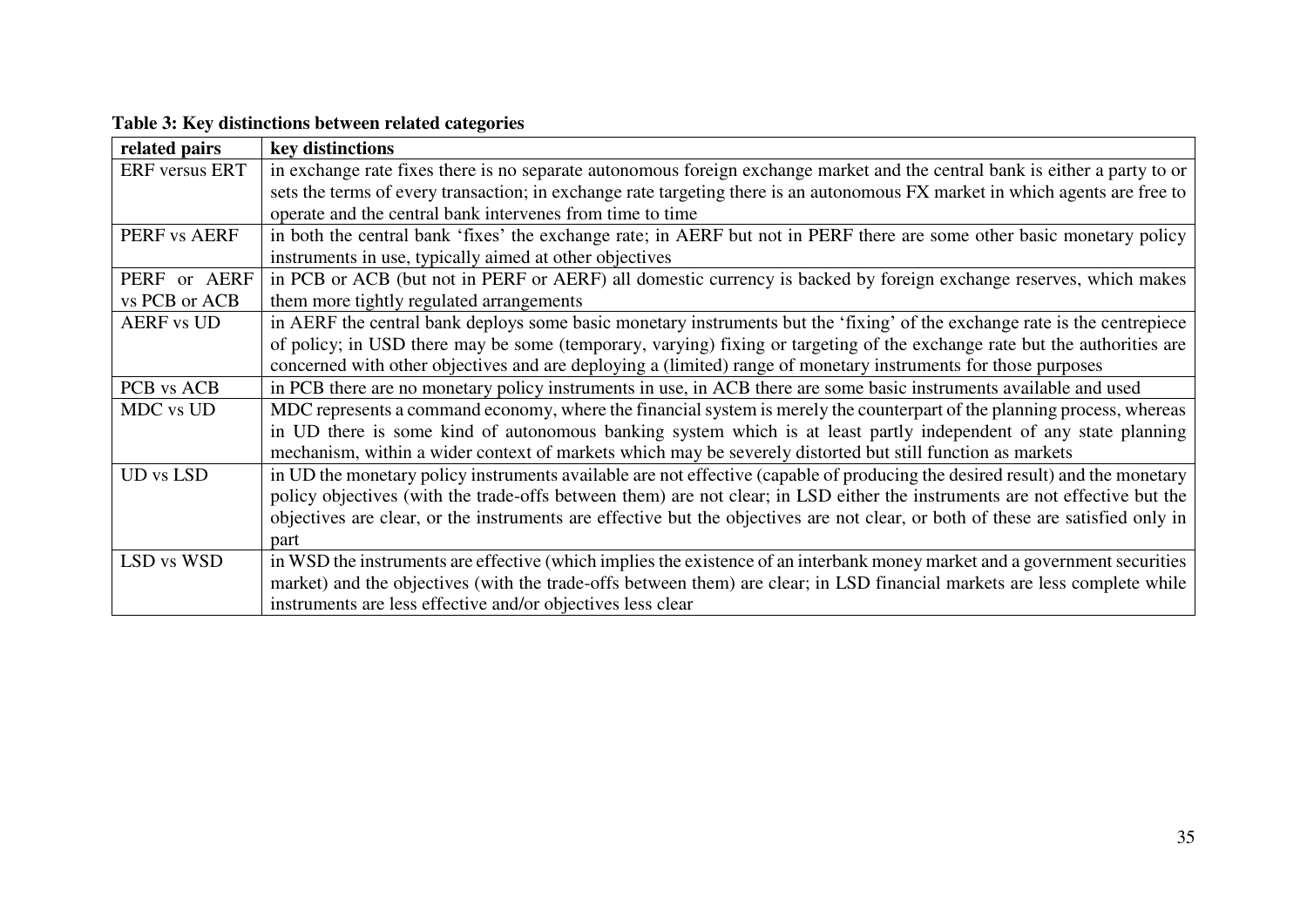**Table 3: Key distinctions between related categories**

| related pairs | key distinctions |
|---|---|
| ERF versus ERT | in exchange rate fixes there is no separate autonomous foreign exchange market and the central bank is either a party to or sets the terms of every transaction; in exchange rate targeting there is an autonomous FX market in which agents are free to operate and the central bank intervenes from time to time |
| PERF vs AERF | in both the central bank 'fixes' the exchange rate; in AERF but not in PERF there are some other basic monetary policy instruments in use, typically aimed at other objectives |
| PERF or AERF vs PCB or ACB | in PCB or ACB (but not in PERF or AERF) all domestic currency is backed by foreign exchange reserves, which makes them more tightly regulated arrangements |
| AERF vs UD | in AERF the central bank deploys some basic monetary instruments but the 'fixing' of the exchange rate is the centrepiece of policy; in USD there may be some (temporary, varying) fixing or targeting of the exchange rate but the authorities are concerned with other objectives and are deploying a (limited) range of monetary instruments for those purposes |
| PCB vs ACB | in PCB there are no monetary policy instruments in use, in ACB there are some basic instruments available and used |
| MDC vs UD | MDC represents a command economy, where the financial system is merely the counterpart of the planning process, whereas in UD there is some kind of autonomous banking system which is at least partly independent of any state planning mechanism, within a wider context of markets which may be severely distorted but still function as markets |
| UD vs LSD | in UD the monetary policy instruments available are not effective (capable of producing the desired result) and the monetary policy objectives (with the trade-offs between them) are not clear; in LSD either the instruments are not effective but the objectives are clear, or the instruments are effective but the objectives are not clear, or both of these are satisfied only in part |
| LSD vs WSD | in WSD the instruments are effective (which implies the existence of an interbank money market and a government securities market) and the objectives (with the trade-offs between them) are clear; in LSD financial markets are less complete while instruments are less effective and/or objectives less clear |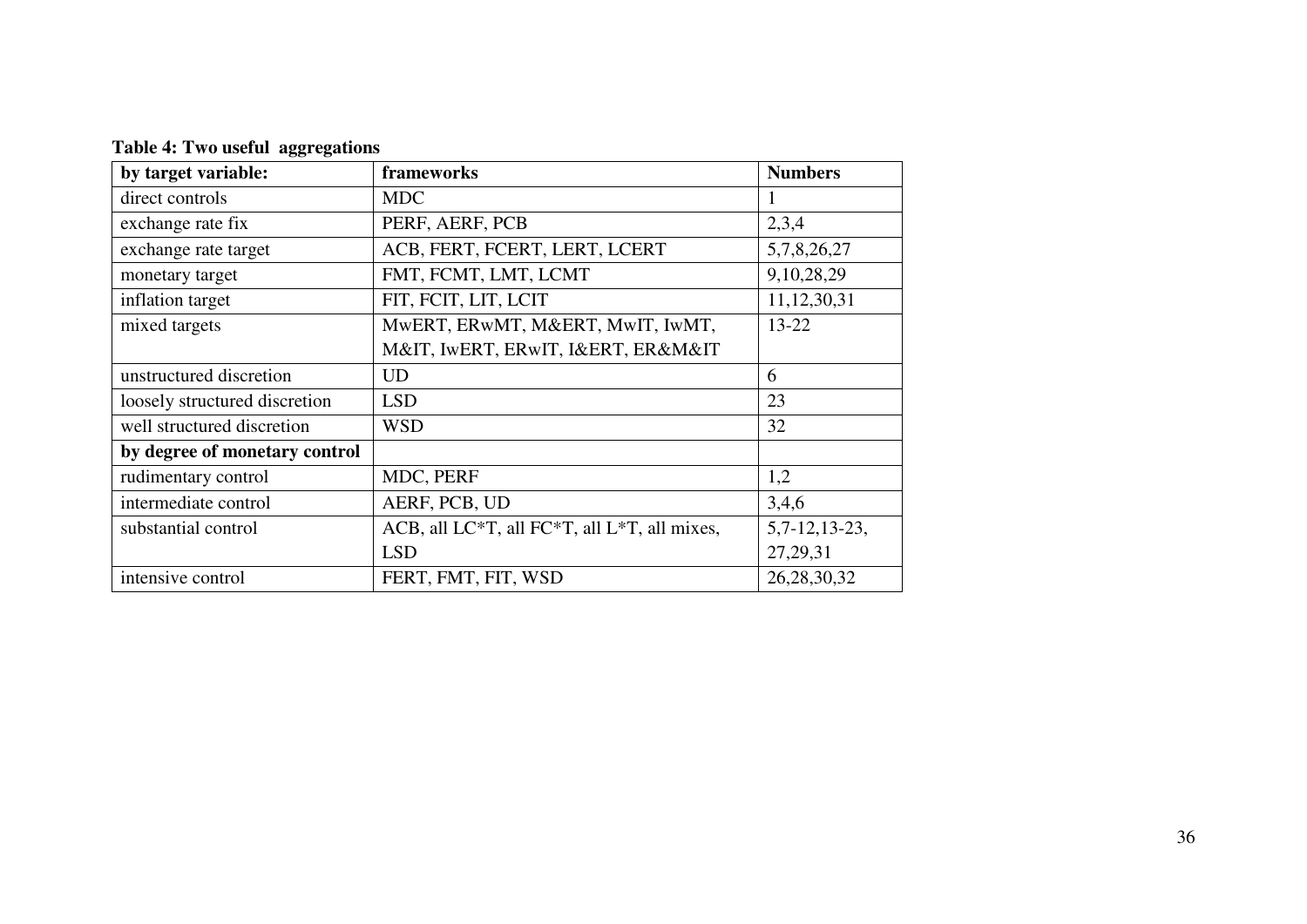**Table 4: Two useful aggregations**

| by target variable: | frameworks | Numbers |
|---|---|---|
| direct controls | MDC | 1 |
| exchange rate fix | PERF, AERF, PCB | 2,3,4 |
| exchange rate target | ACB, FERT, FCERT, LERT, LCERT | 5,7,8,26,27 |
| monetary target | FMT, FCMT, LMT, LCMT | 9,10,28,29 |
| inflation target | FIT, FCIT, LIT, LCIT | 11,12,30,31 |
| mixed targets | MwERT, ERwMT, M&ERT, MwIT, IwMT, M&IT, IwERT, ERwIT, I&ERT, ER&M&IT | 13-22 |
| unstructured discretion | UD | 6 |
| loosely structured discretion | LSD | 23 |
| well structured discretion | WSD | 32 |
| **by degree of monetary control** | | |
| rudimentary control | MDC, PERF | 1,2 |
| intermediate control | AERF, PCB, UD | 3,4,6 |
| substantial control | ACB, all LC*T, all FC*T, all L*T, all mixes, LSD | 5,7-12,13-23, 27,29,31 |
| intensive control | FERT, FMT, FIT, WSD | 26,28,30,32 |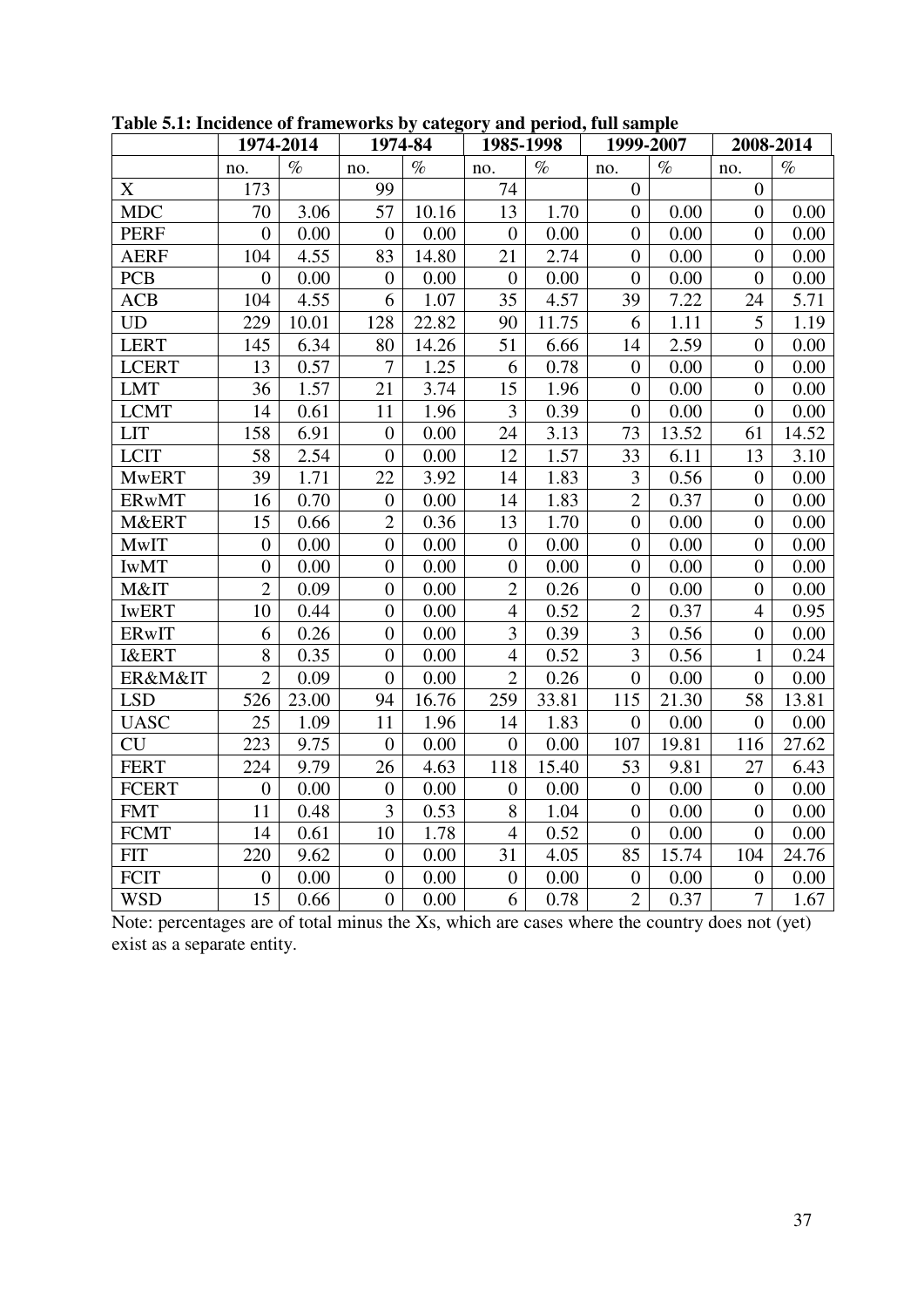**Table 5.1: Incidence of frameworks by category and period, full sample**

| | 1974-2014 | | 1974-84 | | 1985-1998 | | 1999-2007 | | 2008-2014 | |
|---|---|---|---|---|---|---|---|---|---|---|
| | no. | % | no. | % | no. | % | no. | % | no. | % |
| X | 173 | | 99 | | 74 | | 0 | | 0 | |
| MDC | 70 | 3.06 | 57 | 10.16 | 13 | 1.70 | 0 | 0.00 | 0 | 0.00 |
| PERF | 0 | 0.00 | 0 | 0.00 | 0 | 0.00 | 0 | 0.00 | 0 | 0.00 |
| AERF | 104 | 4.55 | 83 | 14.80 | 21 | 2.74 | 0 | 0.00 | 0 | 0.00 |
| PCB | 0 | 0.00 | 0 | 0.00 | 0 | 0.00 | 0 | 0.00 | 0 | 0.00 |
| ACB | 104 | 4.55 | 6 | 1.07 | 35 | 4.57 | 39 | 7.22 | 24 | 5.71 |
| UD | 229 | 10.01 | 128 | 22.82 | 90 | 11.75 | 6 | 1.11 | 5 | 1.19 |
| LERT | 145 | 6.34 | 80 | 14.26 | 51 | 6.66 | 14 | 2.59 | 0 | 0.00 |
| LCERT | 13 | 0.57 | 7 | 1.25 | 6 | 0.78 | 0 | 0.00 | 0 | 0.00 |
| LMT | 36 | 1.57 | 21 | 3.74 | 15 | 1.96 | 0 | 0.00 | 0 | 0.00 |
| LCMT | 14 | 0.61 | 11 | 1.96 | 3 | 0.39 | 0 | 0.00 | 0 | 0.00 |
| LIT | 158 | 6.91 | 0 | 0.00 | 24 | 3.13 | 73 | 13.52 | 61 | 14.52 |
| LCIT | 58 | 2.54 | 0 | 0.00 | 12 | 1.57 | 33 | 6.11 | 13 | 3.10 |
| MwERT | 39 | 1.71 | 22 | 3.92 | 14 | 1.83 | 3 | 0.56 | 0 | 0.00 |
| ERwMT | 16 | 0.70 | 0 | 0.00 | 14 | 1.83 | 2 | 0.37 | 0 | 0.00 |
| M&ERT | 15 | 0.66 | 2 | 0.36 | 13 | 1.70 | 0 | 0.00 | 0 | 0.00 |
| MwIT | 0 | 0.00 | 0 | 0.00 | 0 | 0.00 | 0 | 0.00 | 0 | 0.00 |
| IwMT | 0 | 0.00 | 0 | 0.00 | 0 | 0.00 | 0 | 0.00 | 0 | 0.00 |
| M&IT | 2 | 0.09 | 0 | 0.00 | 2 | 0.26 | 0 | 0.00 | 0 | 0.00 |
| IwERT | 10 | 0.44 | 0 | 0.00 | 4 | 0.52 | 2 | 0.37 | 4 | 0.95 |
| ERwIT | 6 | 0.26 | 0 | 0.00 | 3 | 0.39 | 3 | 0.56 | 0 | 0.00 |
| I&ERT | 8 | 0.35 | 0 | 0.00 | 4 | 0.52 | 3 | 0.56 | 1 | 0.24 |
| ER&M&IT | 2 | 0.09 | 0 | 0.00 | 2 | 0.26 | 0 | 0.00 | 0 | 0.00 |
| LSD | 526 | 23.00 | 94 | 16.76 | 259 | 33.81 | 115 | 21.30 | 58 | 13.81 |
| UASC | 25 | 1.09 | 11 | 1.96 | 14 | 1.83 | 0 | 0.00 | 0 | 0.00 |
| CU | 223 | 9.75 | 0 | 0.00 | 0 | 0.00 | 107 | 19.81 | 116 | 27.62 |
| FERT | 224 | 9.79 | 26 | 4.63 | 118 | 15.40 | 53 | 9.81 | 27 | 6.43 |
| FCERT | 0 | 0.00 | 0 | 0.00 | 0 | 0.00 | 0 | 0.00 | 0 | 0.00 |
| FMT | 11 | 0.48 | 3 | 0.53 | 8 | 1.04 | 0 | 0.00 | 0 | 0.00 |
| FCMT | 14 | 0.61 | 10 | 1.78 | 4 | 0.52 | 0 | 0.00 | 0 | 0.00 |
| FIT | 220 | 9.62 | 0 | 0.00 | 31 | 4.05 | 85 | 15.74 | 104 | 24.76 |
| FCIT | 0 | 0.00 | 0 | 0.00 | 0 | 0.00 | 0 | 0.00 | 0 | 0.00 |
| WSD | 15 | 0.66 | 0 | 0.00 | 6 | 0.78 | 2 | 0.37 | 7 | 1.67 |

Note: percentages are of total minus the Xs, which are cases where the country does not (yet) exist as a separate entity.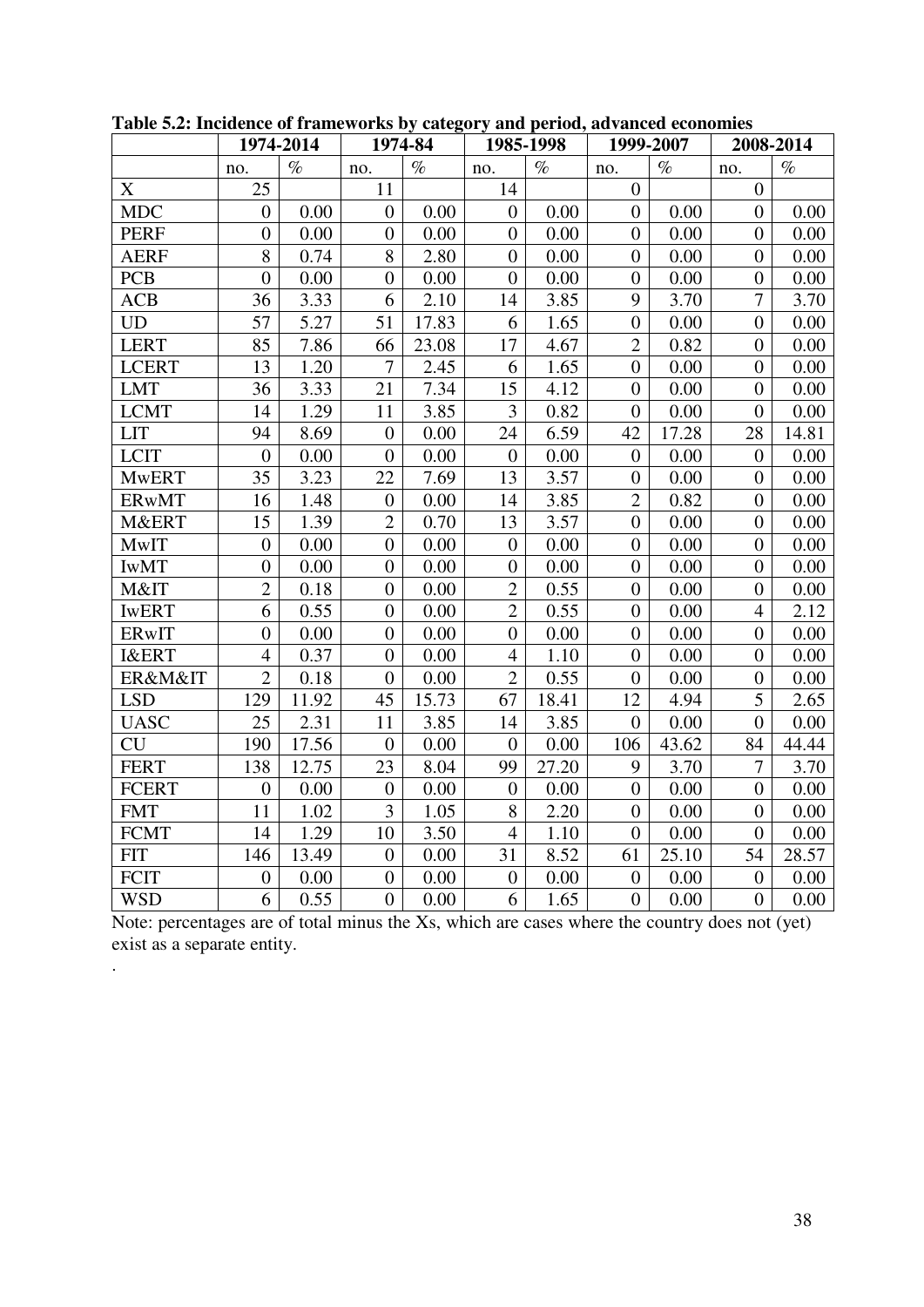**Table 5.2: Incidence of frameworks by category and period, advanced economies**

| | 1974-2014 | | 1974-84 | | 1985-1998 | | 1999-2007 | | 2008-2014 | |
|---|---|---|---|---|---|---|---|---|---|---|
| | no. | % | no. | % | no. | % | no. | % | no. | % |
| X | 25 | | 11 | | 14 | | 0 | | 0 | |
| MDC | 0 | 0.00 | 0 | 0.00 | 0 | 0.00 | 0 | 0.00 | 0 | 0.00 |
| PERF | 0 | 0.00 | 0 | 0.00 | 0 | 0.00 | 0 | 0.00 | 0 | 0.00 |
| AERF | 8 | 0.74 | 8 | 2.80 | 0 | 0.00 | 0 | 0.00 | 0 | 0.00 |
| PCB | 0 | 0.00 | 0 | 0.00 | 0 | 0.00 | 0 | 0.00 | 0 | 0.00 |
| ACB | 36 | 3.33 | 6 | 2.10 | 14 | 3.85 | 9 | 3.70 | 7 | 3.70 |
| UD | 57 | 5.27 | 51 | 17.83 | 6 | 1.65 | 0 | 0.00 | 0 | 0.00 |
| LERT | 85 | 7.86 | 66 | 23.08 | 17 | 4.67 | 2 | 0.82 | 0 | 0.00 |
| LCERT | 13 | 1.20 | 7 | 2.45 | 6 | 1.65 | 0 | 0.00 | 0 | 0.00 |
| LMT | 36 | 3.33 | 21 | 7.34 | 15 | 4.12 | 0 | 0.00 | 0 | 0.00 |
| LCMT | 14 | 1.29 | 11 | 3.85 | 3 | 0.82 | 0 | 0.00 | 0 | 0.00 |
| LIT | 94 | 8.69 | 0 | 0.00 | 24 | 6.59 | 42 | 17.28 | 28 | 14.81 |
| LCIT | 0 | 0.00 | 0 | 0.00 | 0 | 0.00 | 0 | 0.00 | 0 | 0.00 |
| MwERT | 35 | 3.23 | 22 | 7.69 | 13 | 3.57 | 0 | 0.00 | 0 | 0.00 |
| ERwMT | 16 | 1.48 | 0 | 0.00 | 14 | 3.85 | 2 | 0.82 | 0 | 0.00 |
| M&ERT | 15 | 1.39 | 2 | 0.70 | 13 | 3.57 | 0 | 0.00 | 0 | 0.00 |
| MwIT | 0 | 0.00 | 0 | 0.00 | 0 | 0.00 | 0 | 0.00 | 0 | 0.00 |
| IwMT | 0 | 0.00 | 0 | 0.00 | 0 | 0.00 | 0 | 0.00 | 0 | 0.00 |
| M&IT | 2 | 0.18 | 0 | 0.00 | 2 | 0.55 | 0 | 0.00 | 0 | 0.00 |
| IwERT | 6 | 0.55 | 0 | 0.00 | 2 | 0.55 | 0 | 0.00 | 4 | 2.12 |
| ERwIT | 0 | 0.00 | 0 | 0.00 | 0 | 0.00 | 0 | 0.00 | 0 | 0.00 |
| I&ERT | 4 | 0.37 | 0 | 0.00 | 4 | 1.10 | 0 | 0.00 | 0 | 0.00 |
| ER&M&IT | 2 | 0.18 | 0 | 0.00 | 2 | 0.55 | 0 | 0.00 | 0 | 0.00 |
| LSD | 129 | 11.92 | 45 | 15.73 | 67 | 18.41 | 12 | 4.94 | 5 | 2.65 |
| UASC | 25 | 2.31 | 11 | 3.85 | 14 | 3.85 | 0 | 0.00 | 0 | 0.00 |
| CU | 190 | 17.56 | 0 | 0.00 | 0 | 0.00 | 106 | 43.62 | 84 | 44.44 |
| FERT | 138 | 12.75 | 23 | 8.04 | 99 | 27.20 | 9 | 3.70 | 7 | 3.70 |
| FCERT | 0 | 0.00 | 0 | 0.00 | 0 | 0.00 | 0 | 0.00 | 0 | 0.00 |
| FMT | 11 | 1.02 | 3 | 1.05 | 8 | 2.20 | 0 | 0.00 | 0 | 0.00 |
| FCMT | 14 | 1.29 | 10 | 3.50 | 4 | 1.10 | 0 | 0.00 | 0 | 0.00 |
| FIT | 146 | 13.49 | 0 | 0.00 | 31 | 8.52 | 61 | 25.10 | 54 | 28.57 |
| FCIT | 0 | 0.00 | 0 | 0.00 | 0 | 0.00 | 0 | 0.00 | 0 | 0.00 |
| WSD | 6 | 0.55 | 0 | 0.00 | 6 | 1.65 | 0 | 0.00 | 0 | 0.00 |

Note: percentages are of total minus the Xs, which are cases where the country does not (yet) exist as a separate entity.

.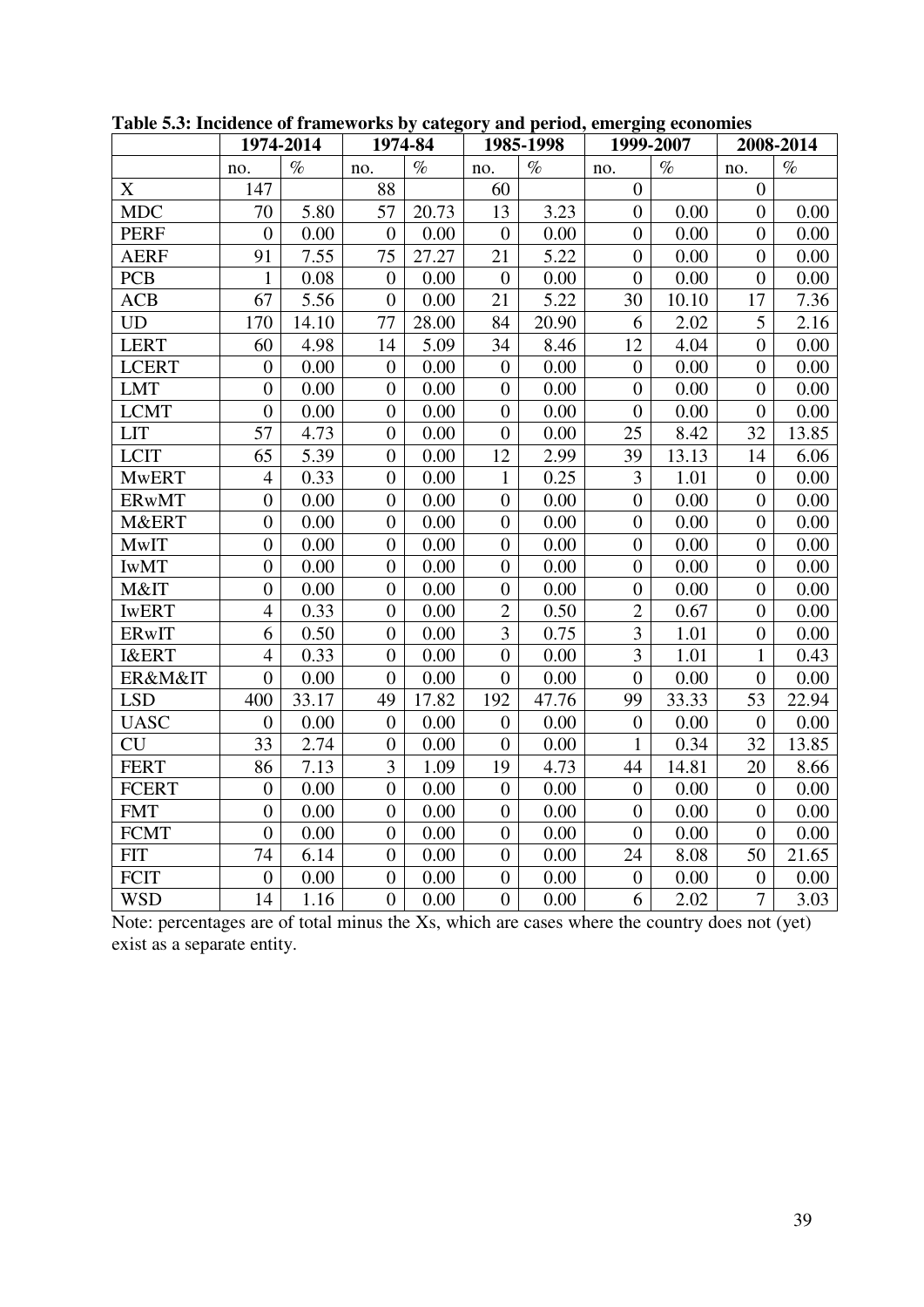**Table 5.3: Incidence of frameworks by category and period, emerging economies**

| | 1974-2014 | | 1974-84 | | 1985-1998 | | 1999-2007 | | 2008-2014 | |
|---|---|---|---|---|---|---|---|---|---|---|
| | no. | % | no. | % | no. | % | no. | % | no. | % |
| X | 147 | | 88 | | 60 | | 0 | | 0 | |
| MDC | 70 | 5.80 | 57 | 20.73 | 13 | 3.23 | 0 | 0.00 | 0 | 0.00 |
| PERF | 0 | 0.00 | 0 | 0.00 | 0 | 0.00 | 0 | 0.00 | 0 | 0.00 |
| AERF | 91 | 7.55 | 75 | 27.27 | 21 | 5.22 | 0 | 0.00 | 0 | 0.00 |
| PCB | 1 | 0.08 | 0 | 0.00 | 0 | 0.00 | 0 | 0.00 | 0 | 0.00 |
| ACB | 67 | 5.56 | 0 | 0.00 | 21 | 5.22 | 30 | 10.10 | 17 | 7.36 |
| UD | 170 | 14.10 | 77 | 28.00 | 84 | 20.90 | 6 | 2.02 | 5 | 2.16 |
| LERT | 60 | 4.98 | 14 | 5.09 | 34 | 8.46 | 12 | 4.04 | 0 | 0.00 |
| LCERT | 0 | 0.00 | 0 | 0.00 | 0 | 0.00 | 0 | 0.00 | 0 | 0.00 |
| LMT | 0 | 0.00 | 0 | 0.00 | 0 | 0.00 | 0 | 0.00 | 0 | 0.00 |
| LCMT | 0 | 0.00 | 0 | 0.00 | 0 | 0.00 | 0 | 0.00 | 0 | 0.00 |
| LIT | 57 | 4.73 | 0 | 0.00 | 0 | 0.00 | 25 | 8.42 | 32 | 13.85 |
| LCIT | 65 | 5.39 | 0 | 0.00 | 12 | 2.99 | 39 | 13.13 | 14 | 6.06 |
| MwERT | 4 | 0.33 | 0 | 0.00 | 1 | 0.25 | 3 | 1.01 | 0 | 0.00 |
| ERwMT | 0 | 0.00 | 0 | 0.00 | 0 | 0.00 | 0 | 0.00 | 0 | 0.00 |
| M&ERT | 0 | 0.00 | 0 | 0.00 | 0 | 0.00 | 0 | 0.00 | 0 | 0.00 |
| MwIT | 0 | 0.00 | 0 | 0.00 | 0 | 0.00 | 0 | 0.00 | 0 | 0.00 |
| IwMT | 0 | 0.00 | 0 | 0.00 | 0 | 0.00 | 0 | 0.00 | 0 | 0.00 |
| M&IT | 0 | 0.00 | 0 | 0.00 | 0 | 0.00 | 0 | 0.00 | 0 | 0.00 |
| IwERT | 4 | 0.33 | 0 | 0.00 | 2 | 0.50 | 2 | 0.67 | 0 | 0.00 |
| ERwIT | 6 | 0.50 | 0 | 0.00 | 3 | 0.75 | 3 | 1.01 | 0 | 0.00 |
| I&ERT | 4 | 0.33 | 0 | 0.00 | 0 | 0.00 | 3 | 1.01 | 1 | 0.43 |
| ER&M&IT | 0 | 0.00 | 0 | 0.00 | 0 | 0.00 | 0 | 0.00 | 0 | 0.00 |
| LSD | 400 | 33.17 | 49 | 17.82 | 192 | 47.76 | 99 | 33.33 | 53 | 22.94 |
| UASC | 0 | 0.00 | 0 | 0.00 | 0 | 0.00 | 0 | 0.00 | 0 | 0.00 |
| CU | 33 | 2.74 | 0 | 0.00 | 0 | 0.00 | 1 | 0.34 | 32 | 13.85 |
| FERT | 86 | 7.13 | 3 | 1.09 | 19 | 4.73 | 44 | 14.81 | 20 | 8.66 |
| FCERT | 0 | 0.00 | 0 | 0.00 | 0 | 0.00 | 0 | 0.00 | 0 | 0.00 |
| FMT | 0 | 0.00 | 0 | 0.00 | 0 | 0.00 | 0 | 0.00 | 0 | 0.00 |
| FCMT | 0 | 0.00 | 0 | 0.00 | 0 | 0.00 | 0 | 0.00 | 0 | 0.00 |
| FIT | 74 | 6.14 | 0 | 0.00 | 0 | 0.00 | 24 | 8.08 | 50 | 21.65 |
| FCIT | 0 | 0.00 | 0 | 0.00 | 0 | 0.00 | 0 | 0.00 | 0 | 0.00 |
| WSD | 14 | 1.16 | 0 | 0.00 | 0 | 0.00 | 6 | 2.02 | 7 | 3.03 |

Note: percentages are of total minus the Xs, which are cases where the country does not (yet) exist as a separate entity.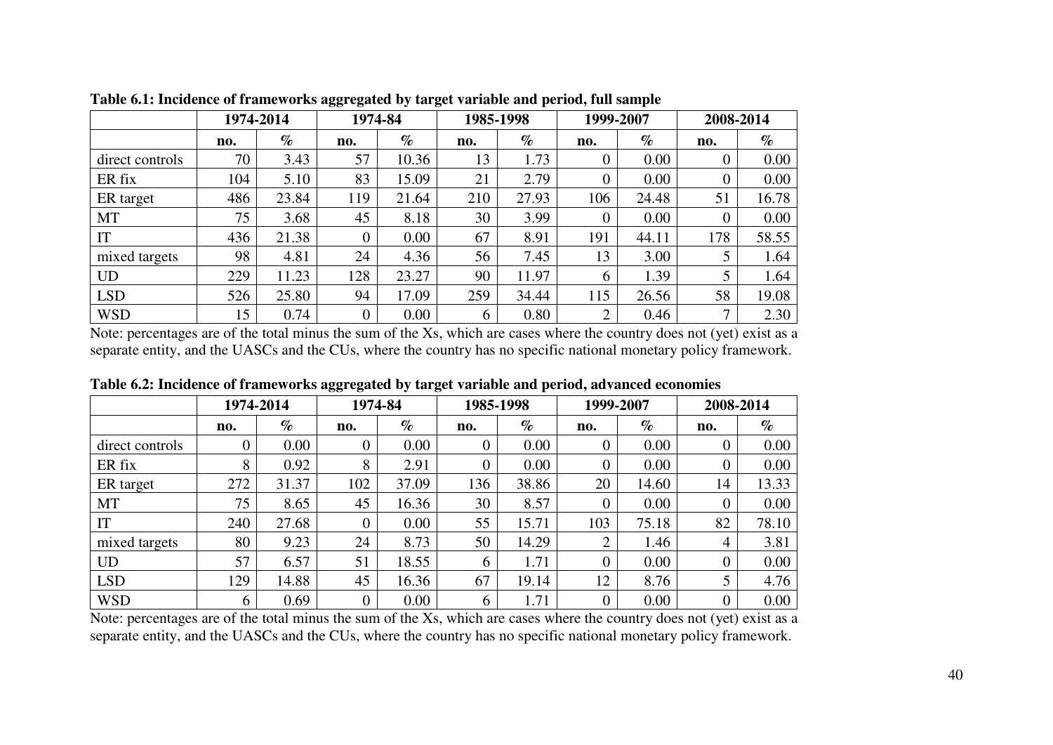**Table 6.1: Incidence of frameworks aggregated by target variable and period, full sample**

| | 1974-2014 | | 1974-84 | | 1985-1998 | | 1999-2007 | | 2008-2014 | |
|---|---|---|---|---|---|---|---|---|---|---|
| | **no.** | **%** | **no.** | **%** | **no.** | **%** | **no.** | **%** | **no.** | **%** |
| direct controls | 70 | 3.43 | 57 | 10.36 | 13 | 1.73 | 0 | 0.00 | 0 | 0.00 |
| ER fix | 104 | 5.10 | 83 | 15.09 | 21 | 2.79 | 0 | 0.00 | 0 | 0.00 |
| ER target | 486 | 23.84 | 119 | 21.64 | 210 | 27.93 | 106 | 24.48 | 51 | 16.78 |
| MT | 75 | 3.68 | 45 | 8.18 | 30 | 3.99 | 0 | 0.00 | 0 | 0.00 |
| IT | 436 | 21.38 | 0 | 0.00 | 67 | 8.91 | 191 | 44.11 | 178 | 58.55 |
| mixed targets | 98 | 4.81 | 24 | 4.36 | 56 | 7.45 | 13 | 3.00 | 5 | 1.64 |
| UD | 229 | 11.23 | 128 | 23.27 | 90 | 11.97 | 6 | 1.39 | 5 | 1.64 |
| LSD | 526 | 25.80 | 94 | 17.09 | 259 | 34.44 | 115 | 26.56 | 58 | 19.08 |
| WSD | 15 | 0.74 | 0 | 0.00 | 6 | 0.80 | 2 | 0.46 | 7 | 2.30 |

Note: percentages are of the total minus the sum of the Xs, which are cases where the country does not (yet) exist as a separate entity, and the UASCs and the CUs, where the country has no specific national monetary policy framework.

**Table 6.2: Incidence of frameworks aggregated by target variable and period, advanced economies**

| | 1974-2014 | | 1974-84 | | 1985-1998 | | 1999-2007 | | 2008-2014 | |
|---|---|---|---|---|---|---|---|---|---|---|
| | **no.** | **%** | **no.** | **%** | **no.** | **%** | **no.** | **%** | **no.** | **%** |
| direct controls | 0 | 0.00 | 0 | 0.00 | 0 | 0.00 | 0 | 0.00 | 0 | 0.00 |
| ER fix | 8 | 0.92 | 8 | 2.91 | 0 | 0.00 | 0 | 0.00 | 0 | 0.00 |
| ER target | 272 | 31.37 | 102 | 37.09 | 136 | 38.86 | 20 | 14.60 | 14 | 13.33 |
| MT | 75 | 8.65 | 45 | 16.36 | 30 | 8.57 | 0 | 0.00 | 0 | 0.00 |
| IT | 240 | 27.68 | 0 | 0.00 | 55 | 15.71 | 103 | 75.18 | 82 | 78.10 |
| mixed targets | 80 | 9.23 | 24 | 8.73 | 50 | 14.29 | 2 | 1.46 | 4 | 3.81 |
| UD | 57 | 6.57 | 51 | 18.55 | 6 | 1.71 | 0 | 0.00 | 0 | 0.00 |
| LSD | 129 | 14.88 | 45 | 16.36 | 67 | 19.14 | 12 | 8.76 | 5 | 4.76 |
| WSD | 6 | 0.69 | 0 | 0.00 | 6 | 1.71 | 0 | 0.00 | 0 | 0.00 |

Note: percentages are of the total minus the sum of the Xs, which are cases where the country does not (yet) exist as a separate entity, and the UASCs and the CUs, where the country has no specific national monetary policy framework.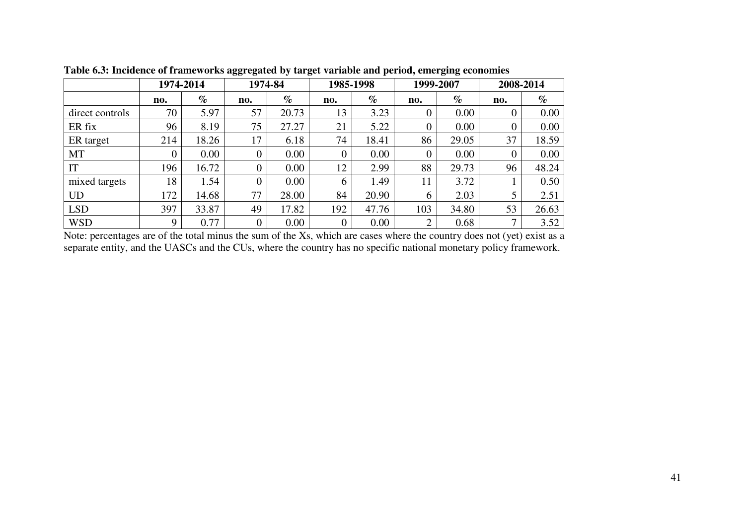**Table 6.3: Incidence of frameworks aggregated by target variable and period, emerging economies**

| | 1974-2014 | | 1974-84 | | 1985-1998 | | 1999-2007 | | 2008-2014 | |
|---|---|---|---|---|---|---|---|---|---|---|
| | **no.** | **%** | **no.** | **%** | **no.** | **%** | **no.** | **%** | **no.** | **%** |
| direct controls | 70 | 5.97 | 57 | 20.73 | 13 | 3.23 | 0 | 0.00 | 0 | 0.00 |
| ER fix | 96 | 8.19 | 75 | 27.27 | 21 | 5.22 | 0 | 0.00 | 0 | 0.00 |
| ER target | 214 | 18.26 | 17 | 6.18 | 74 | 18.41 | 86 | 29.05 | 37 | 18.59 |
| MT | 0 | 0.00 | 0 | 0.00 | 0 | 0.00 | 0 | 0.00 | 0 | 0.00 |
| IT | 196 | 16.72 | 0 | 0.00 | 12 | 2.99 | 88 | 29.73 | 96 | 48.24 |
| mixed targets | 18 | 1.54 | 0 | 0.00 | 6 | 1.49 | 11 | 3.72 | 1 | 0.50 |
| UD | 172 | 14.68 | 77 | 28.00 | 84 | 20.90 | 6 | 2.03 | 5 | 2.51 |
| LSD | 397 | 33.87 | 49 | 17.82 | 192 | 47.76 | 103 | 34.80 | 53 | 26.63 |
| WSD | 9 | 0.77 | 0 | 0.00 | 0 | 0.00 | 2 | 0.68 | 7 | 3.52 |

Note: percentages are of the total minus the sum of the Xs, which are cases where the country does not (yet) exist as a separate entity, and the UASCs and the CUs, where the country has no specific national monetary policy framework.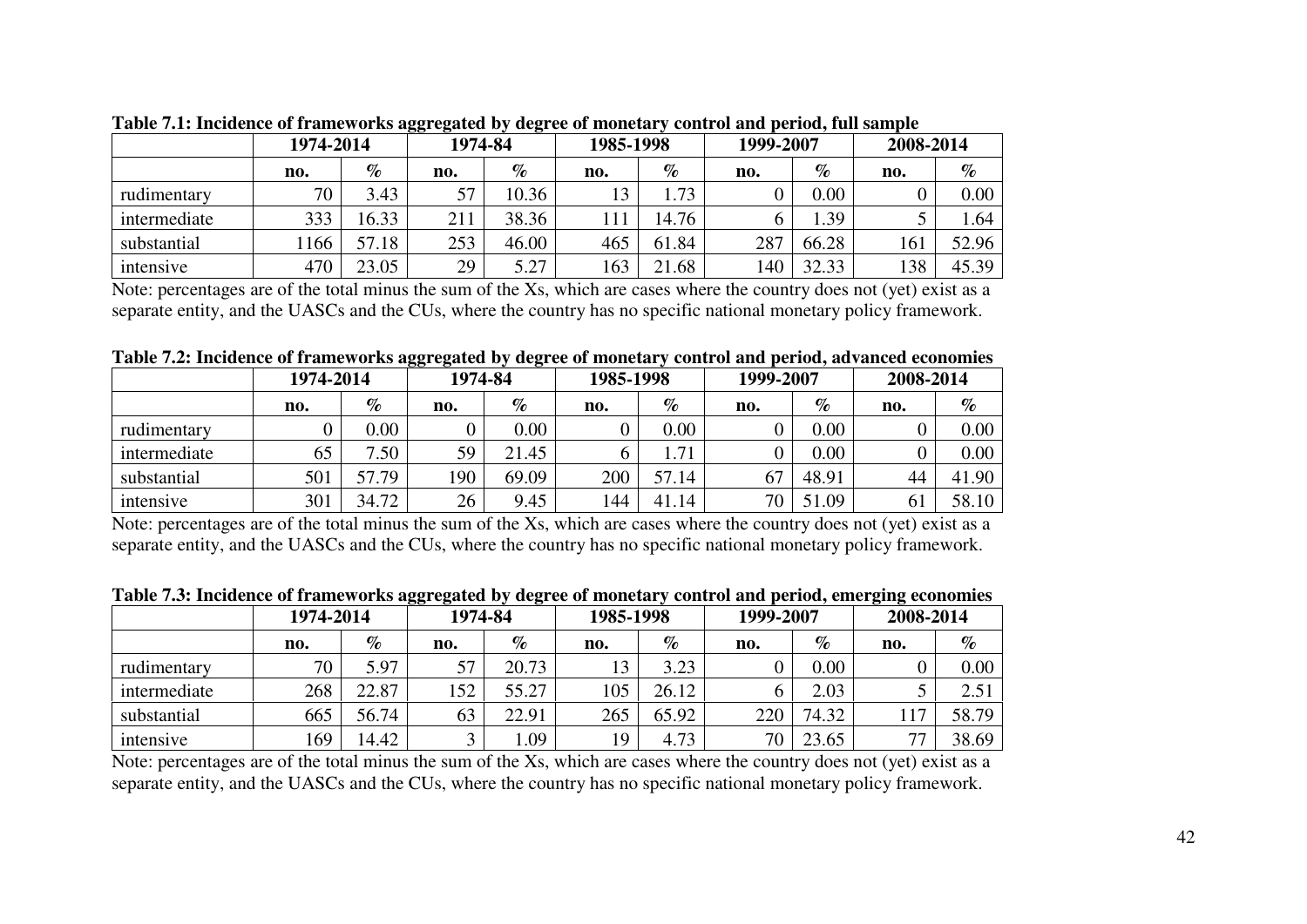**Table 7.1: Incidence of frameworks aggregated by degree of monetary control and period, full sample**

| | 1974-2014 | | 1974-84 | | 1985-1998 | | 1999-2007 | | 2008-2014 | |
|---|---|---|---|---|---|---|---|---|---|---|
| | no. | % | no. | % | no. | % | no. | % | no. | % |
| rudimentary | 70 | 3.43 | 57 | 10.36 | 13 | 1.73 | 0 | 0.00 | 0 | 0.00 |
| intermediate | 333 | 16.33 | 211 | 38.36 | 111 | 14.76 | 6 | 1.39 | 5 | 1.64 |
| substantial | 1166 | 57.18 | 253 | 46.00 | 465 | 61.84 | 287 | 66.28 | 161 | 52.96 |
| intensive | 470 | 23.05 | 29 | 5.27 | 163 | 21.68 | 140 | 32.33 | 138 | 45.39 |

Note: percentages are of the total minus the sum of the Xs, which are cases where the country does not (yet) exist as a separate entity, and the UASCs and the CUs, where the country has no specific national monetary policy framework.

**Table 7.2: Incidence of frameworks aggregated by degree of monetary control and period, advanced economies**

| | 1974-2014 | | 1974-84 | | 1985-1998 | | 1999-2007 | | 2008-2014 | |
|---|---|---|---|---|---|---|---|---|---|---|
| | no. | % | no. | % | no. | % | no. | % | no. | % |
| rudimentary | 0 | 0.00 | 0 | 0.00 | 0 | 0.00 | 0 | 0.00 | 0 | 0.00 |
| intermediate | 65 | 7.50 | 59 | 21.45 | 6 | 1.71 | 0 | 0.00 | 0 | 0.00 |
| substantial | 501 | 57.79 | 190 | 69.09 | 200 | 57.14 | 67 | 48.91 | 44 | 41.90 |
| intensive | 301 | 34.72 | 26 | 9.45 | 144 | 41.14 | 70 | 51.09 | 61 | 58.10 |

Note: percentages are of the total minus the sum of the Xs, which are cases where the country does not (yet) exist as a separate entity, and the UASCs and the CUs, where the country has no specific national monetary policy framework.

**Table 7.3: Incidence of frameworks aggregated by degree of monetary control and period, emerging economies**

| | 1974-2014 | | 1974-84 | | 1985-1998 | | 1999-2007 | | 2008-2014 | |
|---|---|---|---|---|---|---|---|---|---|---|
| | no. | % | no. | % | no. | % | no. | % | no. | % |
| rudimentary | 70 | 5.97 | 57 | 20.73 | 13 | 3.23 | 0 | 0.00 | 0 | 0.00 |
| intermediate | 268 | 22.87 | 152 | 55.27 | 105 | 26.12 | 6 | 2.03 | 5 | 2.51 |
| substantial | 665 | 56.74 | 63 | 22.91 | 265 | 65.92 | 220 | 74.32 | 117 | 58.79 |
| intensive | 169 | 14.42 | 3 | 1.09 | 19 | 4.73 | 70 | 23.65 | 77 | 38.69 |

Note: percentages are of the total minus the sum of the Xs, which are cases where the country does not (yet) exist as a separate entity, and the UASCs and the CUs, where the country has no specific national monetary policy framework.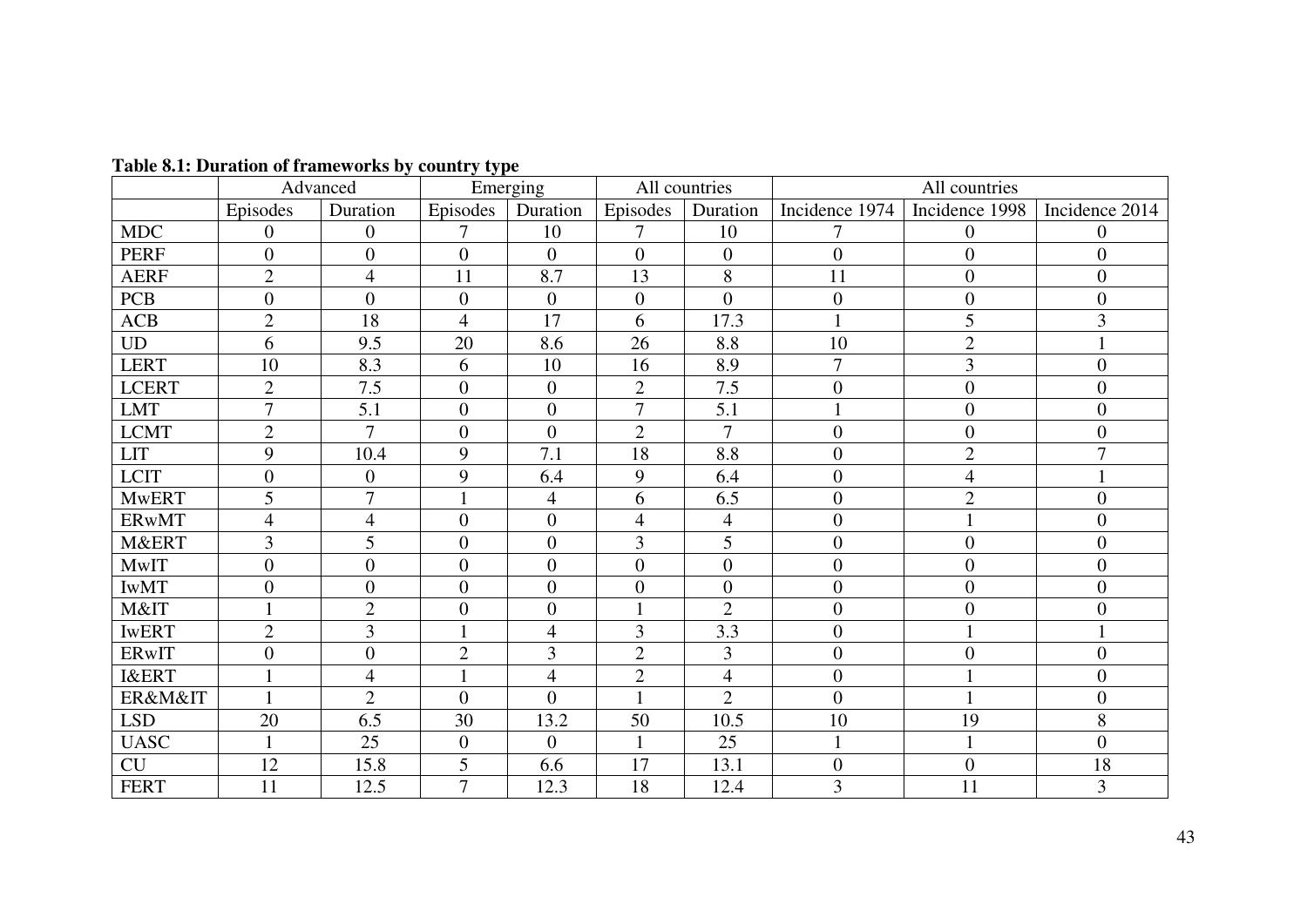**Table 8.1: Duration of frameworks by country type**

| | Advanced | | Emerging | | All countries | | All countries | | |
|---|---|---|---|---|---|---|---|---|---|
| | Episodes | Duration | Episodes | Duration | Episodes | Duration | Incidence 1974 | Incidence 1998 | Incidence 2014 |
| MDC | 0 | 0 | 7 | 10 | 7 | 10 | 7 | 0 | 0 |
| PERF | 0 | 0 | 0 | 0 | 0 | 0 | 0 | 0 | 0 |
| AERF | 2 | 4 | 11 | 8.7 | 13 | 8 | 11 | 0 | 0 |
| PCB | 0 | 0 | 0 | 0 | 0 | 0 | 0 | 0 | 0 |
| ACB | 2 | 18 | 4 | 17 | 6 | 17.3 | 1 | 5 | 3 |
| UD | 6 | 9.5 | 20 | 8.6 | 26 | 8.8 | 10 | 2 | 1 |
| LERT | 10 | 8.3 | 6 | 10 | 16 | 8.9 | 7 | 3 | 0 |
| LCERT | 2 | 7.5 | 0 | 0 | 2 | 7.5 | 0 | 0 | 0 |
| LMT | 7 | 5.1 | 0 | 0 | 7 | 5.1 | 1 | 0 | 0 |
| LCMT | 2 | 7 | 0 | 0 | 2 | 7 | 0 | 0 | 0 |
| LIT | 9 | 10.4 | 9 | 7.1 | 18 | 8.8 | 0 | 2 | 7 |
| LCIT | 0 | 0 | 9 | 6.4 | 9 | 6.4 | 0 | 4 | 1 |
| MwERT | 5 | 7 | 1 | 4 | 6 | 6.5 | 0 | 2 | 0 |
| ERwMT | 4 | 4 | 0 | 0 | 4 | 4 | 0 | 1 | 0 |
| M&ERT | 3 | 5 | 0 | 0 | 3 | 5 | 0 | 0 | 0 |
| MwIT | 0 | 0 | 0 | 0 | 0 | 0 | 0 | 0 | 0 |
| IwMT | 0 | 0 | 0 | 0 | 0 | 0 | 0 | 0 | 0 |
| M&IT | 1 | 2 | 0 | 0 | 1 | 2 | 0 | 0 | 0 |
| IwERT | 2 | 3 | 1 | 4 | 3 | 3.3 | 0 | 1 | 1 |
| ERwIT | 0 | 0 | 2 | 3 | 2 | 3 | 0 | 0 | 0 |
| I&ERT | 1 | 4 | 1 | 4 | 2 | 4 | 0 | 1 | 0 |
| ER&M&IT | 1 | 2 | 0 | 0 | 1 | 2 | 0 | 1 | 0 |
| LSD | 20 | 6.5 | 30 | 13.2 | 50 | 10.5 | 10 | 19 | 8 |
| UASC | 1 | 25 | 0 | 0 | 1 | 25 | 1 | 1 | 0 |
| CU | 12 | 15.8 | 5 | 6.6 | 17 | 13.1 | 0 | 0 | 18 |
| FERT | 11 | 12.5 | 7 | 12.3 | 18 | 12.4 | 3 | 11 | 3 |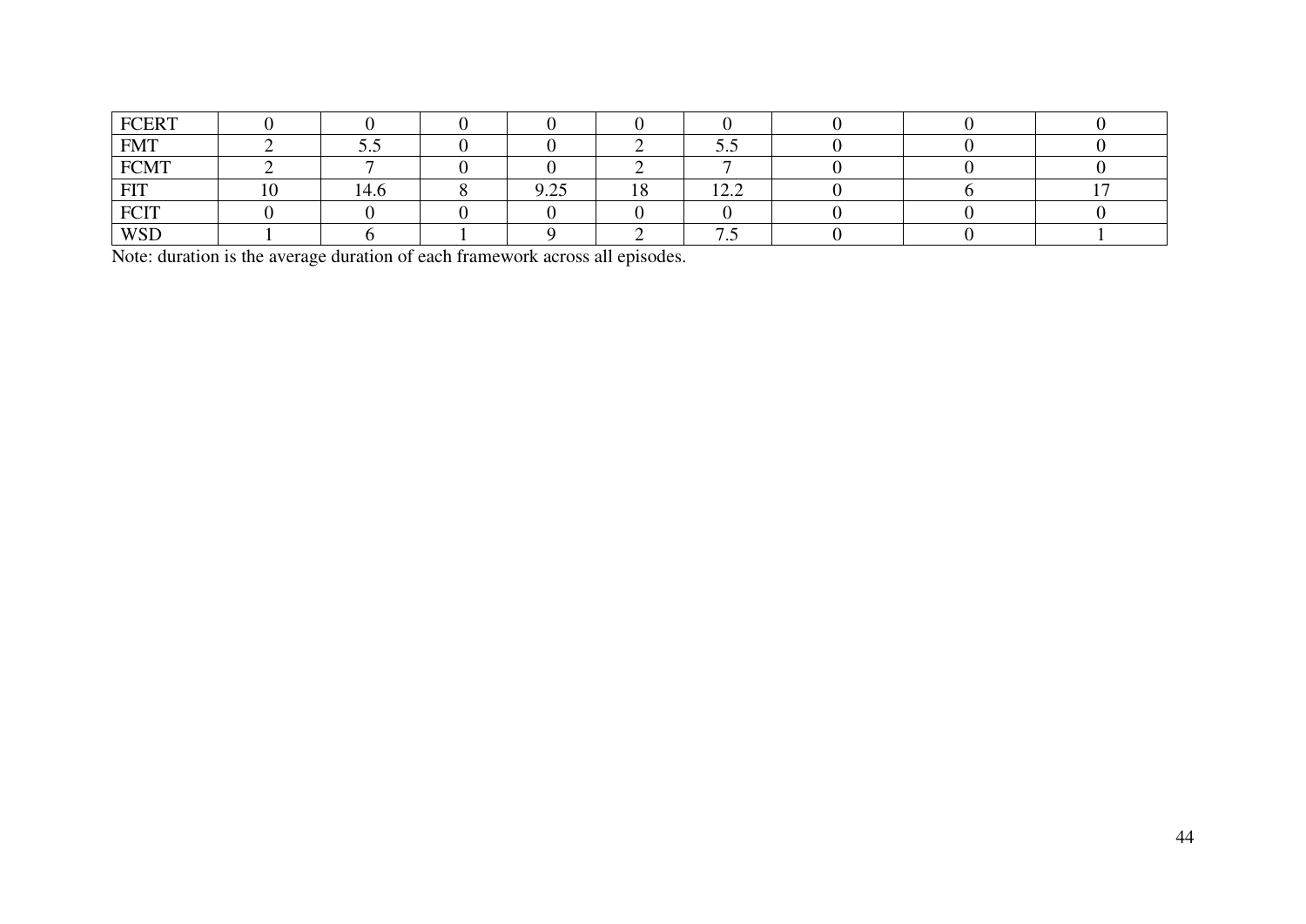| FCERT | 0 | 0 | 0 | 0 | 0 | 0 | 0 | 0 | 0 |
|---|---|---|---|---|---|---|---|---|---|
| FMT | 2 | 5.5 | 0 | 0 | 2 | 5.5 | 0 | 0 | 0 |
| FCMT | 2 | 7 | 0 | 0 | 2 | 7 | 0 | 0 | 0 |
| FIT | 10 | 14.6 | 8 | 9.25 | 18 | 12.2 | 0 | 6 | 17 |
| FCIT | 0 | 0 | 0 | 0 | 0 | 0 | 0 | 0 | 0 |
| WSD | 1 | 6 | 1 | 9 | 2 | 7.5 | 0 | 0 | 1 |

Note: duration is the average duration of each framework across all episodes.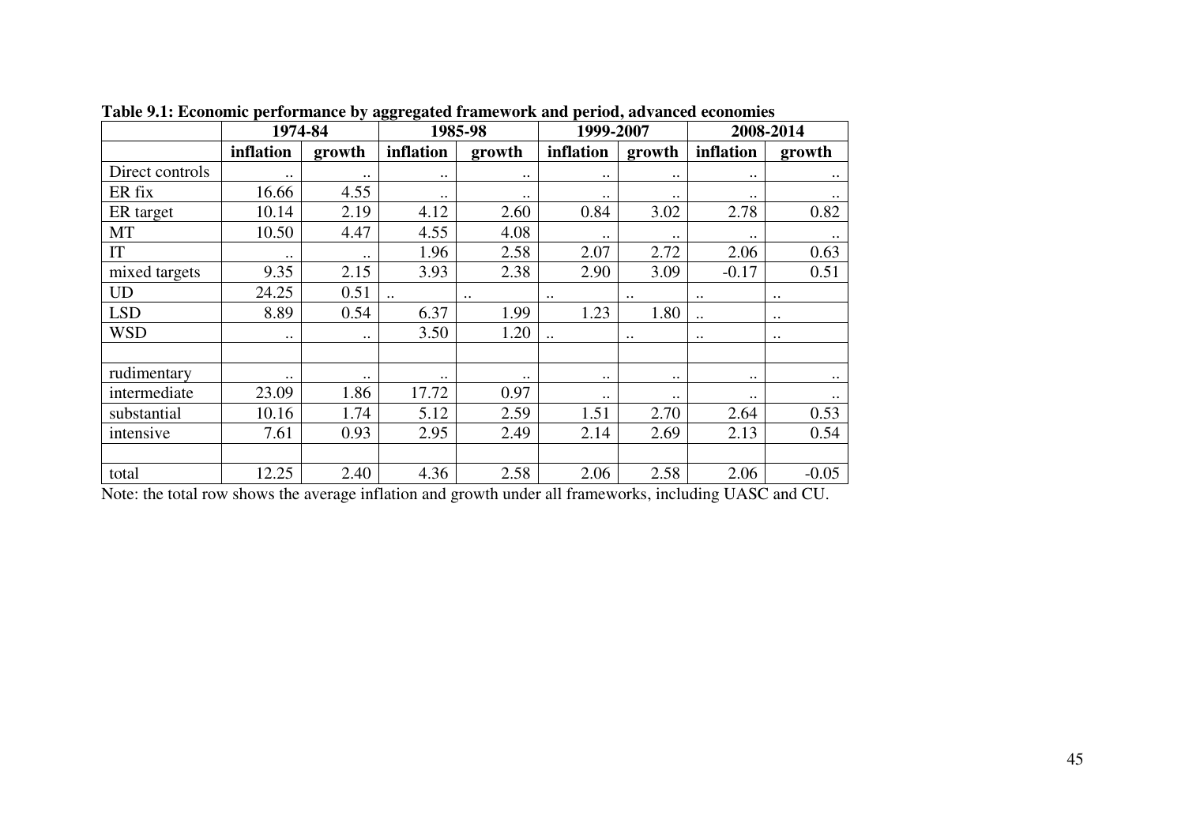**Table 9.1: Economic performance by aggregated framework and period, advanced economies**

| | 1974-84 | | 1985-98 | | 1999-2007 | | 2008-2014 | |
|---|---|---|---|---|---|---|---|---|
| | **inflation** | **growth** | **inflation** | **growth** | **inflation** | **growth** | **inflation** | **growth** |
| Direct controls | .. | .. | .. | .. | .. | .. | .. | .. |
| ER fix | 16.66 | 4.55 | .. | .. | .. | .. | .. | .. |
| ER target | 10.14 | 2.19 | 4.12 | 2.60 | 0.84 | 3.02 | 2.78 | 0.82 |
| MT | 10.50 | 4.47 | 4.55 | 4.08 | .. | .. | .. | .. |
| IT | .. | .. | 1.96 | 2.58 | 2.07 | 2.72 | 2.06 | 0.63 |
| mixed targets | 9.35 | 2.15 | 3.93 | 2.38 | 2.90 | 3.09 | -0.17 | 0.51 |
| UD | 24.25 | 0.51 | .. | .. | .. | .. | .. | .. |
| LSD | 8.89 | 0.54 | 6.37 | 1.99 | 1.23 | 1.80 | .. | .. |
| WSD | .. | .. | 3.50 | 1.20 | .. | .. | .. | .. |
| | | | | | | | | |
| rudimentary | .. | .. | .. | .. | .. | .. | .. | .. |
| intermediate | 23.09 | 1.86 | 17.72 | 0.97 | .. | .. | .. | .. |
| substantial | 10.16 | 1.74 | 5.12 | 2.59 | 1.51 | 2.70 | 2.64 | 0.53 |
| intensive | 7.61 | 0.93 | 2.95 | 2.49 | 2.14 | 2.69 | 2.13 | 0.54 |
| | | | | | | | | |
| total | 12.25 | 2.40 | 4.36 | 2.58 | 2.06 | 2.58 | 2.06 | -0.05 |

Note: the total row shows the average inflation and growth under all frameworks, including UASC and CU.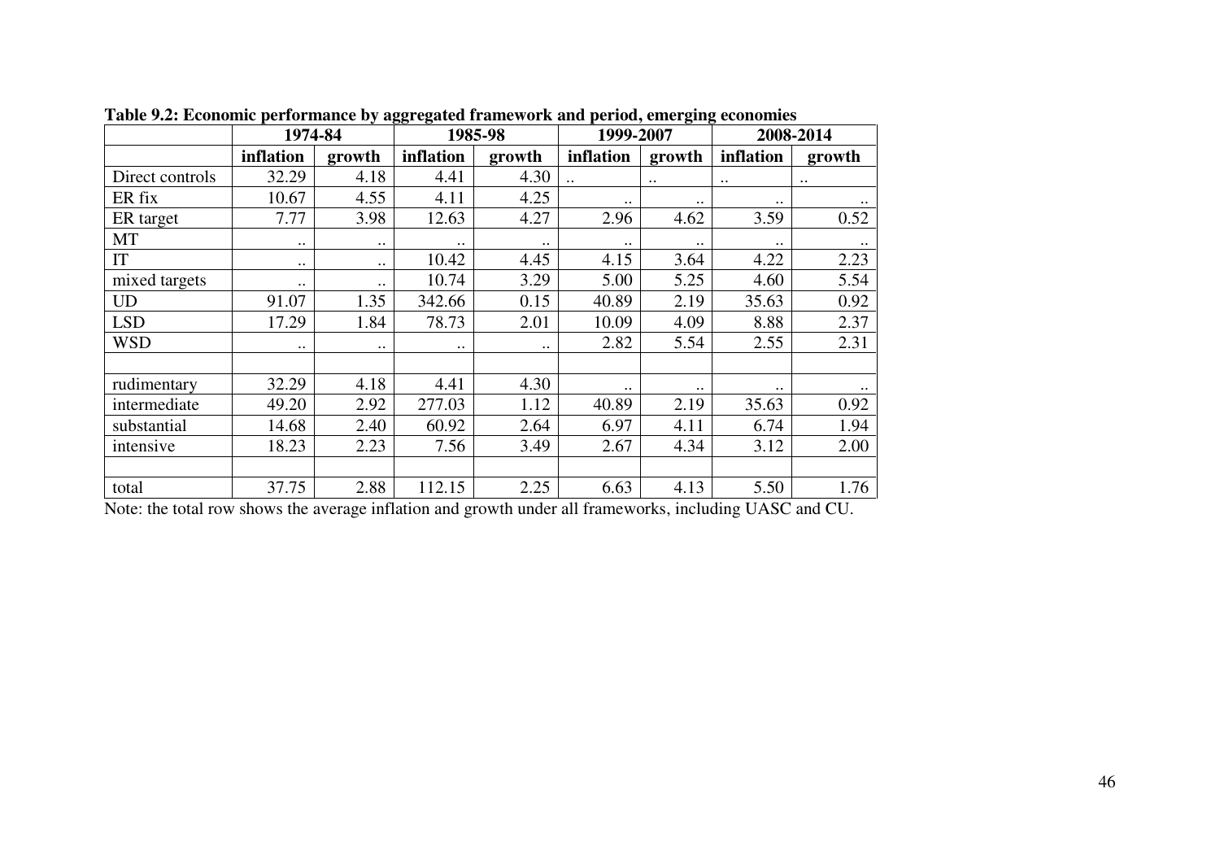**Table 9.2: Economic performance by aggregated framework and period, emerging economies**

| | 1974-84 | | 1985-98 | | 1999-2007 | | 2008-2014 | |
|---|---|---|---|---|---|---|---|---|
| | inflation | growth | inflation | growth | inflation | growth | inflation | growth |
| Direct controls | 32.29 | 4.18 | 4.41 | 4.30 | .. | .. | .. | .. |
| ER fix | 10.67 | 4.55 | 4.11 | 4.25 | .. | .. | .. | .. |
| ER target | 7.77 | 3.98 | 12.63 | 4.27 | 2.96 | 4.62 | 3.59 | 0.52 |
| MT | .. | .. | .. | .. | .. | .. | .. | .. |
| IT | .. | .. | 10.42 | 4.45 | 4.15 | 3.64 | 4.22 | 2.23 |
| mixed targets | .. | .. | 10.74 | 3.29 | 5.00 | 5.25 | 4.60 | 5.54 |
| UD | 91.07 | 1.35 | 342.66 | 0.15 | 40.89 | 2.19 | 35.63 | 0.92 |
| LSD | 17.29 | 1.84 | 78.73 | 2.01 | 10.09 | 4.09 | 8.88 | 2.37 |
| WSD | .. | .. | .. | .. | 2.82 | 5.54 | 2.55 | 2.31 |
| | | | | | | | | |
| rudimentary | 32.29 | 4.18 | 4.41 | 4.30 | .. | .. | .. | .. |
| intermediate | 49.20 | 2.92 | 277.03 | 1.12 | 40.89 | 2.19 | 35.63 | 0.92 |
| substantial | 14.68 | 2.40 | 60.92 | 2.64 | 6.97 | 4.11 | 6.74 | 1.94 |
| intensive | 18.23 | 2.23 | 7.56 | 3.49 | 2.67 | 4.34 | 3.12 | 2.00 |
| | | | | | | | | |
| total | 37.75 | 2.88 | 112.15 | 2.25 | 6.63 | 4.13 | 5.50 | 1.76 |

Note: the total row shows the average inflation and growth under all frameworks, including UASC and CU.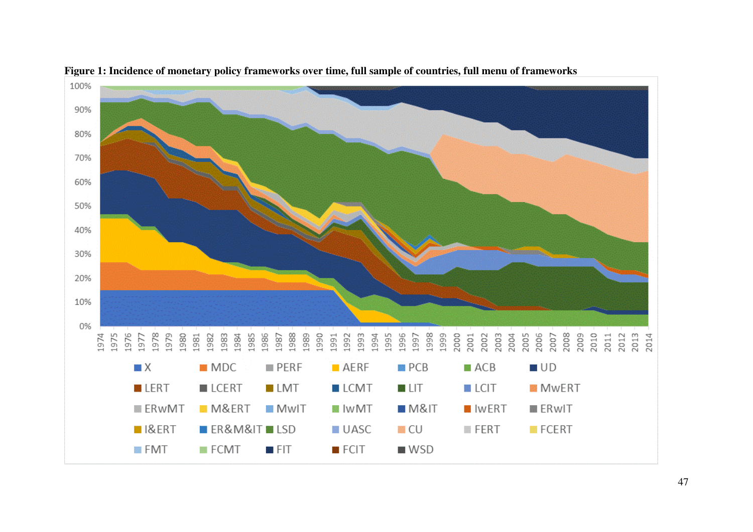**Figure 1: Incidence of monetary policy frameworks over time, full sample of countries, full menu of frameworks**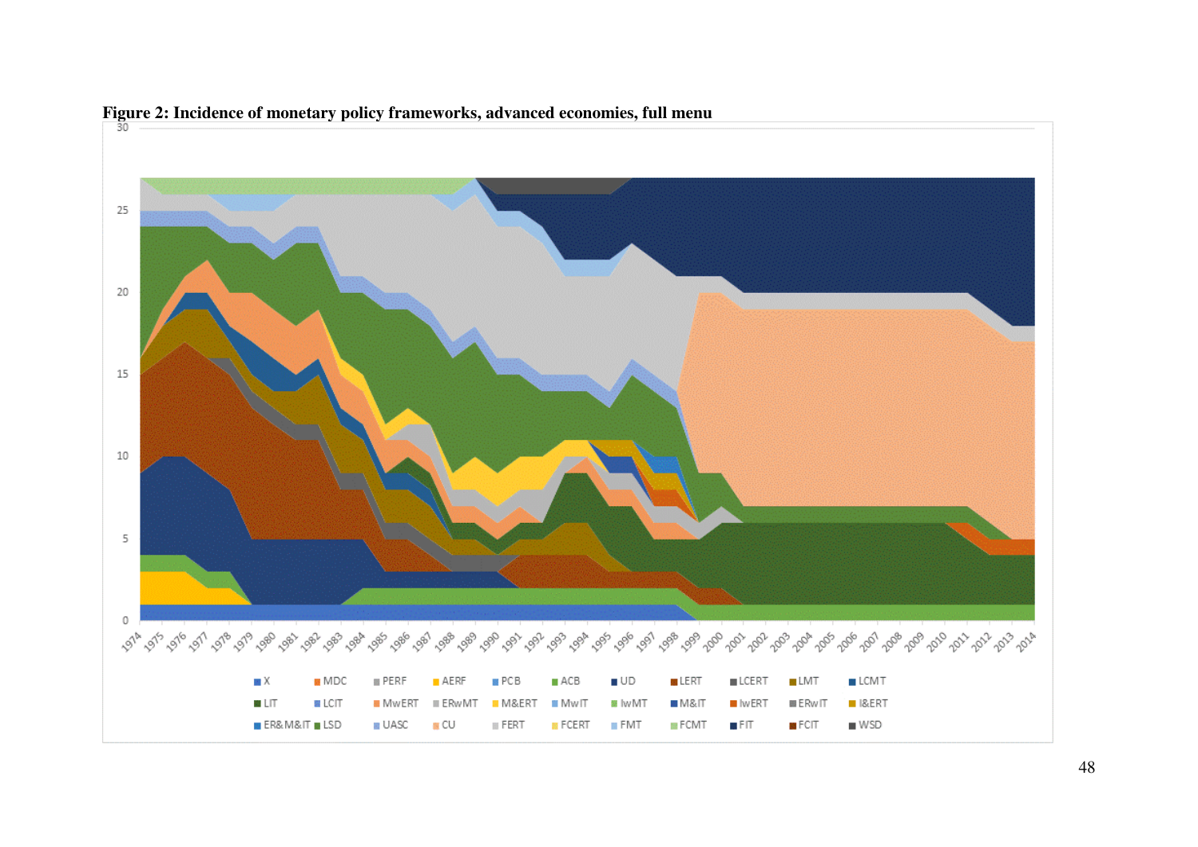**Figure 2: Incidence of monetary policy frameworks, advanced economies, full menu**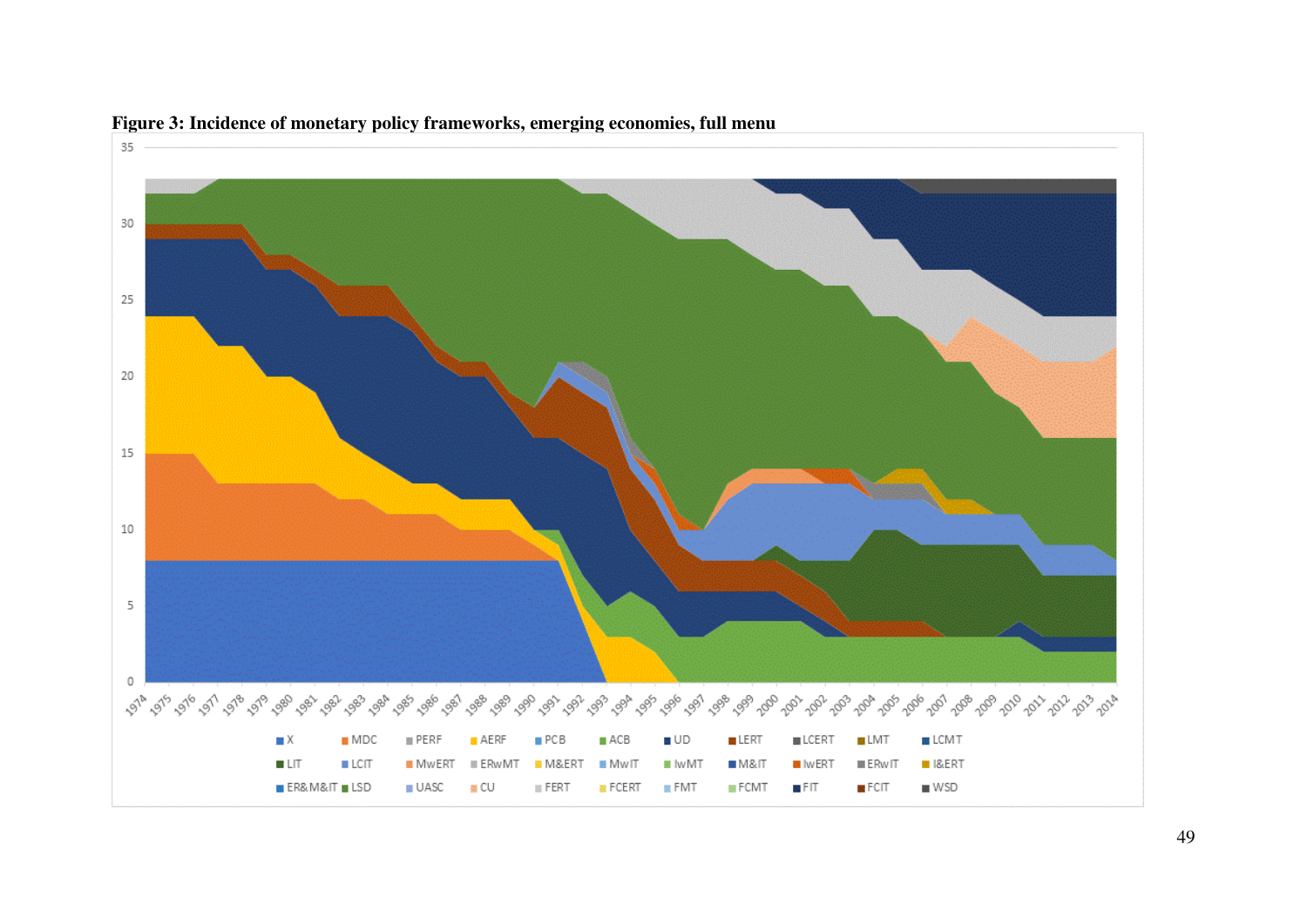**Figure 3: Incidence of monetary policy frameworks, emerging economies, full menu**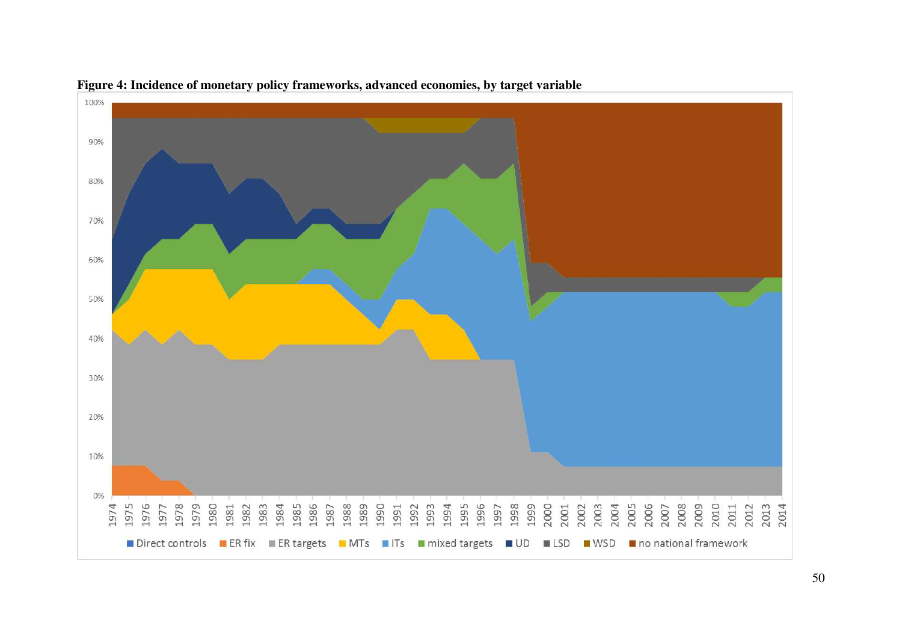**Figure 4: Incidence of monetary policy frameworks, advanced economies, by target variable**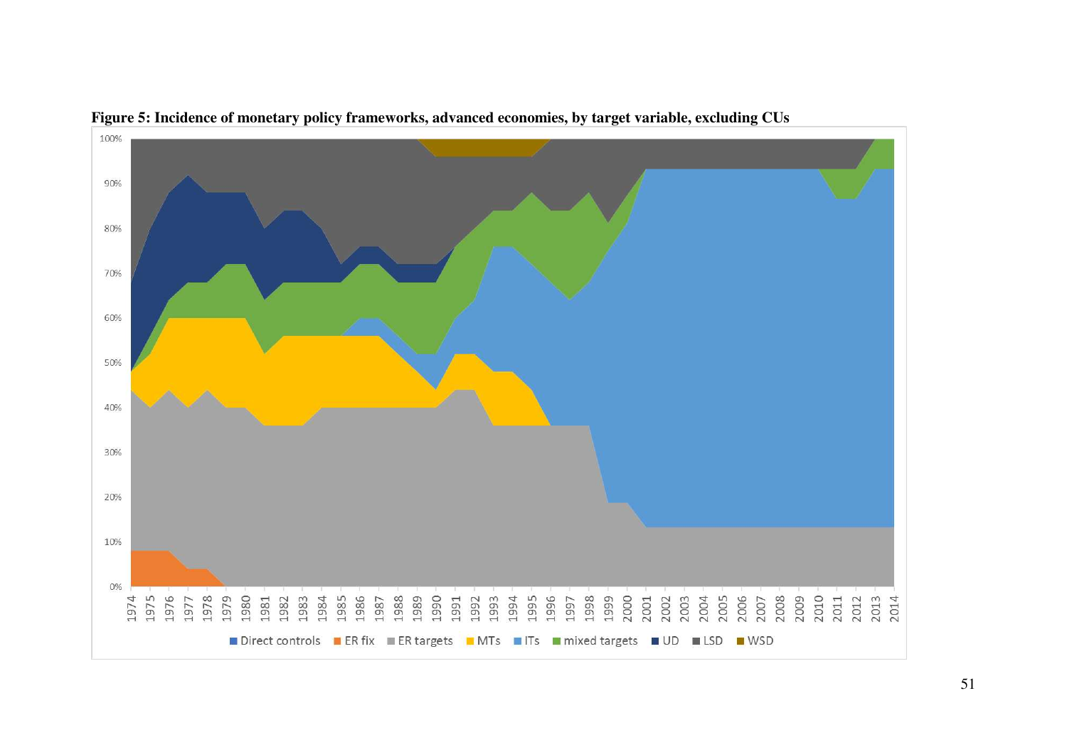**Figure 5: Incidence of monetary policy frameworks, advanced economies, by target variable, excluding CUs**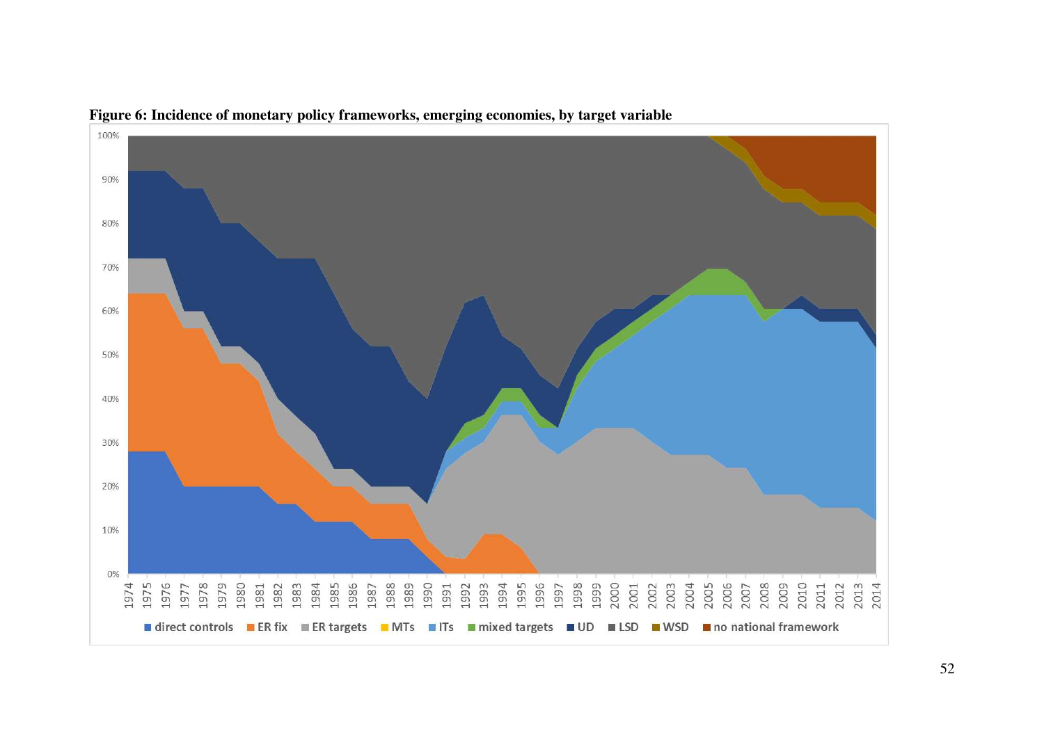**Figure 6: Incidence of monetary policy frameworks, emerging economies, by target variable**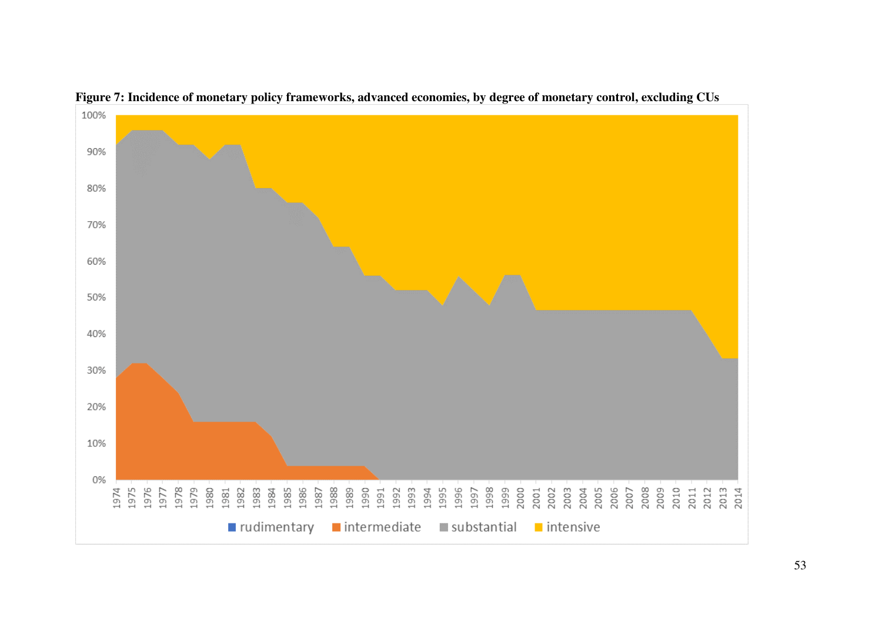**Figure 7: Incidence of monetary policy frameworks, advanced economies, by degree of monetary control, excluding CUs**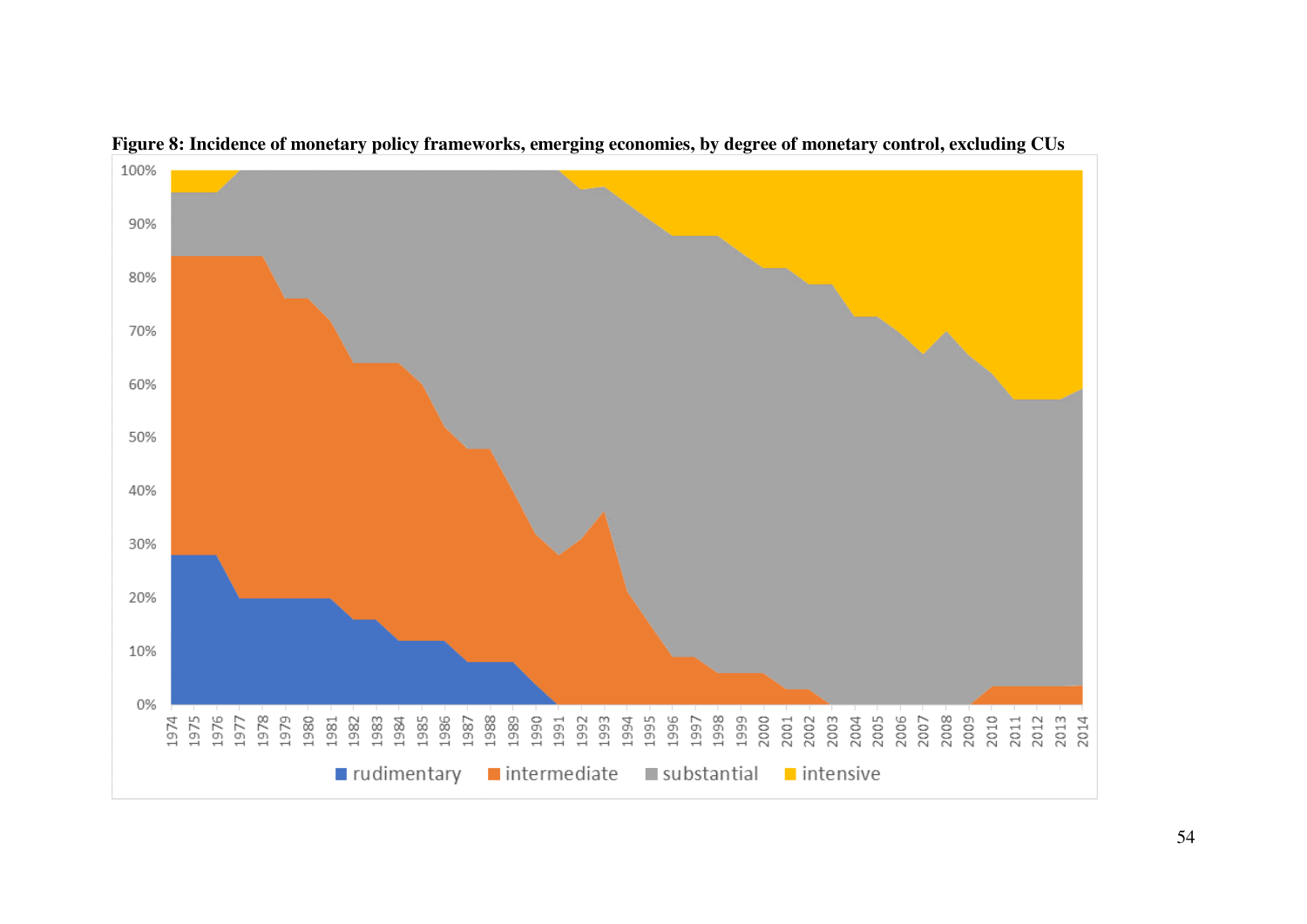**Figure 8: Incidence of monetary policy frameworks, emerging economies, by degree of monetary control, excluding CUs**

100%
90%
80%
70%
60%
50%
40%
30%
20%
10%
0%

1974 1975 1976 1977 1978 1979 1980 1981 1982 1983 1984 1985 1986 1987 1988 1989 1990 1991 1992 1993 1994 1995 1996 1997 1998 1999 2000 2001 2002 2003 2004 2005 2006 2007 2008 2009 2010 2011 2012 2013 2014

rudimentary   intermediate   substantial   intensive